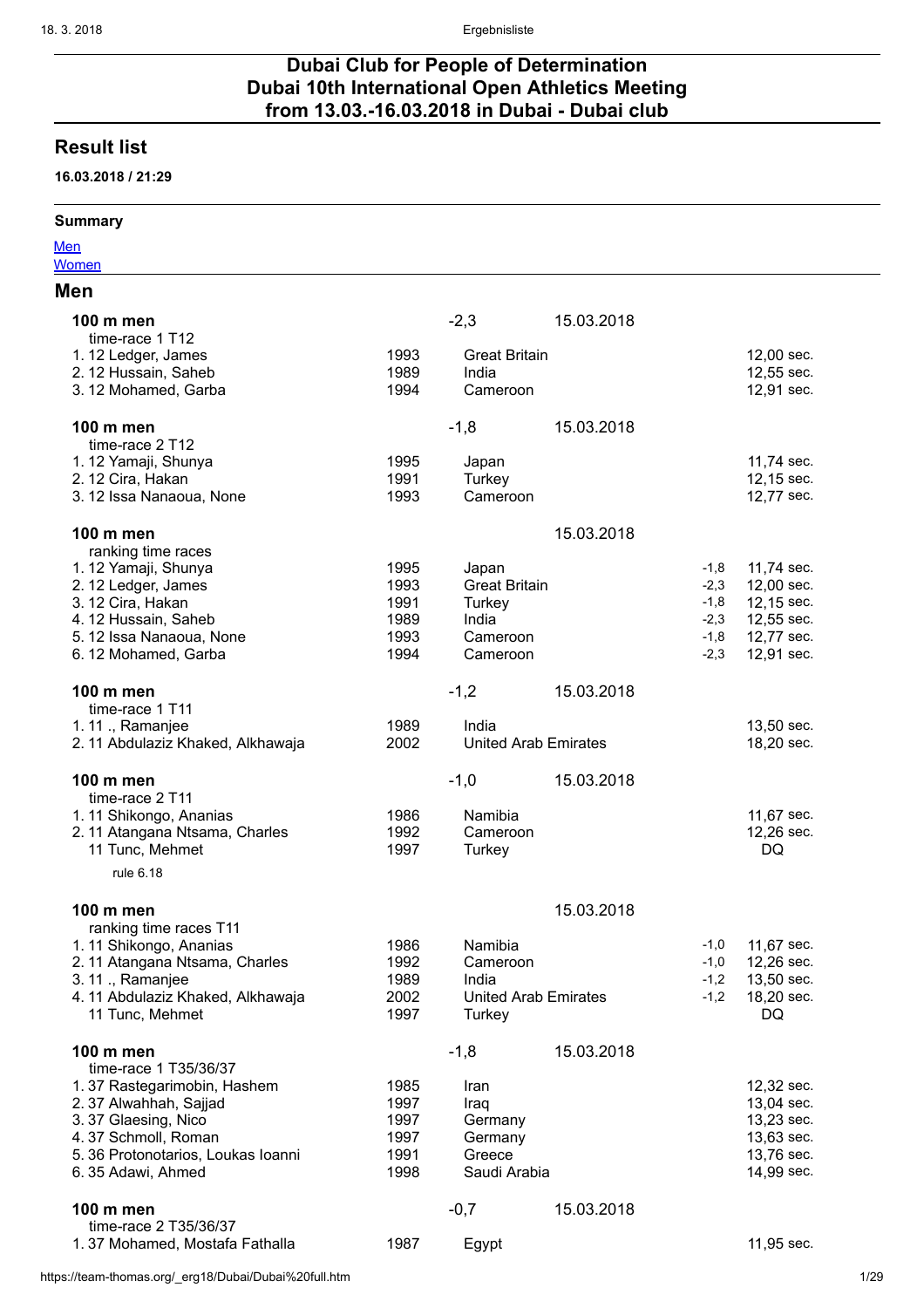# Dubai Club for People of Determination
# Dubai 10th International Open Athletics Meeting
# from 13.03.-16.03.2018 in Dubai - Dubai club

## Result list

**16.03.2018 / 21:29**

### Summary

[Men](#)
[Women](#)

## Men

**100 m men** -2,3 15.03.2018
time-race 1 T12

| Place | Class | Name | Year | Country | Result |
|---|---|---|---|---|---|
| 1. | 12 | Ledger, James | 1993 | Great Britain | 12,00 sec. |
| 2. | 12 | Hussain, Saheb | 1989 | India | 12,55 sec. |
| 3. | 12 | Mohamed, Garba | 1994 | Cameroon | 12,91 sec. |

**100 m men** -1,8 15.03.2018
time-race 2 T12

| Place | Class | Name | Year | Country | Result |
|---|---|---|---|---|---|
| 1. | 12 | Yamaji, Shunya | 1995 | Japan | 11,74 sec. |
| 2. | 12 | Cira, Hakan | 1991 | Turkey | 12,15 sec. |
| 3. | 12 | Issa Nanaoua, None | 1993 | Cameroon | 12,77 sec. |

**100 m men** 15.03.2018
ranking time races

| Place | Class | Name | Year | Country | Wind | Result |
|---|---|---|---|---|---|---|
| 1. | 12 | Yamaji, Shunya | 1995 | Japan | -1,8 | 11,74 sec. |
| 2. | 12 | Ledger, James | 1993 | Great Britain | -2,3 | 12,00 sec. |
| 3. | 12 | Cira, Hakan | 1991 | Turkey | -1,8 | 12,15 sec. |
| 4. | 12 | Hussain, Saheb | 1989 | India | -2,3 | 12,55 sec. |
| 5. | 12 | Issa Nanaoua, None | 1993 | Cameroon | -1,8 | 12,77 sec. |
| 6. | 12 | Mohamed, Garba | 1994 | Cameroon | -2,3 | 12,91 sec. |

**100 m men** -1,2 15.03.2018
time-race 1 T11

| Place | Class | Name | Year | Country | Result |
|---|---|---|---|---|---|
| 1. | 11 | ., Ramanjee | 1989 | India | 13,50 sec. |
| 2. | 11 | Abdulaziz Khaked, Alkhawaja | 2002 | United Arab Emirates | 18,20 sec. |

**100 m men** -1,0 15.03.2018
time-race 2 T11

| Place | Class | Name | Year | Country | Result |
|---|---|---|---|---|---|
| 1. | 11 | Shikongo, Ananias | 1986 | Namibia | 11,67 sec. |
| 2. | 11 | Atangana Ntsama, Charles | 1992 | Cameroon | 12,26 sec. |
| | 11 | Tunc, Mehmet | 1997 | Turkey | DQ |

rule 6.18

**100 m men** 15.03.2018
ranking time races T11

| Place | Class | Name | Year | Country | Wind | Result |
|---|---|---|---|---|---|---|
| 1. | 11 | Shikongo, Ananias | 1986 | Namibia | -1,0 | 11,67 sec. |
| 2. | 11 | Atangana Ntsama, Charles | 1992 | Cameroon | -1,0 | 12,26 sec. |
| 3. | 11 | ., Ramanjee | 1989 | India | -1,2 | 13,50 sec. |
| 4. | 11 | Abdulaziz Khaked, Alkhawaja | 2002 | United Arab Emirates | -1,2 | 18,20 sec. |
| | 11 | Tunc, Mehmet | 1997 | Turkey | | DQ |

**100 m men** -1,8 15.03.2018
time-race 1 T35/36/37

| Place | Class | Name | Year | Country | Result |
|---|---|---|---|---|---|
| 1. | 37 | Rastegarimobin, Hashem | 1985 | Iran | 12,32 sec. |
| 2. | 37 | Alwahhah, Sajjad | 1997 | Iraq | 13,04 sec. |
| 3. | 37 | Glaesing, Nico | 1997 | Germany | 13,23 sec. |
| 4. | 37 | Schmoll, Roman | 1997 | Germany | 13,63 sec. |
| 5. | 36 | Protonotarios, Loukas Ioanni | 1991 | Greece | 13,76 sec. |
| 6. | 35 | Adawi, Ahmed | 1998 | Saudi Arabia | 14,99 sec. |

**100 m men** -0,7 15.03.2018
time-race 2 T35/36/37

| Place | Class | Name | Year | Country | Result |
|---|---|---|---|---|---|
| 1. | 37 | Mohamed, Mostafa Fathalla | 1987 | Egypt | 11,95 sec. |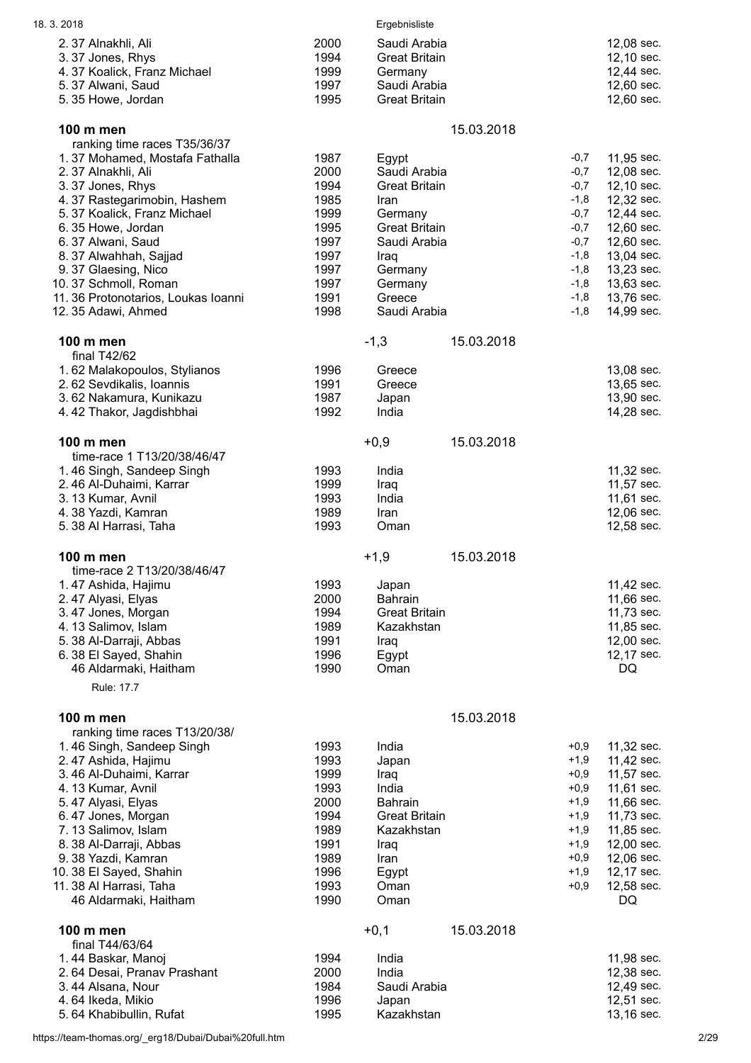| | | | | |
|---|---|---|---|---|
| 2. 37 Alnakhli, Ali | 2000 | Saudi Arabia | | 12,08 sec. |
| 3. 37 Jones, Rhys | 1994 | Great Britain | | 12,10 sec. |
| 4. 37 Koalick, Franz Michael | 1999 | Germany | | 12,44 sec. |
| 5. 37 Alwani, Saud | 1997 | Saudi Arabia | | 12,60 sec. |
| 5. 35 Howe, Jordan | 1995 | Great Britain | | 12,60 sec. |

**100 m men** 15.03.2018

ranking time races T35/36/37

| | | | | |
|---|---|---|---|---|
| 1. 37 Mohamed, Mostafa Fathalla | 1987 | Egypt | -0,7 | 11,95 sec. |
| 2. 37 Alnakhli, Ali | 2000 | Saudi Arabia | -0,7 | 12,08 sec. |
| 3. 37 Jones, Rhys | 1994 | Great Britain | -0,7 | 12,10 sec. |
| 4. 37 Rastegarimobin, Hashem | 1985 | Iran | -1,8 | 12,32 sec. |
| 5. 37 Koalick, Franz Michael | 1999 | Germany | -0,7 | 12,44 sec. |
| 6. 35 Howe, Jordan | 1995 | Great Britain | -0,7 | 12,60 sec. |
| 6. 37 Alwani, Saud | 1997 | Saudi Arabia | -0,7 | 12,60 sec. |
| 8. 37 Alwahhah, Sajjad | 1997 | Iraq | -1,8 | 13,04 sec. |
| 9. 37 Glaesing, Nico | 1997 | Germany | -1,8 | 13,23 sec. |
| 10. 37 Schmoll, Roman | 1997 | Germany | -1,8 | 13,63 sec. |
| 11. 36 Protonotarios, Loukas Ioanni | 1991 | Greece | -1,8 | 13,76 sec. |
| 12. 35 Adawi, Ahmed | 1998 | Saudi Arabia | -1,8 | 14,99 sec. |

**100 m men** -1,3 15.03.2018

final T42/62

| | | | |
|---|---|---|---|
| 1. 62 Malakopoulos, Stylianos | 1996 | Greece | 13,08 sec. |
| 2. 62 Sevdikalis, Ioannis | 1991 | Greece | 13,65 sec. |
| 3. 62 Nakamura, Kunikazu | 1987 | Japan | 13,90 sec. |
| 4. 42 Thakor, Jagdishbhai | 1992 | India | 14,28 sec. |

**100 m men** +0,9 15.03.2018

time-race 1 T13/20/38/46/47

| | | | |
|---|---|---|---|
| 1. 46 Singh, Sandeep Singh | 1993 | India | 11,32 sec. |
| 2. 46 Al-Duhaimi, Karrar | 1999 | Iraq | 11,57 sec. |
| 3. 13 Kumar, Avnil | 1993 | India | 11,61 sec. |
| 4. 38 Yazdi, Kamran | 1989 | Iran | 12,06 sec. |
| 5. 38 Al Harrasi, Taha | 1993 | Oman | 12,58 sec. |

**100 m men** +1,9 15.03.2018

time-race 2 T13/20/38/46/47

| | | | |
|---|---|---|---|
| 1. 47 Ashida, Hajimu | 1993 | Japan | 11,42 sec. |
| 2. 47 Alyasi, Elyas | 2000 | Bahrain | 11,66 sec. |
| 3. 47 Jones, Morgan | 1994 | Great Britain | 11,73 sec. |
| 4. 13 Salimov, Islam | 1989 | Kazakhstan | 11,85 sec. |
| 5. 38 Al-Darraji, Abbas | 1991 | Iraq | 12,00 sec. |
| 6. 38 El Sayed, Shahin | 1996 | Egypt | 12,17 sec. |
| 46 Aldarmaki, Haitham | 1990 | Oman | DQ |

Rule: 17.7

**100 m men** 15.03.2018

ranking time races T13/20/38/

| | | | | |
|---|---|---|---|---|
| 1. 46 Singh, Sandeep Singh | 1993 | India | +0,9 | 11,32 sec. |
| 2. 47 Ashida, Hajimu | 1993 | Japan | +1,9 | 11,42 sec. |
| 3. 46 Al-Duhaimi, Karrar | 1999 | Iraq | +0,9 | 11,57 sec. |
| 4. 13 Kumar, Avnil | 1993 | India | +0,9 | 11,61 sec. |
| 5. 47 Alyasi, Elyas | 2000 | Bahrain | +1,9 | 11,66 sec. |
| 6. 47 Jones, Morgan | 1994 | Great Britain | +1,9 | 11,73 sec. |
| 7. 13 Salimov, Islam | 1989 | Kazakhstan | +1,9 | 11,85 sec. |
| 8. 38 Al-Darraji, Abbas | 1991 | Iraq | +1,9 | 12,00 sec. |
| 9. 38 Yazdi, Kamran | 1989 | Iran | +0,9 | 12,06 sec. |
| 10. 38 El Sayed, Shahin | 1996 | Egypt | +1,9 | 12,17 sec. |
| 11. 38 Al Harrasi, Taha | 1993 | Oman | +0,9 | 12,58 sec. |
| 46 Aldarmaki, Haitham | 1990 | Oman | | DQ |

**100 m men** +0,1 15.03.2018

final T44/63/64

| | | | |
|---|---|---|---|
| 1. 44 Baskar, Manoj | 1994 | India | 11,98 sec. |
| 2. 64 Desai, Pranav Prashant | 2000 | India | 12,38 sec. |
| 3. 44 Alsana, Nour | 1984 | Saudi Arabia | 12,49 sec. |
| 4. 64 Ikeda, Mikio | 1996 | Japan | 12,51 sec. |
| 5. 64 Khabibullin, Rufat | 1995 | Kazakhstan | 13,16 sec. |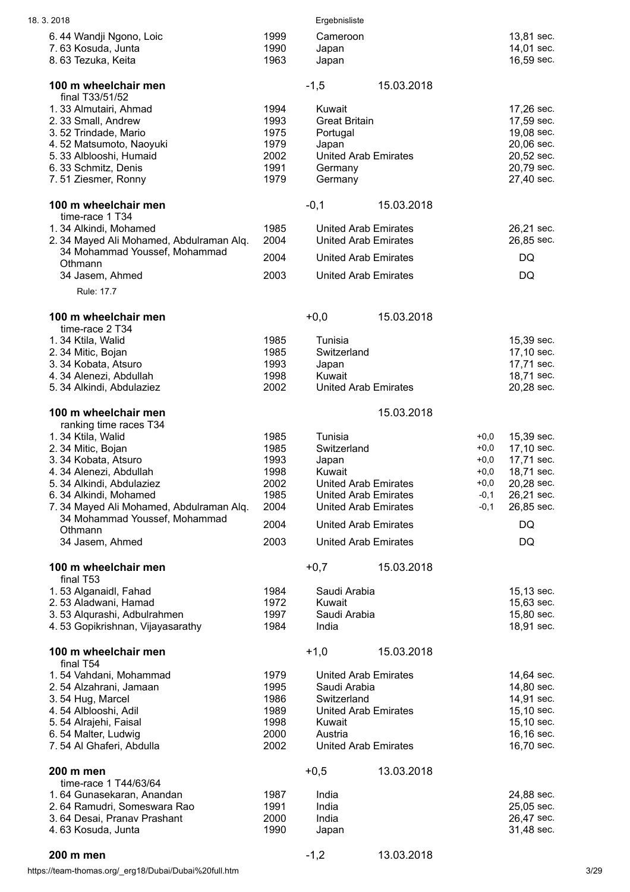| | | | |
|---|---|---|---|
| 6. 44 Wandji Ngono, Loic | 1999 | Cameroon | 13,81 sec. |
| 7. 63 Kosuda, Junta | 1990 | Japan | 14,01 sec. |
| 8. 63 Tezuka, Keita | 1963 | Japan | 16,59 sec. |

**100 m wheelchair men** -1,5 15.03.2018

final T33/51/52

| | | | |
|---|---|---|---|
| 1. 33 Almutairi, Ahmad | 1994 | Kuwait | 17,26 sec. |
| 2. 33 Small, Andrew | 1993 | Great Britain | 17,59 sec. |
| 3. 52 Trindade, Mario | 1975 | Portugal | 19,08 sec. |
| 4. 52 Matsumoto, Naoyuki | 1979 | Japan | 20,06 sec. |
| 5. 33 Alblooshi, Humaid | 2002 | United Arab Emirates | 20,52 sec. |
| 6. 33 Schmitz, Denis | 1991 | Germany | 20,79 sec. |
| 7. 51 Ziesmer, Ronny | 1979 | Germany | 27,40 sec. |

**100 m wheelchair men** -0,1 15.03.2018

time-race 1 T34

| | | | |
|---|---|---|---|
| 1. 34 Alkindi, Mohamed | 1985 | United Arab Emirates | 26,21 sec. |
| 2. 34 Mayed Ali Mohamed, Abdulraman Alq. | 2004 | United Arab Emirates | 26,85 sec. |
| 34 Mohammad Youssef, Mohammad Othmann | 2004 | United Arab Emirates | DQ |
| 34 Jasem, Ahmed | 2003 | United Arab Emirates | DQ |

Rule: 17.7

**100 m wheelchair men** +0,0 15.03.2018

time-race 2 T34

| | | | |
|---|---|---|---|
| 1. 34 Ktila, Walid | 1985 | Tunisia | 15,39 sec. |
| 2. 34 Mitic, Bojan | 1985 | Switzerland | 17,10 sec. |
| 3. 34 Kobata, Atsuro | 1993 | Japan | 17,71 sec. |
| 4. 34 Alenezi, Abdullah | 1998 | Kuwait | 18,71 sec. |
| 5. 34 Alkindi, Abdulaziez | 2002 | United Arab Emirates | 20,28 sec. |

**100 m wheelchair men** 15.03.2018

ranking time races T34

| | | | | |
|---|---|---|---|---|
| 1. 34 Ktila, Walid | 1985 | Tunisia | +0,0 | 15,39 sec. |
| 2. 34 Mitic, Bojan | 1985 | Switzerland | +0,0 | 17,10 sec. |
| 3. 34 Kobata, Atsuro | 1993 | Japan | +0,0 | 17,71 sec. |
| 4. 34 Alenezi, Abdullah | 1998 | Kuwait | +0,0 | 18,71 sec. |
| 5. 34 Alkindi, Abdulaziez | 2002 | United Arab Emirates | +0,0 | 20,28 sec. |
| 6. 34 Alkindi, Mohamed | 1985 | United Arab Emirates | -0,1 | 26,21 sec. |
| 7. 34 Mayed Ali Mohamed, Abdulraman Alq. | 2004 | United Arab Emirates | -0,1 | 26,85 sec. |
| 34 Mohammad Youssef, Mohammad Othmann | 2004 | United Arab Emirates | | DQ |
| 34 Jasem, Ahmed | 2003 | United Arab Emirates | | DQ |

**100 m wheelchair men** +0,7 15.03.2018

final T53

| | | | |
|---|---|---|---|
| 1. 53 Alganaidl, Fahad | 1984 | Saudi Arabia | 15,13 sec. |
| 2. 53 Aladwani, Hamad | 1972 | Kuwait | 15,63 sec. |
| 3. 53 Alqurashi, Adbulrahmen | 1997 | Saudi Arabia | 15,80 sec. |
| 4. 53 Gopikrishnan, Vijayasarathy | 1984 | India | 18,91 sec. |

**100 m wheelchair men** +1,0 15.03.2018

final T54

| | | | |
|---|---|---|---|
| 1. 54 Vahdani, Mohammad | 1979 | United Arab Emirates | 14,64 sec. |
| 2. 54 Alzahrani, Jamaan | 1995 | Saudi Arabia | 14,80 sec. |
| 3. 54 Hug, Marcel | 1986 | Switzerland | 14,91 sec. |
| 4. 54 Alblooshi, Adil | 1989 | United Arab Emirates | 15,10 sec. |
| 5. 54 Alrajehi, Faisal | 1998 | Kuwait | 15,10 sec. |
| 6. 54 Malter, Ludwig | 2000 | Austria | 16,16 sec. |
| 7. 54 Al Ghaferi, Abdulla | 2002 | United Arab Emirates | 16,70 sec. |

**200 m men** +0,5 13.03.2018

time-race 1 T44/63/64

| | | | |
|---|---|---|---|
| 1. 64 Gunasekaran, Anandan | 1987 | India | 24,88 sec. |
| 2. 64 Ramudri, Someswara Rao | 1991 | India | 25,05 sec. |
| 3. 64 Desai, Pranav Prashant | 2000 | India | 26,47 sec. |
| 4. 63 Kosuda, Junta | 1990 | Japan | 31,48 sec. |

**200 m men** -1,2 13.03.2018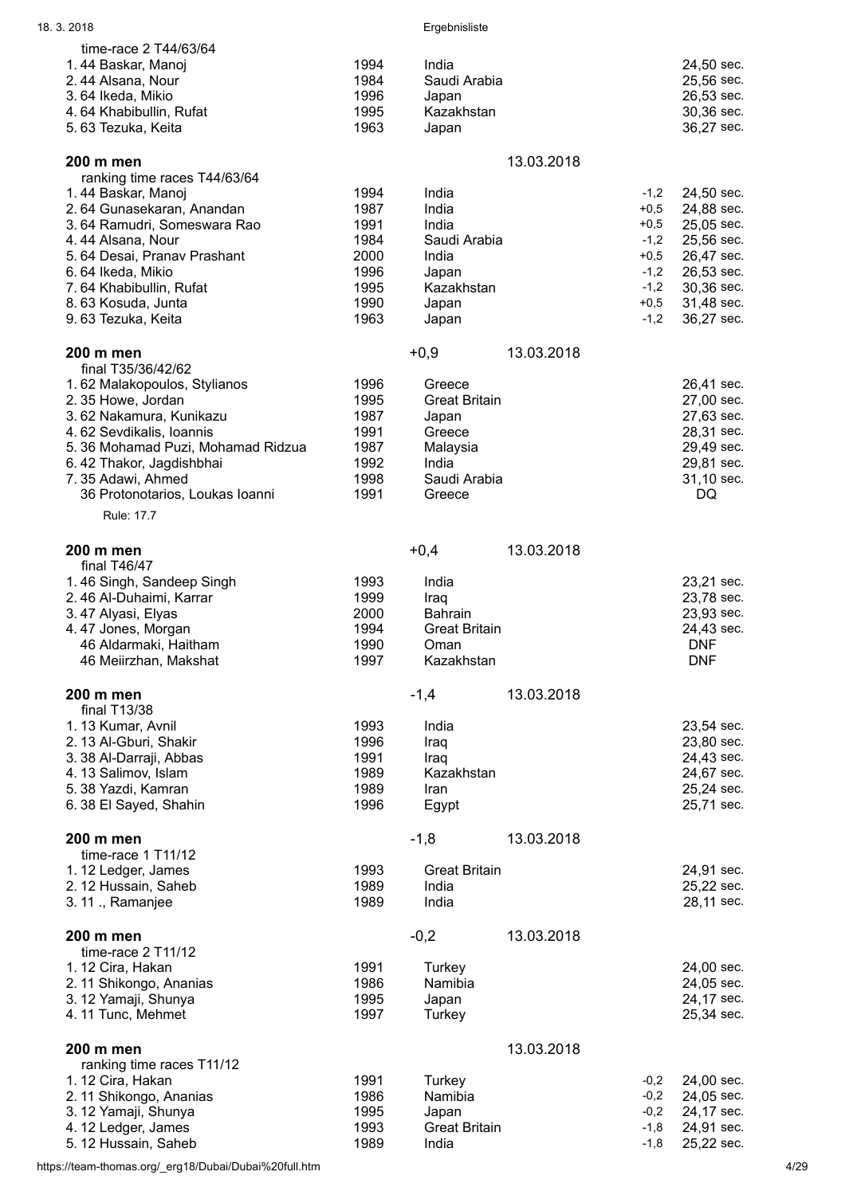time-race 2 T44/63/64

| | | | |
|---|---|---|---|
| 1. 44 Baskar, Manoj | 1994 | India | 24,50 sec. |
| 2. 44 Alsana, Nour | 1984 | Saudi Arabia | 25,56 sec. |
| 3. 64 Ikeda, Mikio | 1996 | Japan | 26,53 sec. |
| 4. 64 Khabibullin, Rufat | 1995 | Kazakhstan | 30,36 sec. |
| 5. 63 Tezuka, Keita | 1963 | Japan | 36,27 sec. |

**200 m men** 13.03.2018

ranking time races T44/63/64

| | | | | |
|---|---|---|---|---|
| 1. 44 Baskar, Manoj | 1994 | India | -1,2 | 24,50 sec. |
| 2. 64 Gunasekaran, Anandan | 1987 | India | +0,5 | 24,88 sec. |
| 3. 64 Ramudri, Someswara Rao | 1991 | India | +0,5 | 25,05 sec. |
| 4. 44 Alsana, Nour | 1984 | Saudi Arabia | -1,2 | 25,56 sec. |
| 5. 64 Desai, Pranav Prashant | 2000 | India | +0,5 | 26,47 sec. |
| 6. 64 Ikeda, Mikio | 1996 | Japan | -1,2 | 26,53 sec. |
| 7. 64 Khabibullin, Rufat | 1995 | Kazakhstan | -1,2 | 30,36 sec. |
| 8. 63 Kosuda, Junta | 1990 | Japan | +0,5 | 31,48 sec. |
| 9. 63 Tezuka, Keita | 1963 | Japan | -1,2 | 36,27 sec. |

**200 m men** +0,9 13.03.2018

final T35/36/42/62

| | | | |
|---|---|---|---|
| 1. 62 Malakopoulos, Stylianos | 1996 | Greece | 26,41 sec. |
| 2. 35 Howe, Jordan | 1995 | Great Britain | 27,00 sec. |
| 3. 62 Nakamura, Kunikazu | 1987 | Japan | 27,63 sec. |
| 4. 62 Sevdikalis, Ioannis | 1991 | Greece | 28,31 sec. |
| 5. 36 Mohamad Puzi, Mohamad Ridzua | 1987 | Malaysia | 29,49 sec. |
| 6. 42 Thakor, Jagdishbhai | 1992 | India | 29,81 sec. |
| 7. 35 Adawi, Ahmed | 1998 | Saudi Arabia | 31,10 sec. |
| 36 Protonotarios, Loukas Ioanni | 1991 | Greece | DQ |

Rule: 17.7

**200 m men** +0,4 13.03.2018

final T46/47

| | | | |
|---|---|---|---|
| 1. 46 Singh, Sandeep Singh | 1993 | India | 23,21 sec. |
| 2. 46 Al-Duhaimi, Karrar | 1999 | Iraq | 23,78 sec. |
| 3. 47 Alyasi, Elyas | 2000 | Bahrain | 23,93 sec. |
| 4. 47 Jones, Morgan | 1994 | Great Britain | 24,43 sec. |
| 46 Aldarmaki, Haitham | 1990 | Oman | DNF |
| 46 Meiirzhan, Makshat | 1997 | Kazakhstan | DNF |

**200 m men** -1,4 13.03.2018

final T13/38

| | | | |
|---|---|---|---|
| 1. 13 Kumar, Avnil | 1993 | India | 23,54 sec. |
| 2. 13 Al-Gburi, Shakir | 1996 | Iraq | 23,80 sec. |
| 3. 38 Al-Darraji, Abbas | 1991 | Iraq | 24,43 sec. |
| 4. 13 Salimov, Islam | 1989 | Kazakhstan | 24,67 sec. |
| 5. 38 Yazdi, Kamran | 1989 | Iran | 25,24 sec. |
| 6. 38 El Sayed, Shahin | 1996 | Egypt | 25,71 sec. |

**200 m men** -1,8 13.03.2018

time-race 1 T11/12

| | | | |
|---|---|---|---|
| 1. 12 Ledger, James | 1993 | Great Britain | 24,91 sec. |
| 2. 12 Hussain, Saheb | 1989 | India | 25,22 sec. |
| 3. 11 ., Ramanjee | 1989 | India | 28,11 sec. |

**200 m men** -0,2 13.03.2018

time-race 2 T11/12

| | | | |
|---|---|---|---|
| 1. 12 Cira, Hakan | 1991 | Turkey | 24,00 sec. |
| 2. 11 Shikongo, Ananias | 1986 | Namibia | 24,05 sec. |
| 3. 12 Yamaji, Shunya | 1995 | Japan | 24,17 sec. |
| 4. 11 Tunc, Mehmet | 1997 | Turkey | 25,34 sec. |

**200 m men** 13.03.2018

ranking time races T11/12

| | | | | |
|---|---|---|---|---|
| 1. 12 Cira, Hakan | 1991 | Turkey | -0,2 | 24,00 sec. |
| 2. 11 Shikongo, Ananias | 1986 | Namibia | -0,2 | 24,05 sec. |
| 3. 12 Yamaji, Shunya | 1995 | Japan | -0,2 | 24,17 sec. |
| 4. 12 Ledger, James | 1993 | Great Britain | -1,8 | 24,91 sec. |
| 5. 12 Hussain, Saheb | 1989 | India | -1,8 | 25,22 sec. |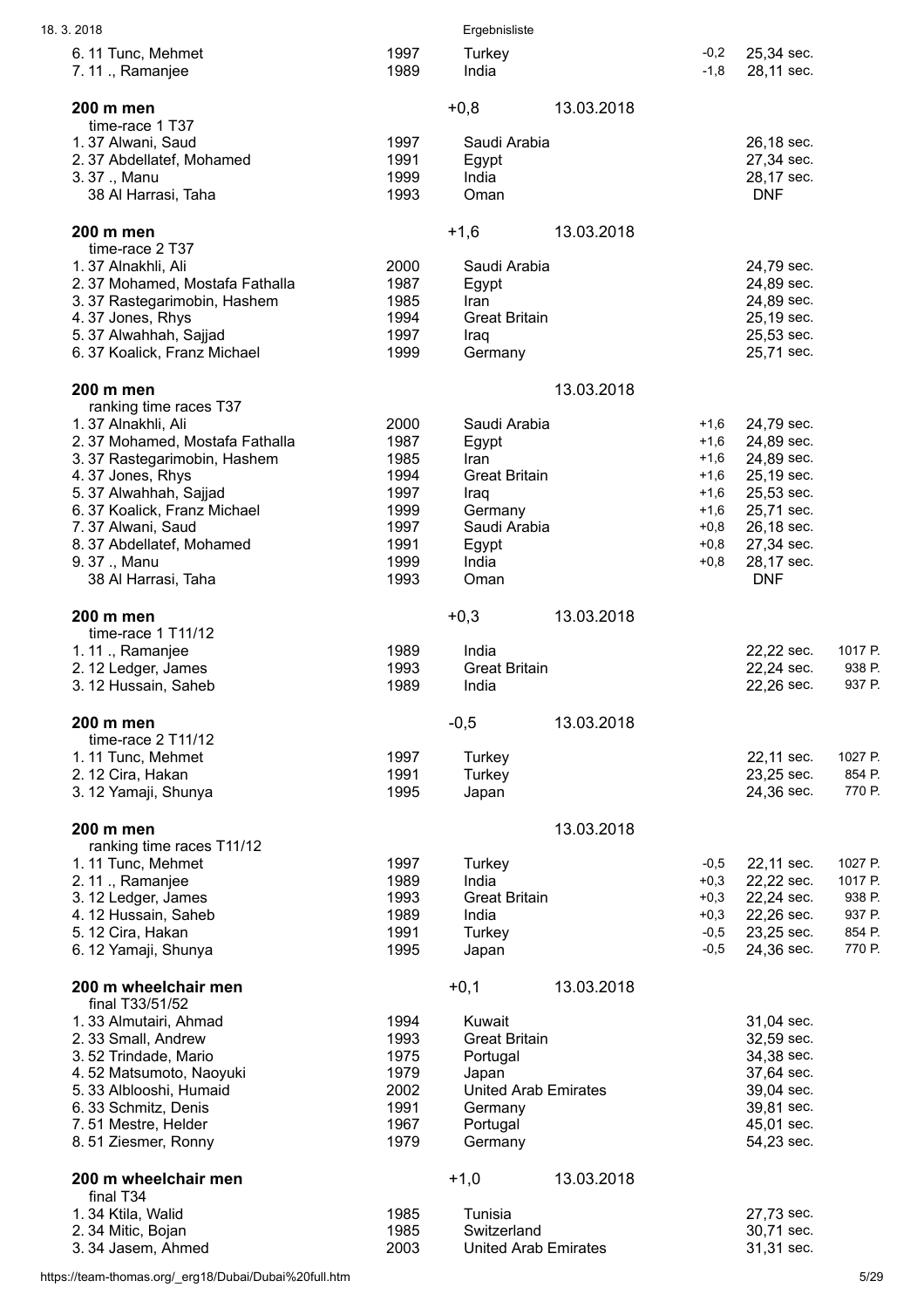| | | | | |
|---|---|---|---|---|
| 6. 11 Tunc, Mehmet | 1997 | Turkey | -0,2 | 25,34 sec. |
| 7. 11 ., Ramanjee | 1989 | India | -1,8 | 28,11 sec. |

**200 m men** +0,8 13.03.2018

time-race 1 T37

| | | | |
|---|---|---|---|
| 1. 37 Alwani, Saud | 1997 | Saudi Arabia | 26,18 sec. |
| 2. 37 Abdellatef, Mohamed | 1991 | Egypt | 27,34 sec. |
| 3. 37 ., Manu | 1999 | India | 28,17 sec. |
| 38 Al Harrasi, Taha | 1993 | Oman | DNF |

**200 m men** +1,6 13.03.2018

time-race 2 T37

| | | | |
|---|---|---|---|
| 1. 37 Alnakhli, Ali | 2000 | Saudi Arabia | 24,79 sec. |
| 2. 37 Mohamed, Mostafa Fathalla | 1987 | Egypt | 24,89 sec. |
| 3. 37 Rastegarimobin, Hashem | 1985 | Iran | 24,89 sec. |
| 4. 37 Jones, Rhys | 1994 | Great Britain | 25,19 sec. |
| 5. 37 Alwahhah, Sajjad | 1997 | Iraq | 25,53 sec. |
| 6. 37 Koalick, Franz Michael | 1999 | Germany | 25,71 sec. |

**200 m men** 13.03.2018

ranking time races T37

| | | | | |
|---|---|---|---|---|
| 1. 37 Alnakhli, Ali | 2000 | Saudi Arabia | +1,6 | 24,79 sec. |
| 2. 37 Mohamed, Mostafa Fathalla | 1987 | Egypt | +1,6 | 24,89 sec. |
| 3. 37 Rastegarimobin, Hashem | 1985 | Iran | +1,6 | 24,89 sec. |
| 4. 37 Jones, Rhys | 1994 | Great Britain | +1,6 | 25,19 sec. |
| 5. 37 Alwahhah, Sajjad | 1997 | Iraq | +1,6 | 25,53 sec. |
| 6. 37 Koalick, Franz Michael | 1999 | Germany | +1,6 | 25,71 sec. |
| 7. 37 Alwani, Saud | 1997 | Saudi Arabia | +0,8 | 26,18 sec. |
| 8. 37 Abdellatef, Mohamed | 1991 | Egypt | +0,8 | 27,34 sec. |
| 9. 37 ., Manu | 1999 | India | +0,8 | 28,17 sec. |
| 38 Al Harrasi, Taha | 1993 | Oman | | DNF |

**200 m men** +0,3 13.03.2018

time-race 1 T11/12

| | | | | |
|---|---|---|---|---|
| 1. 11 ., Ramanjee | 1989 | India | 22,22 sec. | 1017 P. |
| 2. 12 Ledger, James | 1993 | Great Britain | 22,24 sec. | 938 P. |
| 3. 12 Hussain, Saheb | 1989 | India | 22,26 sec. | 937 P. |

**200 m men** -0,5 13.03.2018

time-race 2 T11/12

| | | | | |
|---|---|---|---|---|
| 1. 11 Tunc, Mehmet | 1997 | Turkey | 22,11 sec. | 1027 P. |
| 2. 12 Cira, Hakan | 1991 | Turkey | 23,25 sec. | 854 P. |
| 3. 12 Yamaji, Shunya | 1995 | Japan | 24,36 sec. | 770 P. |

**200 m men** 13.03.2018

ranking time races T11/12

| | | | | | |
|---|---|---|---|---|---|
| 1. 11 Tunc, Mehmet | 1997 | Turkey | -0,5 | 22,11 sec. | 1027 P. |
| 2. 11 ., Ramanjee | 1989 | India | +0,3 | 22,22 sec. | 1017 P. |
| 3. 12 Ledger, James | 1993 | Great Britain | +0,3 | 22,24 sec. | 938 P. |
| 4. 12 Hussain, Saheb | 1989 | India | +0,3 | 22,26 sec. | 937 P. |
| 5. 12 Cira, Hakan | 1991 | Turkey | -0,5 | 23,25 sec. | 854 P. |
| 6. 12 Yamaji, Shunya | 1995 | Japan | -0,5 | 24,36 sec. | 770 P. |

**200 m wheelchair men** +0,1 13.03.2018

final T33/51/52

| | | | |
|---|---|---|---|
| 1. 33 Almutairi, Ahmad | 1994 | Kuwait | 31,04 sec. |
| 2. 33 Small, Andrew | 1993 | Great Britain | 32,59 sec. |
| 3. 52 Trindade, Mario | 1975 | Portugal | 34,38 sec. |
| 4. 52 Matsumoto, Naoyuki | 1979 | Japan | 37,64 sec. |
| 5. 33 Alblooshi, Humaid | 2002 | United Arab Emirates | 39,04 sec. |
| 6. 33 Schmitz, Denis | 1991 | Germany | 39,81 sec. |
| 7. 51 Mestre, Helder | 1967 | Portugal | 45,01 sec. |
| 8. 51 Ziesmer, Ronny | 1979 | Germany | 54,23 sec. |

**200 m wheelchair men** +1,0 13.03.2018

final T34

| | | | |
|---|---|---|---|
| 1. 34 Ktila, Walid | 1985 | Tunisia | 27,73 sec. |
| 2. 34 Mitic, Bojan | 1985 | Switzerland | 30,71 sec. |
| 3. 34 Jasem, Ahmed | 2003 | United Arab Emirates | 31,31 sec. |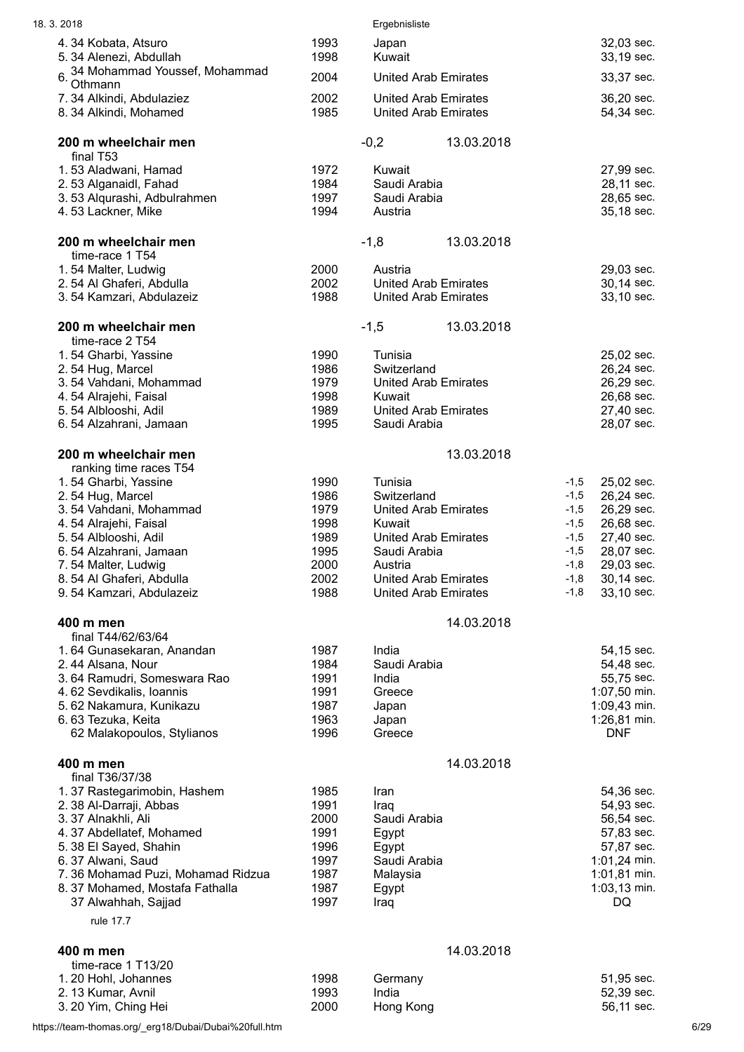| | | | |
|---|---|---|---|
| 4. 34 Kobata, Atsuro | 1993 | Japan | 32,03 sec. |
| 5. 34 Alenezi, Abdullah | 1998 | Kuwait | 33,19 sec. |
| 6. 34 Mohammad Youssef, Mohammad Othmann | 2004 | United Arab Emirates | 33,37 sec. |
| 7. 34 Alkindi, Abdulaziez | 2002 | United Arab Emirates | 36,20 sec. |
| 8. 34 Alkindi, Mohamed | 1985 | United Arab Emirates | 54,34 sec. |

**200 m wheelchair men** -0,2 13.03.2018

final T53

| | | | |
|---|---|---|---|
| 1. 53 Aladwani, Hamad | 1972 | Kuwait | 27,99 sec. |
| 2. 53 Alganaidl, Fahad | 1984 | Saudi Arabia | 28,11 sec. |
| 3. 53 Alqurashi, Adbulrahmen | 1997 | Saudi Arabia | 28,65 sec. |
| 4. 53 Lackner, Mike | 1994 | Austria | 35,18 sec. |

**200 m wheelchair men** -1,8 13.03.2018

time-race 1 T54

| | | | |
|---|---|---|---|
| 1. 54 Malter, Ludwig | 2000 | Austria | 29,03 sec. |
| 2. 54 Al Ghaferi, Abdulla | 2002 | United Arab Emirates | 30,14 sec. |
| 3. 54 Kamzari, Abdulazeiz | 1988 | United Arab Emirates | 33,10 sec. |

**200 m wheelchair men** -1,5 13.03.2018

time-race 2 T54

| | | | |
|---|---|---|---|
| 1. 54 Gharbi, Yassine | 1990 | Tunisia | 25,02 sec. |
| 2. 54 Hug, Marcel | 1986 | Switzerland | 26,24 sec. |
| 3. 54 Vahdani, Mohammad | 1979 | United Arab Emirates | 26,29 sec. |
| 4. 54 Alrajehi, Faisal | 1998 | Kuwait | 26,68 sec. |
| 5. 54 Alblooshi, Adil | 1989 | United Arab Emirates | 27,40 sec. |
| 6. 54 Alzahrani, Jamaan | 1995 | Saudi Arabia | 28,07 sec. |

**200 m wheelchair men** 13.03.2018

ranking time races T54

| | | | | |
|---|---|---|---|---|
| 1. 54 Gharbi, Yassine | 1990 | Tunisia | -1,5 | 25,02 sec. |
| 2. 54 Hug, Marcel | 1986 | Switzerland | -1,5 | 26,24 sec. |
| 3. 54 Vahdani, Mohammad | 1979 | United Arab Emirates | -1,5 | 26,29 sec. |
| 4. 54 Alrajehi, Faisal | 1998 | Kuwait | -1,5 | 26,68 sec. |
| 5. 54 Alblooshi, Adil | 1989 | United Arab Emirates | -1,5 | 27,40 sec. |
| 6. 54 Alzahrani, Jamaan | 1995 | Saudi Arabia | -1,5 | 28,07 sec. |
| 7. 54 Malter, Ludwig | 2000 | Austria | -1,8 | 29,03 sec. |
| 8. 54 Al Ghaferi, Abdulla | 2002 | United Arab Emirates | -1,8 | 30,14 sec. |
| 9. 54 Kamzari, Abdulazeiz | 1988 | United Arab Emirates | -1,8 | 33,10 sec. |

**400 m men** 14.03.2018

final T44/62/63/64

| | | | |
|---|---|---|---|
| 1. 64 Gunasekaran, Anandan | 1987 | India | 54,15 sec. |
| 2. 44 Alsana, Nour | 1984 | Saudi Arabia | 54,48 sec. |
| 3. 64 Ramudri, Someswara Rao | 1991 | India | 55,75 sec. |
| 4. 62 Sevdikalis, Ioannis | 1991 | Greece | 1:07,50 min. |
| 5. 62 Nakamura, Kunikazu | 1987 | Japan | 1:09,43 min. |
| 6. 63 Tezuka, Keita | 1963 | Japan | 1:26,81 min. |
| 62 Malakopoulos, Stylianos | 1996 | Greece | DNF |

**400 m men** 14.03.2018

final T36/37/38

| | | | |
|---|---|---|---|
| 1. 37 Rastegarimobin, Hashem | 1985 | Iran | 54,36 sec. |
| 2. 38 Al-Darraji, Abbas | 1991 | Iraq | 54,93 sec. |
| 3. 37 Alnakhli, Ali | 2000 | Saudi Arabia | 56,54 sec. |
| 4. 37 Abdellatef, Mohamed | 1991 | Egypt | 57,83 sec. |
| 5. 38 El Sayed, Shahin | 1996 | Egypt | 57,87 sec. |
| 6. 37 Alwani, Saud | 1997 | Saudi Arabia | 1:01,24 min. |
| 7. 36 Mohamad Puzi, Mohamad Ridzua | 1987 | Malaysia | 1:01,81 min. |
| 8. 37 Mohamed, Mostafa Fathalla | 1987 | Egypt | 1:03,13 min. |
| 37 Alwahhah, Sajjad | 1997 | Iraq | DQ |

rule 17.7

**400 m men** 14.03.2018

time-race 1 T13/20

| | | | |
|---|---|---|---|
| 1. 20 Hohl, Johannes | 1998 | Germany | 51,95 sec. |
| 2. 13 Kumar, Avnil | 1993 | India | 52,39 sec. |
| 3. 20 Yim, Ching Hei | 2000 | Hong Kong | 56,11 sec. |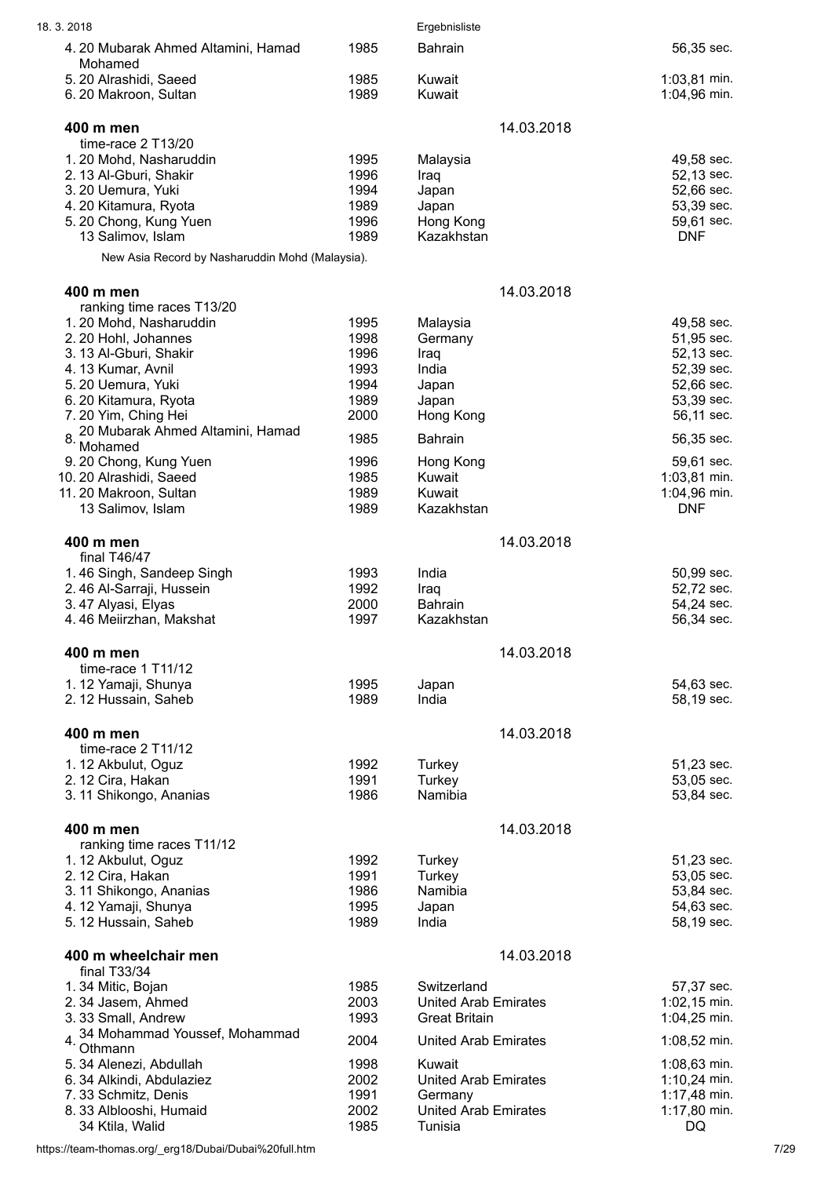| | | | |
|---|---|---|---|
| 4. 20 Mubarak Ahmed Altamini, Hamad Mohamed | 1985 | Bahrain | 56,35 sec. |
| 5. 20 Alrashidi, Saeed | 1985 | Kuwait | 1:03,81 min. |
| 6. 20 Makroon, Sultan | 1989 | Kuwait | 1:04,96 min. |

### 400 m men

14.03.2018

time-race 2 T13/20

| | | | |
|---|---|---|---|
| 1. 20 Mohd, Nasharuddin | 1995 | Malaysia | 49,58 sec. |
| 2. 13 Al-Gburi, Shakir | 1996 | Iraq | 52,13 sec. |
| 3. 20 Uemura, Yuki | 1994 | Japan | 52,66 sec. |
| 4. 20 Kitamura, Ryota | 1989 | Japan | 53,39 sec. |
| 5. 20 Chong, Kung Yuen | 1996 | Hong Kong | 59,61 sec. |
| 13 Salimov, Islam | 1989 | Kazakhstan | DNF |

New Asia Record by Nasharuddin Mohd (Malaysia).

### 400 m men

14.03.2018

ranking time races T13/20

| | | | |
|---|---|---|---|
| 1. 20 Mohd, Nasharuddin | 1995 | Malaysia | 49,58 sec. |
| 2. 20 Hohl, Johannes | 1998 | Germany | 51,95 sec. |
| 3. 13 Al-Gburi, Shakir | 1996 | Iraq | 52,13 sec. |
| 4. 13 Kumar, Avnil | 1993 | India | 52,39 sec. |
| 5. 20 Uemura, Yuki | 1994 | Japan | 52,66 sec. |
| 6. 20 Kitamura, Ryota | 1989 | Japan | 53,39 sec. |
| 7. 20 Yim, Ching Hei | 2000 | Hong Kong | 56,11 sec. |
| 8. 20 Mubarak Ahmed Altamini, Hamad Mohamed | 1985 | Bahrain | 56,35 sec. |
| 9. 20 Chong, Kung Yuen | 1996 | Hong Kong | 59,61 sec. |
| 10. 20 Alrashidi, Saeed | 1985 | Kuwait | 1:03,81 min. |
| 11. 20 Makroon, Sultan | 1989 | Kuwait | 1:04,96 min. |
| 13 Salimov, Islam | 1989 | Kazakhstan | DNF |

### 400 m men

14.03.2018

final T46/47

| | | | |
|---|---|---|---|
| 1. 46 Singh, Sandeep Singh | 1993 | India | 50,99 sec. |
| 2. 46 Al-Sarraji, Hussein | 1992 | Iraq | 52,72 sec. |
| 3. 47 Alyasi, Elyas | 2000 | Bahrain | 54,24 sec. |
| 4. 46 Meiirzhan, Makshat | 1997 | Kazakhstan | 56,34 sec. |

### 400 m men

14.03.2018

time-race 1 T11/12

| | | | |
|---|---|---|---|
| 1. 12 Yamaji, Shunya | 1995 | Japan | 54,63 sec. |
| 2. 12 Hussain, Saheb | 1989 | India | 58,19 sec. |

### 400 m men

14.03.2018

time-race 2 T11/12

| | | | |
|---|---|---|---|
| 1. 12 Akbulut, Oguz | 1992 | Turkey | 51,23 sec. |
| 2. 12 Cira, Hakan | 1991 | Turkey | 53,05 sec. |
| 3. 11 Shikongo, Ananias | 1986 | Namibia | 53,84 sec. |

### 400 m men

14.03.2018

ranking time races T11/12

| | | | |
|---|---|---|---|
| 1. 12 Akbulut, Oguz | 1992 | Turkey | 51,23 sec. |
| 2. 12 Cira, Hakan | 1991 | Turkey | 53,05 sec. |
| 3. 11 Shikongo, Ananias | 1986 | Namibia | 53,84 sec. |
| 4. 12 Yamaji, Shunya | 1995 | Japan | 54,63 sec. |
| 5. 12 Hussain, Saheb | 1989 | India | 58,19 sec. |

### 400 m wheelchair men

14.03.2018

final T33/34

| | | | |
|---|---|---|---|
| 1. 34 Mitic, Bojan | 1985 | Switzerland | 57,37 sec. |
| 2. 34 Jasem, Ahmed | 2003 | United Arab Emirates | 1:02,15 min. |
| 3. 33 Small, Andrew | 1993 | Great Britain | 1:04,25 min. |
| 4. 34 Mohammad Youssef, Mohammad Othmann | 2004 | United Arab Emirates | 1:08,52 min. |
| 5. 34 Alenezi, Abdullah | 1998 | Kuwait | 1:08,63 min. |
| 6. 34 Alkindi, Abdulaziez | 2002 | United Arab Emirates | 1:10,24 min. |
| 7. 33 Schmitz, Denis | 1991 | Germany | 1:17,48 min. |
| 8. 33 Alblooshi, Humaid | 2002 | United Arab Emirates | 1:17,80 min. |
| 34 Ktila, Walid | 1985 | Tunisia | DQ |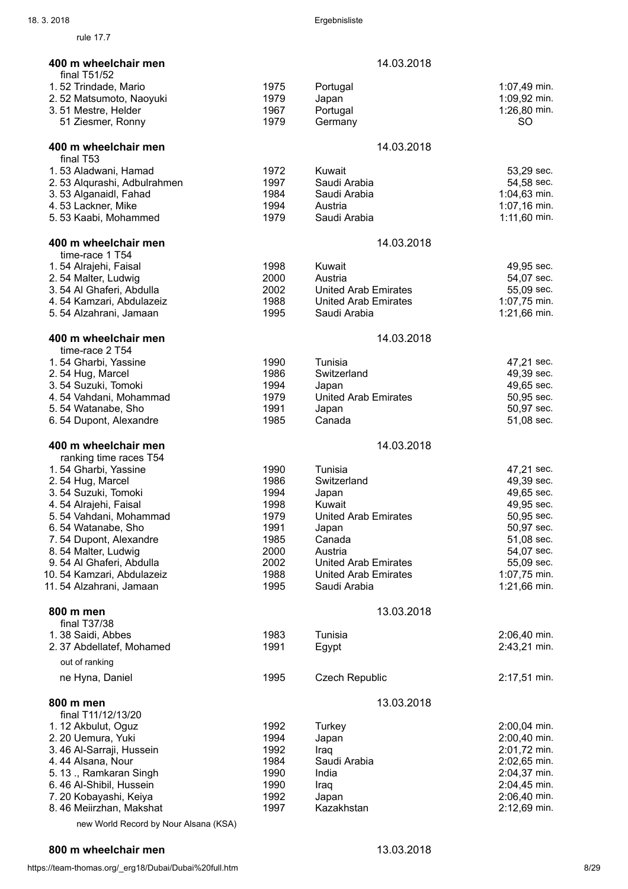rule 17.7

### 400 m wheelchair men — 14.03.2018

final T51/52

| Place | Class | Name | Year | Country | Result |
|---|---|---|---|---|---|
| 1. | 52 | Trindade, Mario | 1975 | Portugal | 1:07,49 min. |
| 2. | 52 | Matsumoto, Naoyuki | 1979 | Japan | 1:09,92 min. |
| 3. | 51 | Mestre, Helder | 1967 | Portugal | 1:26,80 min. |
| | 51 | Ziesmer, Ronny | 1979 | Germany | SO |

### 400 m wheelchair men — 14.03.2018

final T53

| Place | Class | Name | Year | Country | Result |
|---|---|---|---|---|---|
| 1. | 53 | Aladwani, Hamad | 1972 | Kuwait | 53,29 sec. |
| 2. | 53 | Alqurashi, Adbulrahmen | 1997 | Saudi Arabia | 54,58 sec. |
| 3. | 53 | Alganaidl, Fahad | 1984 | Saudi Arabia | 1:04,63 min. |
| 4. | 53 | Lackner, Mike | 1994 | Austria | 1:07,16 min. |
| 5. | 53 | Kaabi, Mohammed | 1979 | Saudi Arabia | 1:11,60 min. |

### 400 m wheelchair men — 14.03.2018

time-race 1 T54

| Place | Class | Name | Year | Country | Result |
|---|---|---|---|---|---|
| 1. | 54 | Alrajehi, Faisal | 1998 | Kuwait | 49,95 sec. |
| 2. | 54 | Malter, Ludwig | 2000 | Austria | 54,07 sec. |
| 3. | 54 | Al Ghaferi, Abdulla | 2002 | United Arab Emirates | 55,09 sec. |
| 4. | 54 | Kamzari, Abdulazeiz | 1988 | United Arab Emirates | 1:07,75 min. |
| 5. | 54 | Alzahrani, Jamaan | 1995 | Saudi Arabia | 1:21,66 min. |

### 400 m wheelchair men — 14.03.2018

time-race 2 T54

| Place | Class | Name | Year | Country | Result |
|---|---|---|---|---|---|
| 1. | 54 | Gharbi, Yassine | 1990 | Tunisia | 47,21 sec. |
| 2. | 54 | Hug, Marcel | 1986 | Switzerland | 49,39 sec. |
| 3. | 54 | Suzuki, Tomoki | 1994 | Japan | 49,65 sec. |
| 4. | 54 | Vahdani, Mohammad | 1979 | United Arab Emirates | 50,95 sec. |
| 5. | 54 | Watanabe, Sho | 1991 | Japan | 50,97 sec. |
| 6. | 54 | Dupont, Alexandre | 1985 | Canada | 51,08 sec. |

### 400 m wheelchair men — 14.03.2018

ranking time races T54

| Place | Class | Name | Year | Country | Result |
|---|---|---|---|---|---|
| 1. | 54 | Gharbi, Yassine | 1990 | Tunisia | 47,21 sec. |
| 2. | 54 | Hug, Marcel | 1986 | Switzerland | 49,39 sec. |
| 3. | 54 | Suzuki, Tomoki | 1994 | Japan | 49,65 sec. |
| 4. | 54 | Alrajehi, Faisal | 1998 | Kuwait | 49,95 sec. |
| 5. | 54 | Vahdani, Mohammad | 1979 | United Arab Emirates | 50,95 sec. |
| 6. | 54 | Watanabe, Sho | 1991 | Japan | 50,97 sec. |
| 7. | 54 | Dupont, Alexandre | 1985 | Canada | 51,08 sec. |
| 8. | 54 | Malter, Ludwig | 2000 | Austria | 54,07 sec. |
| 9. | 54 | Al Ghaferi, Abdulla | 2002 | United Arab Emirates | 55,09 sec. |
| 10. | 54 | Kamzari, Abdulazeiz | 1988 | United Arab Emirates | 1:07,75 min. |
| 11. | 54 | Alzahrani, Jamaan | 1995 | Saudi Arabia | 1:21,66 min. |

### 800 m men — 13.03.2018

final T37/38

| Place | Class | Name | Year | Country | Result |
|---|---|---|---|---|---|
| 1. | 38 | Saidi, Abbes | 1983 | Tunisia | 2:06,40 min. |
| 2. | 37 | Abdellatef, Mohamed | 1991 | Egypt | 2:43,21 min. |

out of ranking

| Place | Class | Name | Year | Country | Result |
|---|---|---|---|---|---|
| | ne | Hyna, Daniel | 1995 | Czech Republic | 2:17,51 min. |

### 800 m men — 13.03.2018

final T11/12/13/20

| Place | Class | Name | Year | Country | Result |
|---|---|---|---|---|---|
| 1. | 12 | Akbulut, Oguz | 1992 | Turkey | 2:00,04 min. |
| 2. | 20 | Uemura, Yuki | 1994 | Japan | 2:00,40 min. |
| 3. | 46 | Al-Sarraji, Hussein | 1992 | Iraq | 2:01,72 min. |
| 4. | 44 | Alsana, Nour | 1984 | Saudi Arabia | 2:02,65 min. |
| 5. | 13 | ., Ramkaran Singh | 1990 | India | 2:04,37 min. |
| 6. | 46 | Al-Shibil, Hussein | 1990 | Iraq | 2:04,45 min. |
| 7. | 20 | Kobayashi, Keiya | 1992 | Japan | 2:06,40 min. |
| 8. | 46 | Meiirzhan, Makshat | 1997 | Kazakhstan | 2:12,69 min. |

new World Record by Nour Alsana (KSA)

### 800 m wheelchair men — 13.03.2018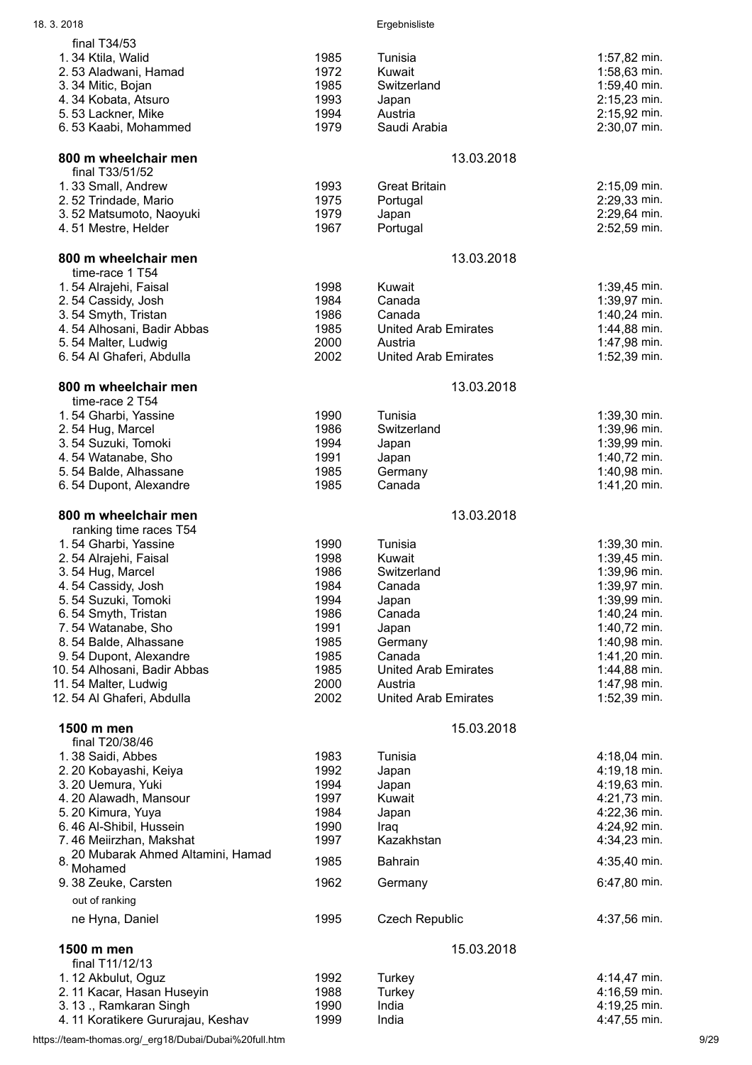final T34/53

| | | | |
|---|---|---|---|
| 1. 34 Ktila, Walid | 1985 | Tunisia | 1:57,82 min. |
| 2. 53 Aladwani, Hamad | 1972 | Kuwait | 1:58,63 min. |
| 3. 34 Mitic, Bojan | 1985 | Switzerland | 1:59,40 min. |
| 4. 34 Kobata, Atsuro | 1993 | Japan | 2:15,23 min. |
| 5. 53 Lackner, Mike | 1994 | Austria | 2:15,92 min. |
| 6. 53 Kaabi, Mohammed | 1979 | Saudi Arabia | 2:30,07 min. |

**800 m wheelchair men** 13.03.2018

final T33/51/52

| | | | |
|---|---|---|---|
| 1. 33 Small, Andrew | 1993 | Great Britain | 2:15,09 min. |
| 2. 52 Trindade, Mario | 1975 | Portugal | 2:29,33 min. |
| 3. 52 Matsumoto, Naoyuki | 1979 | Japan | 2:29,64 min. |
| 4. 51 Mestre, Helder | 1967 | Portugal | 2:52,59 min. |

**800 m wheelchair men** 13.03.2018

time-race 1 T54

| | | | |
|---|---|---|---|
| 1. 54 Alrajehi, Faisal | 1998 | Kuwait | 1:39,45 min. |
| 2. 54 Cassidy, Josh | 1984 | Canada | 1:39,97 min. |
| 3. 54 Smyth, Tristan | 1986 | Canada | 1:40,24 min. |
| 4. 54 Alhosani, Badir Abbas | 1985 | United Arab Emirates | 1:44,88 min. |
| 5. 54 Malter, Ludwig | 2000 | Austria | 1:47,98 min. |
| 6. 54 Al Ghaferi, Abdulla | 2002 | United Arab Emirates | 1:52,39 min. |

**800 m wheelchair men** 13.03.2018

time-race 2 T54

| | | | |
|---|---|---|---|
| 1. 54 Gharbi, Yassine | 1990 | Tunisia | 1:39,30 min. |
| 2. 54 Hug, Marcel | 1986 | Switzerland | 1:39,96 min. |
| 3. 54 Suzuki, Tomoki | 1994 | Japan | 1:39,99 min. |
| 4. 54 Watanabe, Sho | 1991 | Japan | 1:40,72 min. |
| 5. 54 Balde, Alhassane | 1985 | Germany | 1:40,98 min. |
| 6. 54 Dupont, Alexandre | 1985 | Canada | 1:41,20 min. |

**800 m wheelchair men** 13.03.2018

ranking time races T54

| | | | |
|---|---|---|---|
| 1. 54 Gharbi, Yassine | 1990 | Tunisia | 1:39,30 min. |
| 2. 54 Alrajehi, Faisal | 1998 | Kuwait | 1:39,45 min. |
| 3. 54 Hug, Marcel | 1986 | Switzerland | 1:39,96 min. |
| 4. 54 Cassidy, Josh | 1984 | Canada | 1:39,97 min. |
| 5. 54 Suzuki, Tomoki | 1994 | Japan | 1:39,99 min. |
| 6. 54 Smyth, Tristan | 1986 | Canada | 1:40,24 min. |
| 7. 54 Watanabe, Sho | 1991 | Japan | 1:40,72 min. |
| 8. 54 Balde, Alhassane | 1985 | Germany | 1:40,98 min. |
| 9. 54 Dupont, Alexandre | 1985 | Canada | 1:41,20 min. |
| 10. 54 Alhosani, Badir Abbas | 1985 | United Arab Emirates | 1:44,88 min. |
| 11. 54 Malter, Ludwig | 2000 | Austria | 1:47,98 min. |
| 12. 54 Al Ghaferi, Abdulla | 2002 | United Arab Emirates | 1:52,39 min. |

**1500 m men** 15.03.2018

final T20/38/46

| | | | |
|---|---|---|---|
| 1. 38 Saidi, Abbes | 1983 | Tunisia | 4:18,04 min. |
| 2. 20 Kobayashi, Keiya | 1992 | Japan | 4:19,18 min. |
| 3. 20 Uemura, Yuki | 1994 | Japan | 4:19,63 min. |
| 4. 20 Alawadh, Mansour | 1997 | Kuwait | 4:21,73 min. |
| 5. 20 Kimura, Yuya | 1984 | Japan | 4:22,36 min. |
| 6. 46 Al-Shibil, Hussein | 1990 | Iraq | 4:24,92 min. |
| 7. 46 Meiirzhan, Makshat | 1997 | Kazakhstan | 4:34,23 min. |
| 8. 20 Mubarak Ahmed Altamini, Hamad Mohamed | 1985 | Bahrain | 4:35,40 min. |
| 9. 38 Zeuke, Carsten | 1962 | Germany | 6:47,80 min. |
| out of ranking | | | |
| ne Hyna, Daniel | 1995 | Czech Republic | 4:37,56 min. |

**1500 m men** 15.03.2018

final T11/12/13

| | | | |
|---|---|---|---|
| 1. 12 Akbulut, Oguz | 1992 | Turkey | 4:14,47 min. |
| 2. 11 Kacar, Hasan Huseyin | 1988 | Turkey | 4:16,59 min. |
| 3. 13 ., Ramkaran Singh | 1990 | India | 4:19,25 min. |
| 4. 11 Koratikere Gururajau, Keshav | 1999 | India | 4:47,55 min. |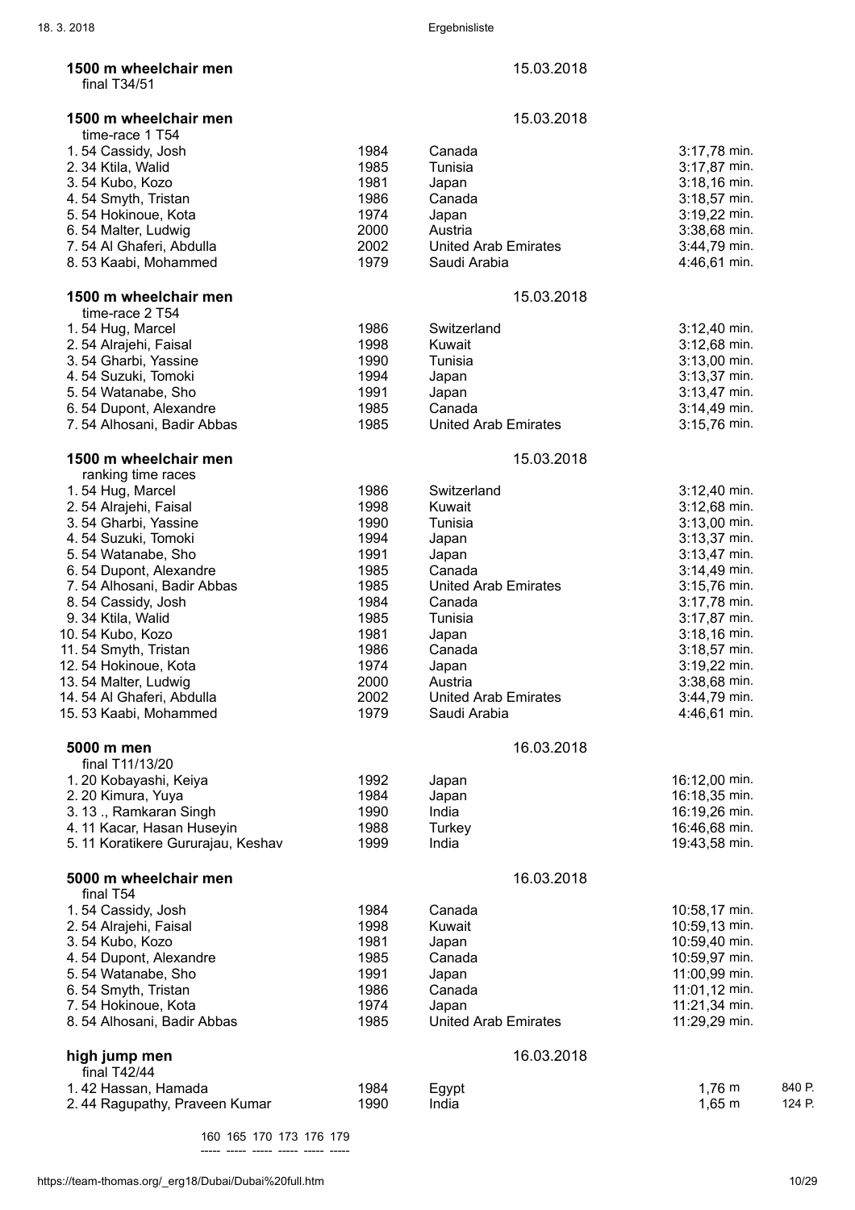**1500 m wheelchair men** — 15.03.2018
final T34/51

**1500 m wheelchair men** — 15.03.2018
time-race 1 T54

| | | | | |
|---|---|---|---|---|
| 1. 54 | Cassidy, Josh | 1984 | Canada | 3:17,78 min. |
| 2. 34 | Ktila, Walid | 1985 | Tunisia | 3:17,87 min. |
| 3. 54 | Kubo, Kozo | 1981 | Japan | 3:18,16 min. |
| 4. 54 | Smyth, Tristan | 1986 | Canada | 3:18,57 min. |
| 5. 54 | Hokinoue, Kota | 1974 | Japan | 3:19,22 min. |
| 6. 54 | Malter, Ludwig | 2000 | Austria | 3:38,68 min. |
| 7. 54 | Al Ghaferi, Abdulla | 2002 | United Arab Emirates | 3:44,79 min. |
| 8. 53 | Kaabi, Mohammed | 1979 | Saudi Arabia | 4:46,61 min. |

**1500 m wheelchair men** — 15.03.2018
time-race 2 T54

| | | | | |
|---|---|---|---|---|
| 1. 54 | Hug, Marcel | 1986 | Switzerland | 3:12,40 min. |
| 2. 54 | Alrajehi, Faisal | 1998 | Kuwait | 3:12,68 min. |
| 3. 54 | Gharbi, Yassine | 1990 | Tunisia | 3:13,00 min. |
| 4. 54 | Suzuki, Tomoki | 1994 | Japan | 3:13,37 min. |
| 5. 54 | Watanabe, Sho | 1991 | Japan | 3:13,47 min. |
| 6. 54 | Dupont, Alexandre | 1985 | Canada | 3:14,49 min. |
| 7. 54 | Alhosani, Badir Abbas | 1985 | United Arab Emirates | 3:15,76 min. |

**1500 m wheelchair men** — 15.03.2018
ranking time races

| | | | | |
|---|---|---|---|---|
| 1. 54 | Hug, Marcel | 1986 | Switzerland | 3:12,40 min. |
| 2. 54 | Alrajehi, Faisal | 1998 | Kuwait | 3:12,68 min. |
| 3. 54 | Gharbi, Yassine | 1990 | Tunisia | 3:13,00 min. |
| 4. 54 | Suzuki, Tomoki | 1994 | Japan | 3:13,37 min. |
| 5. 54 | Watanabe, Sho | 1991 | Japan | 3:13,47 min. |
| 6. 54 | Dupont, Alexandre | 1985 | Canada | 3:14,49 min. |
| 7. 54 | Alhosani, Badir Abbas | 1985 | United Arab Emirates | 3:15,76 min. |
| 8. 54 | Cassidy, Josh | 1984 | Canada | 3:17,78 min. |
| 9. 34 | Ktila, Walid | 1985 | Tunisia | 3:17,87 min. |
| 10. 54 | Kubo, Kozo | 1981 | Japan | 3:18,16 min. |
| 11. 54 | Smyth, Tristan | 1986 | Canada | 3:18,57 min. |
| 12. 54 | Hokinoue, Kota | 1974 | Japan | 3:19,22 min. |
| 13. 54 | Malter, Ludwig | 2000 | Austria | 3:38,68 min. |
| 14. 54 | Al Ghaferi, Abdulla | 2002 | United Arab Emirates | 3:44,79 min. |
| 15. 53 | Kaabi, Mohammed | 1979 | Saudi Arabia | 4:46,61 min. |

**5000 m men** — 16.03.2018
final T11/13/20

| | | | | |
|---|---|---|---|---|
| 1. 20 | Kobayashi, Keiya | 1992 | Japan | 16:12,00 min. |
| 2. 20 | Kimura, Yuya | 1984 | Japan | 16:18,35 min. |
| 3. 13 | ., Ramkaran Singh | 1990 | India | 16:19,26 min. |
| 4. 11 | Kacar, Hasan Huseyin | 1988 | Turkey | 16:46,68 min. |
| 5. 11 | Koratikere Gururajau, Keshav | 1999 | India | 19:43,58 min. |

**5000 m wheelchair men** — 16.03.2018
final T54

| | | | | |
|---|---|---|---|---|
| 1. 54 | Cassidy, Josh | 1984 | Canada | 10:58,17 min. |
| 2. 54 | Alrajehi, Faisal | 1998 | Kuwait | 10:59,13 min. |
| 3. 54 | Kubo, Kozo | 1981 | Japan | 10:59,40 min. |
| 4. 54 | Dupont, Alexandre | 1985 | Canada | 10:59,97 min. |
| 5. 54 | Watanabe, Sho | 1991 | Japan | 11:00,99 min. |
| 6. 54 | Smyth, Tristan | 1986 | Canada | 11:01,12 min. |
| 7. 54 | Hokinoue, Kota | 1974 | Japan | 11:21,34 min. |
| 8. 54 | Alhosani, Badir Abbas | 1985 | United Arab Emirates | 11:29,29 min. |

**high jump men** — 16.03.2018
final T42/44

| | | | | | |
|---|---|---|---|---|---|
| 1. 42 | Hassan, Hamada | 1984 | Egypt | 1,76 m | 840 P. |
| 2. 44 | Ragupathy, Praveen Kumar | 1990 | India | 1,65 m | 124 P. |

160 165 170 173 176 179
----- ----- ----- ----- ----- -----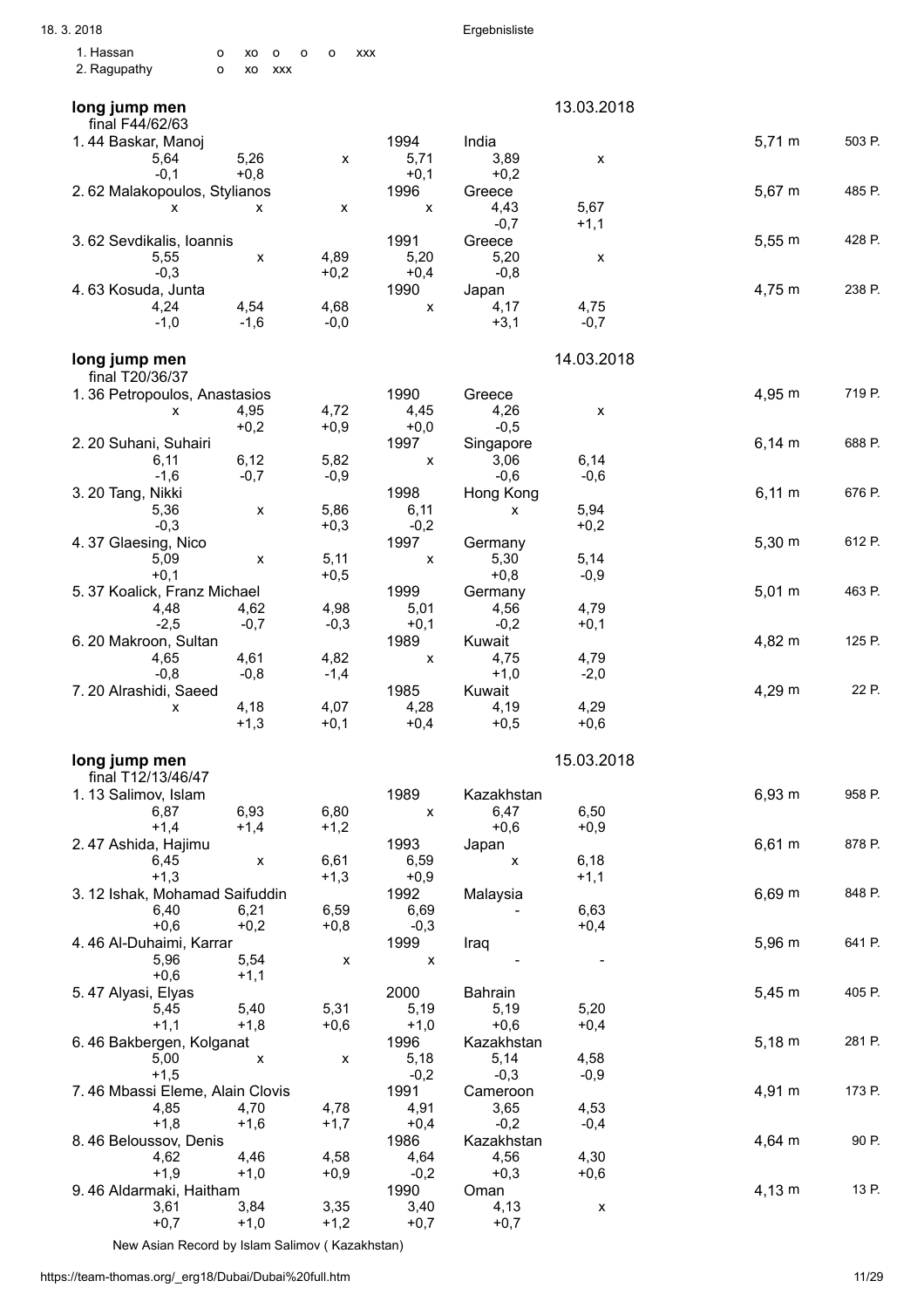| | | | | | | |
|---|---|---|---|---|---|---|
| 1. Hassan | o | xo | o | o | o | xxx |
| 2. Ragupathy | o | xo | xxx | | | |

## long jump men

final F44/62/63 — 13.03.2018

| Rank | Athlete | Year | Country | Result | Points |
|---|---|---|---|---|---|
| 1. 44 | Baskar, Manoj | 1994 | India | 5,71 m | 503 P. |
| | 5,64 / -0,1 · 5,26 / +0,8 · x · 5,71 / +0,1 · 3,89 / +0,2 · x | | | | |
| 2. 62 | Malakopoulos, Stylianos | 1996 | Greece | 5,67 m | 485 P. |
| | x · x · x · x · 4,43 / -0,7 · 5,67 / +1,1 | | | | |
| 3. 62 | Sevdikalis, Ioannis | 1991 | Greece | 5,55 m | 428 P. |
| | 5,55 / -0,3 · x · 4,89 / +0,2 · 5,20 / +0,4 · 5,20 / -0,8 · x | | | | |
| 4. 63 | Kosuda, Junta | 1990 | Japan | 4,75 m | 238 P. |
| | 4,24 / -1,0 · 4,54 / -1,6 · 4,68 / -0,0 · x · 4,17 / +3,1 · 4,75 / -0,7 | | | | |

## long jump men

final T20/36/37 — 14.03.2018

| Rank | Athlete | Year | Country | Result | Points |
|---|---|---|---|---|---|
| 1. 36 | Petropoulos, Anastasios | 1990 | Greece | 4,95 m | 719 P. |
| | x · 4,95 / +0,2 · 4,72 / +0,9 · 4,45 / +0,0 · 4,26 / -0,5 · x | | | | |
| 2. 20 | Suhani, Suhairi | 1997 | Singapore | 6,14 m | 688 P. |
| | 6,11 / -1,6 · 6,12 / -0,7 · 5,82 / -0,9 · x · 3,06 / -0,6 · 6,14 / -0,6 | | | | |
| 3. 20 | Tang, Nikki | 1998 | Hong Kong | 6,11 m | 676 P. |
| | 5,36 / -0,3 · x · 5,86 / +0,3 · 6,11 / -0,2 · x · 5,94 / +0,2 | | | | |
| 4. 37 | Glaesing, Nico | 1997 | Germany | 5,30 m | 612 P. |
| | 5,09 / +0,1 · x · 5,11 / +0,5 · x · 5,30 / +0,8 · 5,14 / -0,9 | | | | |
| 5. 37 | Koalick, Franz Michael | 1999 | Germany | 5,01 m | 463 P. |
| | 4,48 / -2,5 · 4,62 / -0,7 · 4,98 / -0,3 · 5,01 / +0,1 · 4,56 / -0,2 · 4,79 / +0,1 | | | | |
| 6. 20 | Makroon, Sultan | 1989 | Kuwait | 4,82 m | 125 P. |
| | 4,65 / -0,8 · 4,61 / -0,8 · 4,82 / -1,4 · x · 4,75 / +1,0 · 4,79 / -2,0 | | | | |
| 7. 20 | Alrashidi, Saeed | 1985 | Kuwait | 4,29 m | 22 P. |
| | x · 4,18 / +1,3 · 4,07 / +0,1 · 4,28 / +0,4 · 4,19 / +0,5 · 4,29 / +0,6 | | | | |

## long jump men

final T12/13/46/47 — 15.03.2018

| Rank | Athlete | Year | Country | Result | Points |
|---|---|---|---|---|---|
| 1. 13 | Salimov, Islam | 1989 | Kazakhstan | 6,93 m | 958 P. |
| | 6,87 / +1,4 · 6,93 / +1,4 · 6,80 / +1,2 · x · 6,47 / +0,6 · 6,50 / +0,9 | | | | |
| 2. 47 | Ashida, Hajimu | 1993 | Japan | 6,61 m | 878 P. |
| | 6,45 / +1,3 · x · 6,61 / +1,3 · 6,59 / +0,9 · x · 6,18 / +1,1 | | | | |
| 3. 12 | Ishak, Mohamad Saifuddin | 1992 | Malaysia | 6,69 m | 848 P. |
| | 6,40 / +0,6 · 6,21 / +0,2 · 6,59 / +0,8 · 6,69 / -0,3 · - · 6,63 / +0,4 | | | | |
| 4. 46 | Al-Duhaimi, Karrar | 1999 | Iraq | 5,96 m | 641 P. |
| | 5,96 / +0,6 · 5,54 / +1,1 · x · x · - · - | | | | |
| 5. 47 | Alyasi, Elyas | 2000 | Bahrain | 5,45 m | 405 P. |
| | 5,45 / +1,1 · 5,40 / +1,8 · 5,31 / +0,6 · 5,19 / +1,0 · 5,19 / +0,6 · 5,20 / +0,4 | | | | |
| 6. 46 | Bakbergen, Kolganat | 1996 | Kazakhstan | 5,18 m | 281 P. |
| | 5,00 / +1,5 · x · x · 5,18 / -0,2 · 5,14 / -0,3 · 4,58 / -0,9 | | | | |
| 7. 46 | Mbassi Eleme, Alain Clovis | 1991 | Cameroon | 4,91 m | 173 P. |
| | 4,85 / +1,8 · 4,70 / +1,6 · 4,78 / +1,7 · 4,91 / +0,4 · 3,65 / -0,2 · 4,53 / -0,4 | | | | |
| 8. 46 | Beloussov, Denis | 1986 | Kazakhstan | 4,64 m | 90 P. |
| | 4,62 / +1,9 · 4,46 / +1,0 · 4,58 / +0,9 · 4,64 / -0,2 · 4,56 / +0,3 · 4,30 / +0,6 | | | | |
| 9. 46 | Aldarmaki, Haitham | 1990 | Oman | 4,13 m | 13 P. |
| | 3,61 / +0,7 · 3,84 / +1,0 · 3,35 / +1,2 · 3,40 / +0,7 · 4,13 / +0,7 · x | | | | |

New Asian Record by Islam Salimov ( Kazakhstan)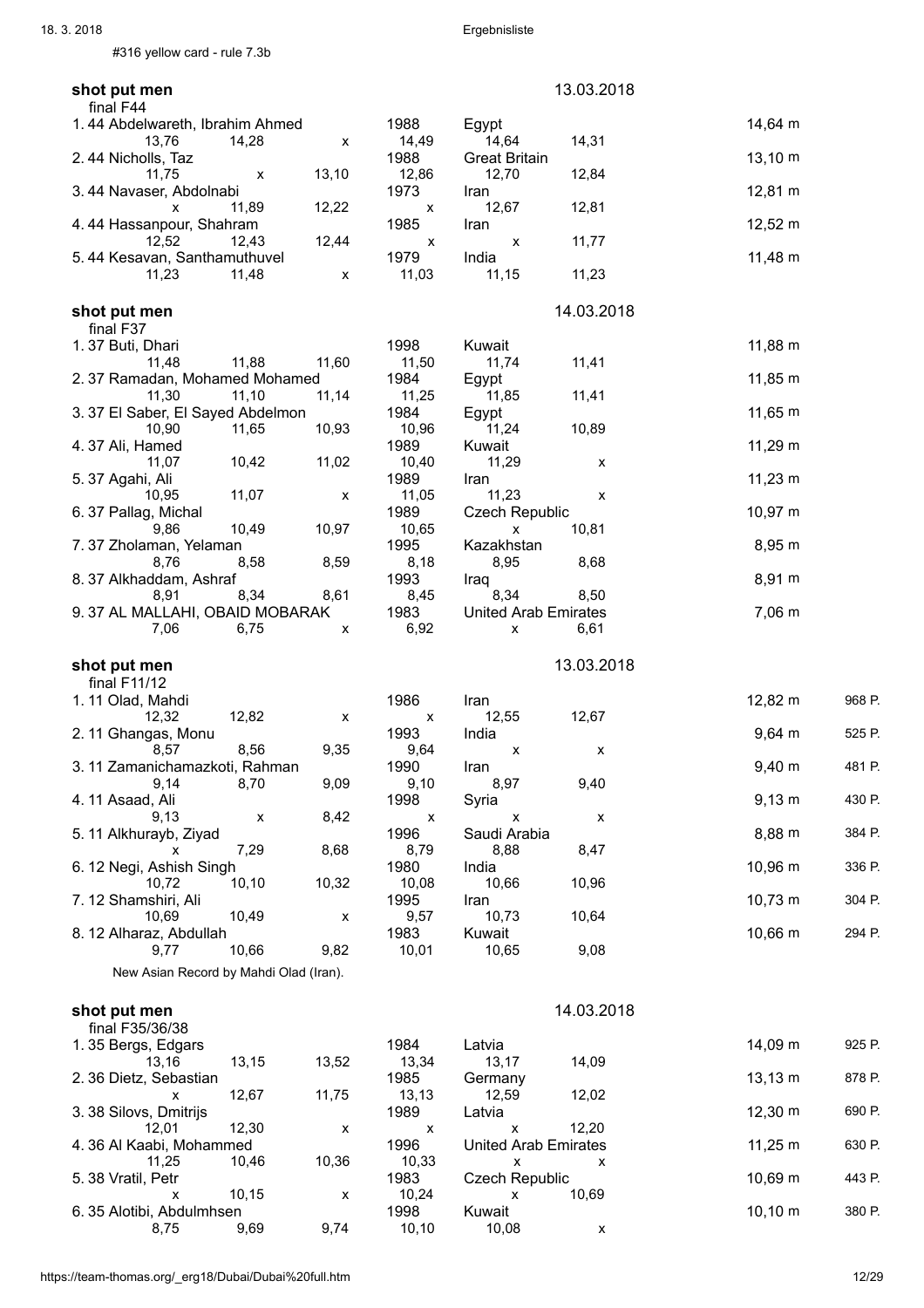#316 yellow card - rule 7.3b

## shot put men — 13.03.2018

final F44

| Place | Class | Name | Year | Country | Result |
|---|---|---|---|---|---|
| 1. | 44 | Abdelwareth, Ibrahim Ahmed | 1988 | Egypt | 14,64 m |
| | | 13,76 · 14,28 · x · 14,49 · 14,64 · 14,31 | | | |
| 2. | 44 | Nicholls, Taz | 1988 | Great Britain | 13,10 m |
| | | 11,75 · x · 13,10 · 12,86 · 12,70 · 12,84 | | | |
| 3. | 44 | Navaser, Abdolnabi | 1973 | Iran | 12,81 m |
| | | x · 11,89 · 12,22 · x · 12,67 · 12,81 | | | |
| 4. | 44 | Hassanpour, Shahram | 1985 | Iran | 12,52 m |
| | | 12,52 · 12,43 · 12,44 · x · x · 11,77 | | | |
| 5. | 44 | Kesavan, Santhamuthuvel | 1979 | India | 11,48 m |
| | | 11,23 · 11,48 · x · 11,03 · 11,15 · 11,23 | | | |

## shot put men — 14.03.2018

final F37

| Place | Class | Name | Year | Country | Result |
|---|---|---|---|---|---|
| 1. | 37 | Buti, Dhari | 1998 | Kuwait | 11,88 m |
| | | 11,48 · 11,88 · 11,60 · 11,50 · 11,74 · 11,41 | | | |
| 2. | 37 | Ramadan, Mohamed Mohamed | 1984 | Egypt | 11,85 m |
| | | 11,30 · 11,10 · 11,14 · 11,25 · 11,85 · 11,41 | | | |
| 3. | 37 | El Saber, El Sayed Abdelmon | 1984 | Egypt | 11,65 m |
| | | 10,90 · 11,65 · 10,93 · 10,96 · 11,24 · 10,89 | | | |
| 4. | 37 | Ali, Hamed | 1989 | Kuwait | 11,29 m |
| | | 11,07 · 10,42 · 11,02 · 10,40 · 11,29 · x | | | |
| 5. | 37 | Agahi, Ali | 1989 | Iran | 11,23 m |
| | | 10,95 · 11,07 · x · 11,05 · 11,23 · x | | | |
| 6. | 37 | Pallag, Michal | 1989 | Czech Republic | 10,97 m |
| | | 9,86 · 10,49 · 10,97 · 10,65 · x · 10,81 | | | |
| 7. | 37 | Zholaman, Yelaman | 1995 | Kazakhstan | 8,95 m |
| | | 8,76 · 8,58 · 8,59 · 8,18 · 8,95 · 8,68 | | | |
| 8. | 37 | Alkhaddam, Ashraf | 1993 | Iraq | 8,91 m |
| | | 8,91 · 8,34 · 8,61 · 8,45 · 8,34 · 8,50 | | | |
| 9. | 37 | AL MALLAHI, OBAID MOBARAK | 1983 | United Arab Emirates | 7,06 m |
| | | 7,06 · 6,75 · x · 6,92 · x · 6,61 | | | |

## shot put men — 13.03.2018

final F11/12

| Place | Class | Name | Year | Country | Result | Points |
|---|---|---|---|---|---|---|
| 1. | 11 | Olad, Mahdi | 1986 | Iran | 12,82 m | 968 P. |
| | | 12,32 · 12,82 · x · x · 12,55 · 12,67 | | | | |
| 2. | 11 | Ghangas, Monu | 1993 | India | 9,64 m | 525 P. |
| | | 8,57 · 8,56 · 9,35 · 9,64 · x · x | | | | |
| 3. | 11 | Zamanichamazkoti, Rahman | 1990 | Iran | 9,40 m | 481 P. |
| | | 9,14 · 8,70 · 9,09 · 9,10 · 8,97 · 9,40 | | | | |
| 4. | 11 | Asaad, Ali | 1998 | Syria | 9,13 m | 430 P. |
| | | 9,13 · x · 8,42 · x · x · x | | | | |
| 5. | 11 | Alkhurayb, Ziyad | 1996 | Saudi Arabia | 8,88 m | 384 P. |
| | | x · 7,29 · 8,68 · 8,79 · 8,88 · 8,47 | | | | |
| 6. | 12 | Negi, Ashish Singh | 1980 | India | 10,96 m | 336 P. |
| | | 10,72 · 10,10 · 10,32 · 10,08 · 10,66 · 10,96 | | | | |
| 7. | 12 | Shamshiri, Ali | 1995 | Iran | 10,73 m | 304 P. |
| | | 10,69 · 10,49 · x · 9,57 · 10,73 · 10,64 | | | | |
| 8. | 12 | Alharaz, Abdullah | 1983 | Kuwait | 10,66 m | 294 P. |
| | | 9,77 · 10,66 · 9,82 · 10,01 · 10,65 · 9,08 | | | | |

New Asian Record by Mahdi Olad (Iran).

## shot put men — 14.03.2018

final F35/36/38

| Place | Class | Name | Year | Country | Result | Points |
|---|---|---|---|---|---|---|
| 1. | 35 | Bergs, Edgars | 1984 | Latvia | 14,09 m | 925 P. |
| | | 13,16 · 13,15 · 13,52 · 13,34 · 13,17 · 14,09 | | | | |
| 2. | 36 | Dietz, Sebastian | 1985 | Germany | 13,13 m | 878 P. |
| | | x · 12,67 · 11,75 · 13,13 · 12,59 · 12,02 | | | | |
| 3. | 38 | Silovs, Dmitrijs | 1989 | Latvia | 12,30 m | 690 P. |
| | | 12,01 · 12,30 · x · x · x · 12,20 | | | | |
| 4. | 36 | Al Kaabi, Mohammed | 1996 | United Arab Emirates | 11,25 m | 630 P. |
| | | 11,25 · 10,46 · 10,36 · 10,33 · x · x | | | | |
| 5. | 38 | Vratil, Petr | 1983 | Czech Republic | 10,69 m | 443 P. |
| | | x · 10,15 · x · 10,24 · x · 10,69 | | | | |
| 6. | 35 | Alotibi, Abdulmhsen | 1998 | Kuwait | 10,10 m | 380 P. |
| | | 8,75 · 9,69 · 9,74 · 10,10 · 10,08 · x | | | | |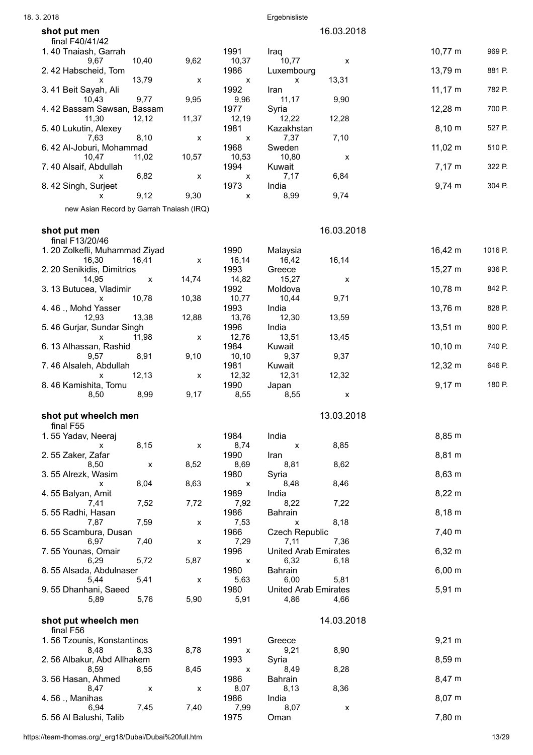**shot put men** 16.03.2018

final F40/41/42

| Place | Class | Name | Year | Country | Result | Points |
|---|---|---|---|---|---|---|
| 1. | 40 | Tnaiash, Garrah | 1991 | Iraq | 10,77 m | 969 P. |
| | | 9,67 / 10,40 / 9,62 / 10,37 / 10,77 / x | | | | |
| 2. | 42 | Habscheid, Tom | 1986 | Luxembourg | 13,79 m | 881 P. |
| | | x / 13,79 / x / x / x / 13,31 | | | | |
| 3. | 41 | Beit Sayah, Ali | 1992 | Iran | 11,17 m | 782 P. |
| | | 10,43 / 9,77 / 9,95 / 9,96 / 11,17 / 9,90 | | | | |
| 4. | 42 | Bassam Sawsan, Bassam | 1977 | Syria | 12,28 m | 700 P. |
| | | 11,30 / 12,12 / 11,37 / 12,19 / 12,22 / 12,28 | | | | |
| 5. | 40 | Lukutin, Alexey | 1981 | Kazakhstan | 8,10 m | 527 P. |
| | | 7,63 / 8,10 / x / x / 7,37 / 7,10 | | | | |
| 6. | 42 | Al-Joburi, Mohammad | 1968 | Sweden | 11,02 m | 510 P. |
| | | 10,47 / 11,02 / 10,57 / 10,53 / 10,80 / x | | | | |
| 7. | 40 | Alsaif, Abdullah | 1994 | Kuwait | 7,17 m | 322 P. |
| | | x / 6,82 / x / x / 7,17 / 6,84 | | | | |
| 8. | 42 | Singh, Surjeet | 1973 | India | 9,74 m | 304 P. |
| | | x / 9,12 / 9,30 / x / 8,99 / 9,74 | | | | |

new Asian Record by Garrah Tnaiash (IRQ)

**shot put men** 16.03.2018

final F13/20/46

| Place | Class | Name | Year | Country | Result | Points |
|---|---|---|---|---|---|---|
| 1. | 20 | Zolkefli, Muhammad Ziyad | 1990 | Malaysia | 16,42 m | 1016 P. |
| | | 16,30 / 16,41 / x / 16,14 / 16,42 / 16,14 | | | | |
| 2. | 20 | Senikidis, Dimitrios | 1993 | Greece | 15,27 m | 936 P. |
| | | 14,95 / x / 14,74 / 14,82 / 15,27 / x | | | | |
| 3. | 13 | Butucea, Vladimir | 1992 | Moldova | 10,78 m | 842 P. |
| | | x / 10,78 / 10,38 / 10,77 / 10,44 / 9,71 | | | | |
| 4. | 46 | ., Mohd Yasser | 1993 | India | 13,76 m | 828 P. |
| | | 12,93 / 13,38 / 12,88 / 13,76 / 12,30 / 13,59 | | | | |
| 5. | 46 | Gurjar, Sundar Singh | 1996 | India | 13,51 m | 800 P. |
| | | x / 11,98 / x / 12,76 / 13,51 / 13,45 | | | | |
| 6. | 13 | Alhassan, Rashid | 1984 | Kuwait | 10,10 m | 740 P. |
| | | 9,57 / 8,91 / 9,10 / 10,10 / 9,37 / 9,37 | | | | |
| 7. | 46 | Alsaleh, Abdullah | 1981 | Kuwait | 12,32 m | 646 P. |
| | | x / 12,13 / x / 12,32 / 12,31 / 12,32 | | | | |
| 8. | 46 | Kamishita, Tomu | 1990 | Japan | 9,17 m | 180 P. |
| | | 8,50 / 8,99 / 9,17 / 8,55 / 8,55 / x | | | | |

**shot put wheelch men** 13.03.2018

final F55

| Place | Class | Name | Year | Country | Result |
|---|---|---|---|---|---|
| 1. | 55 | Yadav, Neeraj | 1984 | India | 8,85 m |
| | | x / 8,15 / x / 8,74 / x / 8,85 | | | |
| 2. | 55 | Zaker, Zafar | 1990 | Iran | 8,81 m |
| | | 8,50 / x / 8,52 / 8,69 / 8,81 / 8,62 | | | |
| 3. | 55 | Alrezk, Wasim | 1980 | Syria | 8,63 m |
| | | x / 8,04 / 8,63 / x / 8,48 / 8,46 | | | |
| 4. | 55 | Balyan, Amit | 1989 | India | 8,22 m |
| | | 7,41 / 7,52 / 7,72 / 7,92 / 8,22 / 7,22 | | | |
| 5. | 55 | Radhi, Hasan | 1986 | Bahrain | 8,18 m |
| | | 7,87 / 7,59 / x / 7,53 / x / 8,18 | | | |
| 6. | 55 | Scambura, Dusan | 1966 | Czech Republic | 7,40 m |
| | | 6,97 / 7,40 / x / 7,29 / 7,11 / 7,36 | | | |
| 7. | 55 | Younas, Omair | 1996 | United Arab Emirates | 6,32 m |
| | | 6,29 / 5,72 / 5,87 / x / 6,32 / 6,18 | | | |
| 8. | 55 | Alsada, Abdulnaser | 1980 | Bahrain | 6,00 m |
| | | 5,44 / 5,41 / x / 5,63 / 6,00 / 5,81 | | | |
| 9. | 55 | Dhanhani, Saeed | 1980 | United Arab Emirates | 5,91 m |
| | | 5,89 / 5,76 / 5,90 / 5,91 / 4,86 / 4,66 | | | |

**shot put wheelch men** 14.03.2018

final F56

| Place | Class | Name | Year | Country | Result |
|---|---|---|---|---|---|
| 1. | 56 | Tzounis, Konstantinos | 1991 | Greece | 9,21 m |
| | | 8,48 / 8,33 / 8,78 / x / 9,21 / 8,90 | | | |
| 2. | 56 | Albakur, Abd Allhakem | 1993 | Syria | 8,59 m |
| | | 8,59 / 8,55 / 8,45 / x / 8,49 / 8,28 | | | |
| 3. | 56 | Hasan, Ahmed | 1986 | Bahrain | 8,47 m |
| | | 8,47 / x / x / 8,07 / 8,13 / 8,36 | | | |
| 4. | 56 | ., Manihas | 1986 | India | 8,07 m |
| | | 6,94 / 7,45 / 7,40 / 7,99 / 8,07 / x | | | |
| 5. | 56 | Al Balushi, Talib | 1975 | Oman | 7,80 m |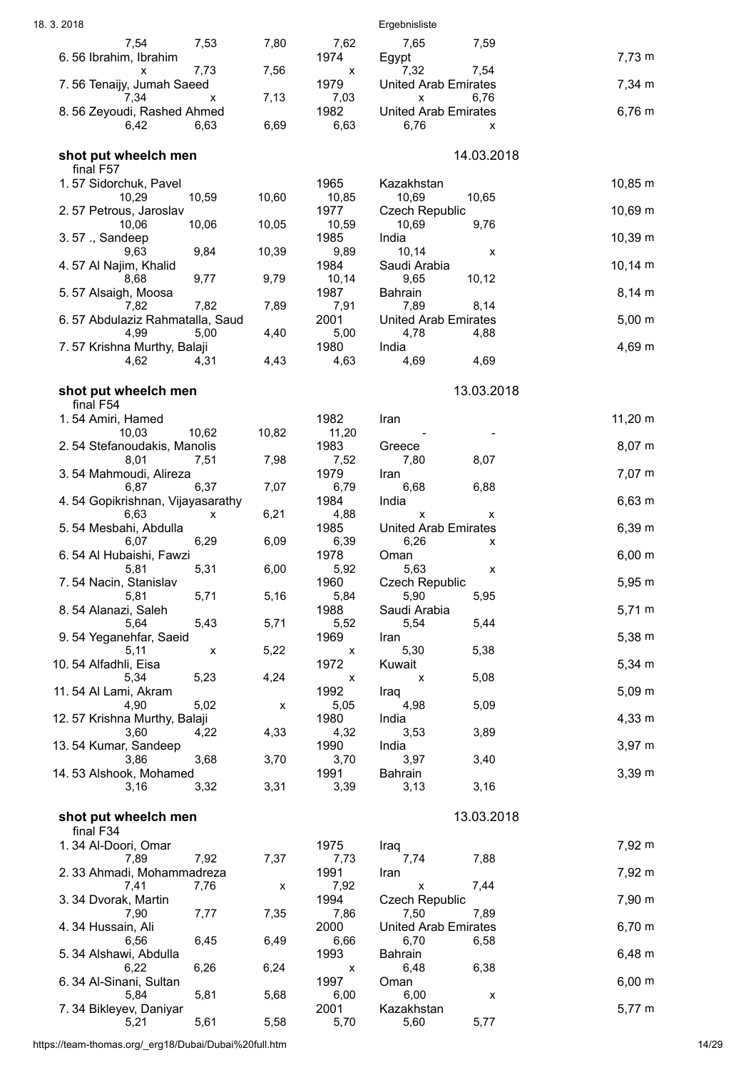| | | | | | | |
|---|---|---|---|---|---|---|
| 7,54 | 7,53 | 7,80 | 7,62 | 7,65 | 7,59 | |
| 6. 56 Ibrahim, Ibrahim | | | 1974 | Egypt | | 7,73 m |
| x | 7,73 | 7,56 | x | 7,32 | 7,54 | |
| 7. 56 Tenaijy, Jumah Saeed | | | 1979 | United Arab Emirates | | 7,34 m |
| 7,34 | x | 7,13 | 7,03 | x | 6,76 | |
| 8. 56 Zeyoudi, Rashed Ahmed | | | 1982 | United Arab Emirates | | 6,76 m |
| 6,42 | 6,63 | 6,69 | 6,63 | 6,76 | x | |

**shot put wheelch men** — 14.03.2018

final F57

| | | | | | | |
|---|---|---|---|---|---|---|
| 1. 57 Sidorchuk, Pavel | | | 1965 | Kazakhstan | | 10,85 m |
| 10,29 | 10,59 | 10,60 | 10,85 | 10,69 | 10,65 | |
| 2. 57 Petrous, Jaroslav | | | 1977 | Czech Republic | | 10,69 m |
| 10,06 | 10,06 | 10,05 | 10,59 | 10,69 | 9,76 | |
| 3. 57 ., Sandeep | | | 1985 | India | | 10,39 m |
| 9,63 | 9,84 | 10,39 | 9,89 | 10,14 | x | |
| 4. 57 Al Najim, Khalid | | | 1984 | Saudi Arabia | | 10,14 m |
| 8,68 | 9,77 | 9,79 | 10,14 | 9,65 | 10,12 | |
| 5. 57 Alsaigh, Moosa | | | 1987 | Bahrain | | 8,14 m |
| 7,82 | 7,82 | 7,89 | 7,91 | 7,89 | 8,14 | |
| 6. 57 Abdulaziz Rahmatalla, Saud | | | 2001 | United Arab Emirates | | 5,00 m |
| 4,99 | 5,00 | 4,40 | 5,00 | 4,78 | 4,88 | |
| 7. 57 Krishna Murthy, Balaji | | | 1980 | India | | 4,69 m |
| 4,62 | 4,31 | 4,43 | 4,63 | 4,69 | 4,69 | |

**shot put wheelch men** — 13.03.2018

final F54

| | | | | | | |
|---|---|---|---|---|---|---|
| 1. 54 Amiri, Hamed | | | 1982 | Iran | | 11,20 m |
| 10,03 | 10,62 | 10,82 | 11,20 | - | - | |
| 2. 54 Stefanoudakis, Manolis | | | 1983 | Greece | | 8,07 m |
| 8,01 | 7,51 | 7,98 | 7,52 | 7,80 | 8,07 | |
| 3. 54 Mahmoudi, Alireza | | | 1979 | Iran | | 7,07 m |
| 6,87 | 6,37 | 7,07 | 6,79 | 6,68 | 6,88 | |
| 4. 54 Gopikrishnan, Vijayasarathy | | | 1984 | India | | 6,63 m |
| 6,63 | x | 6,21 | 4,88 | x | x | |
| 5. 54 Mesbahi, Abdulla | | | 1985 | United Arab Emirates | | 6,39 m |
| 6,07 | 6,29 | 6,09 | 6,39 | 6,26 | x | |
| 6. 54 Al Hubaishi, Fawzi | | | 1978 | Oman | | 6,00 m |
| 5,81 | 5,31 | 6,00 | 5,92 | 5,63 | x | |
| 7. 54 Nacin, Stanislav | | | 1960 | Czech Republic | | 5,95 m |
| 5,81 | 5,71 | 5,16 | 5,84 | 5,90 | 5,95 | |
| 8. 54 Alanazi, Saleh | | | 1988 | Saudi Arabia | | 5,71 m |
| 5,64 | 5,43 | 5,71 | 5,52 | 5,54 | 5,44 | |
| 9. 54 Yeganehfar, Saeid | | | 1969 | Iran | | 5,38 m |
| 5,11 | x | 5,22 | x | 5,30 | 5,38 | |
| 10. 54 Alfadhli, Eisa | | | 1972 | Kuwait | | 5,34 m |
| 5,34 | 5,23 | 4,24 | x | x | 5,08 | |
| 11. 54 Al Lami, Akram | | | 1992 | Iraq | | 5,09 m |
| 4,90 | 5,02 | x | 5,05 | 4,98 | 5,09 | |
| 12. 57 Krishna Murthy, Balaji | | | 1980 | India | | 4,33 m |
| 3,60 | 4,22 | 4,33 | 4,32 | 3,53 | 3,89 | |
| 13. 54 Kumar, Sandeep | | | 1990 | India | | 3,97 m |
| 3,86 | 3,68 | 3,70 | 3,70 | 3,97 | 3,40 | |
| 14. 53 Alshook, Mohamed | | | 1991 | Bahrain | | 3,39 m |
| 3,16 | 3,32 | 3,31 | 3,39 | 3,13 | 3,16 | |

**shot put wheelch men** — 13.03.2018

final F34

| | | | | | | |
|---|---|---|---|---|---|---|
| 1. 34 Al-Doori, Omar | | | 1975 | Iraq | | 7,92 m |
| 7,89 | 7,92 | 7,37 | 7,73 | 7,74 | 7,88 | |
| 2. 33 Ahmadi, Mohammadreza | | | 1991 | Iran | | 7,92 m |
| 7,41 | 7,76 | x | 7,92 | x | 7,44 | |
| 3. 34 Dvorak, Martin | | | 1994 | Czech Republic | | 7,90 m |
| 7,90 | 7,77 | 7,35 | 7,86 | 7,50 | 7,89 | |
| 4. 34 Hussain, Ali | | | 2000 | United Arab Emirates | | 6,70 m |
| 6,56 | 6,45 | 6,49 | 6,66 | 6,70 | 6,58 | |
| 5. 34 Alshawi, Abdulla | | | 1993 | Bahrain | | 6,48 m |
| 6,22 | 6,26 | 6,24 | x | 6,48 | 6,38 | |
| 6. 34 Al-Sinani, Sultan | | | 1997 | Oman | | 6,00 m |
| 5,84 | 5,81 | 5,68 | 6,00 | 6,00 | x | |
| 7. 34 Bikleyev, Daniyar | | | 2001 | Kazakhstan | | 5,77 m |
| 5,21 | 5,61 | 5,58 | 5,70 | 5,60 | 5,77 | |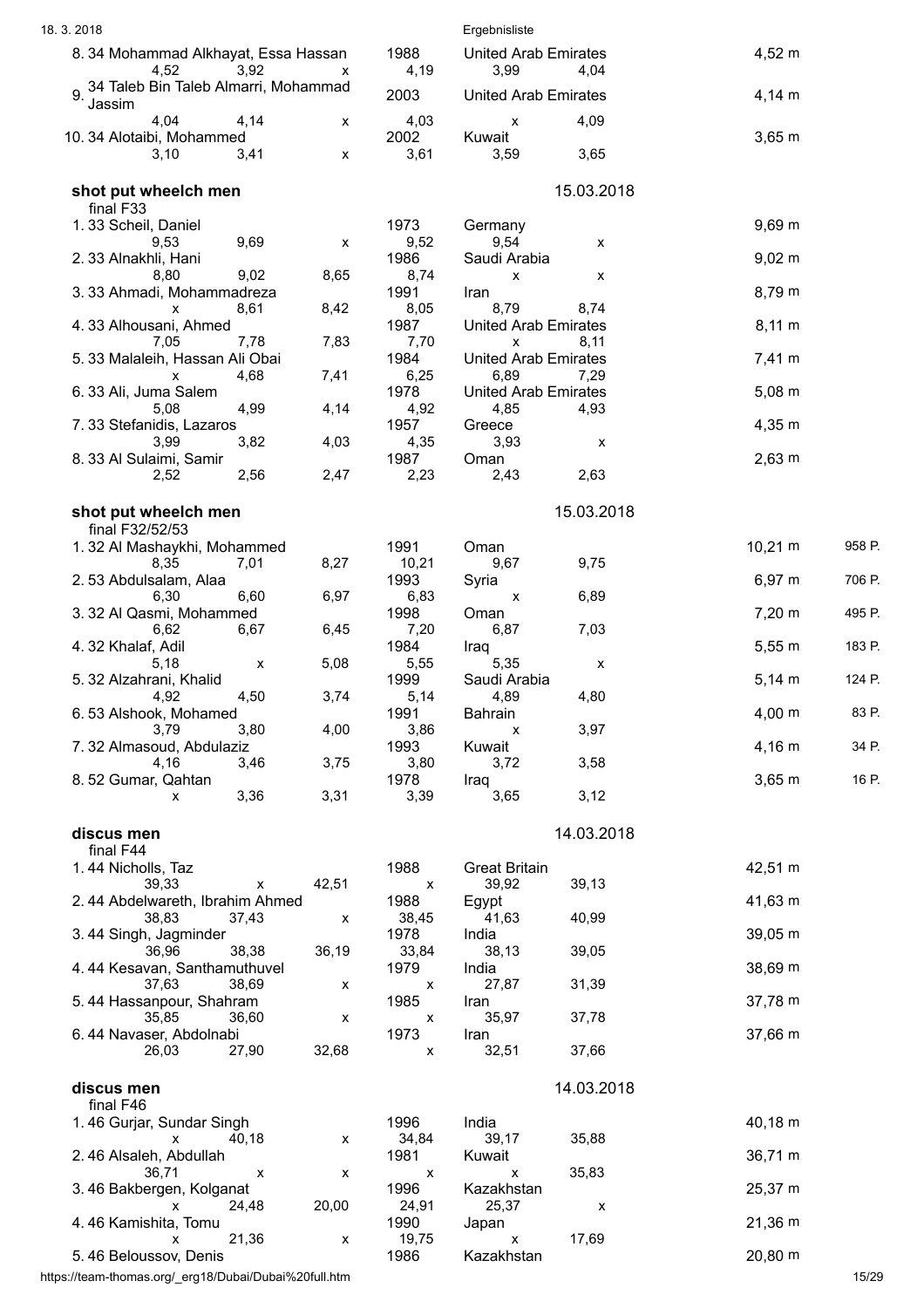| Rank | Class | Name | Year | Country | Result | Points |
|---|---|---|---|---|---|---|
| 8. | 34 | Mohammad Alkhayat, Essa Hassan | 1988 | United Arab Emirates | 4,52 m | |
| | | 4,52 3,92 x 4,19 3,99 4,04 | | | | |
| 9. | 34 | Taleb Bin Taleb Almarri, Mohammad Jassim | 2003 | United Arab Emirates | 4,14 m | |
| | | 4,04 4,14 x 4,03 x 4,09 | | | | |
| 10. | 34 | Alotaibi, Mohammed | 2002 | Kuwait | 3,65 m | |
| | | 3,10 3,41 x 3,61 3,59 3,65 | | | | |

**shot put wheelch men** — 15.03.2018

final F33

| Rank | Class | Name | Year | Country | Result |
|---|---|---|---|---|---|
| 1. | 33 | Scheil, Daniel | 1973 | Germany | 9,69 m |
| | | 9,53 9,69 x 9,52 9,54 x | | | |
| 2. | 33 | Alnakhli, Hani | 1986 | Saudi Arabia | 9,02 m |
| | | 8,80 9,02 8,65 8,74 x x | | | |
| 3. | 33 | Ahmadi, Mohammadreza | 1991 | Iran | 8,79 m |
| | | x 8,61 8,42 8,05 8,79 8,74 | | | |
| 4. | 33 | Alhousani, Ahmed | 1987 | United Arab Emirates | 8,11 m |
| | | 7,05 7,78 7,83 7,70 x 8,11 | | | |
| 5. | 33 | Malaleih, Hassan Ali Obai | 1984 | United Arab Emirates | 7,41 m |
| | | x 4,68 7,41 6,25 6,89 7,29 | | | |
| 6. | 33 | Ali, Juma Salem | 1978 | United Arab Emirates | 5,08 m |
| | | 5,08 4,99 4,14 4,92 4,85 4,93 | | | |
| 7. | 33 | Stefanidis, Lazaros | 1957 | Greece | 4,35 m |
| | | 3,99 3,82 4,03 4,35 3,93 x | | | |
| 8. | 33 | Al Sulaimi, Samir | 1987 | Oman | 2,63 m |
| | | 2,52 2,56 2,47 2,23 2,43 2,63 | | | |

**shot put wheelch men** — 15.03.2018

final F32/52/53

| Rank | Class | Name | Year | Country | Result | Points |
|---|---|---|---|---|---|---|
| 1. | 32 | Al Mashaykhi, Mohammed | 1991 | Oman | 10,21 m | 958 P. |
| | | 8,35 7,01 8,27 10,21 9,67 9,75 | | | | |
| 2. | 53 | Abdulsalam, Alaa | 1993 | Syria | 6,97 m | 706 P. |
| | | 6,30 6,60 6,97 6,83 x 6,89 | | | | |
| 3. | 32 | Al Qasmi, Mohammed | 1998 | Oman | 7,20 m | 495 P. |
| | | 6,62 6,67 6,45 7,20 6,87 7,03 | | | | |
| 4. | 32 | Khalaf, Adil | 1984 | Iraq | 5,55 m | 183 P. |
| | | 5,18 x 5,08 5,55 5,35 x | | | | |
| 5. | 32 | Alzahrani, Khalid | 1999 | Saudi Arabia | 5,14 m | 124 P. |
| | | 4,92 4,50 3,74 5,14 4,89 4,80 | | | | |
| 6. | 53 | Alshook, Mohamed | 1991 | Bahrain | 4,00 m | 83 P. |
| | | 3,79 3,80 4,00 3,86 x 3,97 | | | | |
| 7. | 32 | Almasoud, Abdulaziz | 1993 | Kuwait | 4,16 m | 34 P. |
| | | 4,16 3,46 3,75 3,80 3,72 3,58 | | | | |
| 8. | 52 | Gumar, Qahtan | 1978 | Iraq | 3,65 m | 16 P. |
| | | x 3,36 3,31 3,39 3,65 3,12 | | | | |

**discus men** — 14.03.2018

final F44

| Rank | Class | Name | Year | Country | Result |
|---|---|---|---|---|---|
| 1. | 44 | Nicholls, Taz | 1988 | Great Britain | 42,51 m |
| | | 39,33 x 42,51 x 39,92 39,13 | | | |
| 2. | 44 | Abdelwareth, Ibrahim Ahmed | 1988 | Egypt | 41,63 m |
| | | 38,83 37,43 x 38,45 41,63 40,99 | | | |
| 3. | 44 | Singh, Jagminder | 1978 | India | 39,05 m |
| | | 36,96 38,38 36,19 33,84 38,13 39,05 | | | |
| 4. | 44 | Kesavan, Santhamuthuvel | 1979 | India | 38,69 m |
| | | 37,63 38,69 x x 27,87 31,39 | | | |
| 5. | 44 | Hassanpour, Shahram | 1985 | Iran | 37,78 m |
| | | 35,85 36,60 x x 35,97 37,78 | | | |
| 6. | 44 | Navaser, Abdolnabi | 1973 | Iran | 37,66 m |
| | | 26,03 27,90 32,68 x 32,51 37,66 | | | |

**discus men** — 14.03.2018

final F46

| Rank | Class | Name | Year | Country | Result |
|---|---|---|---|---|---|
| 1. | 46 | Gurjar, Sundar Singh | 1996 | India | 40,18 m |
| | | x 40,18 x 34,84 39,17 35,88 | | | |
| 2. | 46 | Alsaleh, Abdullah | 1981 | Kuwait | 36,71 m |
| | | 36,71 x x x x 35,83 | | | |
| 3. | 46 | Bakbergen, Kolganat | 1996 | Kazakhstan | 25,37 m |
| | | x 24,48 20,00 24,91 25,37 x | | | |
| 4. | 46 | Kamishita, Tomu | 1990 | Japan | 21,36 m |
| | | x 21,36 x 19,75 x 17,69 | | | |
| 5. | 46 | Beloussov, Denis | 1986 | Kazakhstan | 20,80 m |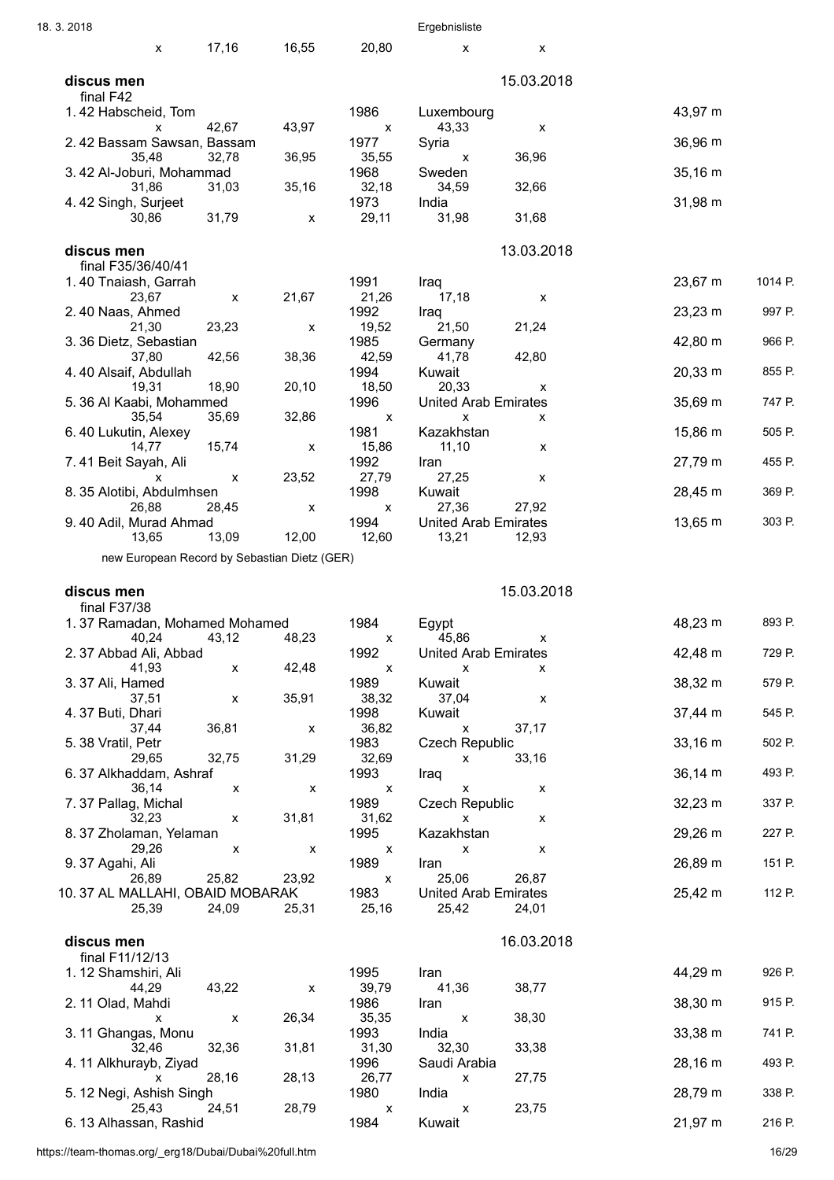| | | | | | |
|---|---|---|---|---|---|
| x | 17,16 | 16,55 | 20,80 | x | x |

## discus men

final F42 — 15.03.2018

| Place | Class | Name | Year | Country | Result |
|---|---|---|---|---|---|
| 1. | 42 | Habscheid, Tom | 1986 | Luxembourg | 43,97 m |
| | | x / 42,67 / 43,97 / x / 43,33 / x | | | |
| 2. | 42 | Bassam Sawsan, Bassam | 1977 | Syria | 36,96 m |
| | | 35,48 / 32,78 / 36,95 / 35,55 / x / 36,96 | | | |
| 3. | 42 | Al-Joburi, Mohammad | 1968 | Sweden | 35,16 m |
| | | 31,86 / 31,03 / 35,16 / 32,18 / 34,59 / 32,66 | | | |
| 4. | 42 | Singh, Surjeet | 1973 | India | 31,98 m |
| | | 30,86 / 31,79 / x / 29,11 / 31,98 / 31,68 | | | |

## discus men

final F35/36/40/41 — 13.03.2018

| Place | Class | Name | Year | Country | Result | Points |
|---|---|---|---|---|---|---|
| 1. | 40 | Tnaiash, Garrah | 1991 | Iraq | 23,67 m | 1014 P. |
| | | 23,67 / x / 21,67 / 21,26 / 17,18 / x | | | | |
| 2. | 40 | Naas, Ahmed | 1992 | Iraq | 23,23 m | 997 P. |
| | | 21,30 / 23,23 / x / 19,52 / 21,50 / 21,24 | | | | |
| 3. | 36 | Dietz, Sebastian | 1985 | Germany | 42,80 m | 966 P. |
| | | 37,80 / 42,56 / 38,36 / 42,59 / 41,78 / 42,80 | | | | |
| 4. | 40 | Alsaif, Abdullah | 1994 | Kuwait | 20,33 m | 855 P. |
| | | 19,31 / 18,90 / 20,10 / 18,50 / 20,33 / x | | | | |
| 5. | 36 | Al Kaabi, Mohammed | 1996 | United Arab Emirates | 35,69 m | 747 P. |
| | | 35,54 / 35,69 / 32,86 / x / x / x | | | | |
| 6. | 40 | Lukutin, Alexey | 1981 | Kazakhstan | 15,86 m | 505 P. |
| | | 14,77 / 15,74 / x / 15,86 / 11,10 / x | | | | |
| 7. | 41 | Beit Sayah, Ali | 1992 | Iran | 27,79 m | 455 P. |
| | | x / x / 23,52 / 27,79 / 27,25 / x | | | | |
| 8. | 35 | Alotibi, Abdulmhsen | 1998 | Kuwait | 28,45 m | 369 P. |
| | | 26,88 / 28,45 / x / x / 27,36 / 27,92 | | | | |
| 9. | 40 | Adil, Murad Ahmad | 1994 | United Arab Emirates | 13,65 m | 303 P. |
| | | 13,65 / 13,09 / 12,00 / 12,60 / 13,21 / 12,93 | | | | |

new European Record by Sebastian Dietz (GER)

## discus men

final F37/38 — 15.03.2018

| Place | Class | Name | Year | Country | Result | Points |
|---|---|---|---|---|---|---|
| 1. | 37 | Ramadan, Mohamed Mohamed | 1984 | Egypt | 48,23 m | 893 P. |
| | | 40,24 / 43,12 / 48,23 / x / 45,86 / x | | | | |
| 2. | 37 | Abbad Ali, Abbad | 1992 | United Arab Emirates | 42,48 m | 729 P. |
| | | 41,93 / x / 42,48 / x / x / x | | | | |
| 3. | 37 | Ali, Hamed | 1989 | Kuwait | 38,32 m | 579 P. |
| | | 37,51 / x / 35,91 / 38,32 / 37,04 / x | | | | |
| 4. | 37 | Buti, Dhari | 1998 | Kuwait | 37,44 m | 545 P. |
| | | 37,44 / 36,81 / x / 36,82 / x / 37,17 | | | | |
| 5. | 38 | Vratil, Petr | 1983 | Czech Republic | 33,16 m | 502 P. |
| | | 29,65 / 32,75 / 31,29 / 32,69 / x / 33,16 | | | | |
| 6. | 37 | Alkhaddam, Ashraf | 1993 | Iraq | 36,14 m | 493 P. |
| | | 36,14 / x / x / x / x / x | | | | |
| 7. | 37 | Pallag, Michal | 1989 | Czech Republic | 32,23 m | 337 P. |
| | | 32,23 / x / 31,81 / 31,62 / x / x | | | | |
| 8. | 37 | Zholaman, Yelaman | 1995 | Kazakhstan | 29,26 m | 227 P. |
| | | 29,26 / x / x / x / x / x | | | | |
| 9. | 37 | Agahi, Ali | 1989 | Iran | 26,89 m | 151 P. |
| | | 26,89 / 25,82 / 23,92 / x / 25,06 / 26,87 | | | | |
| 10. | 37 | AL MALLAHI, OBAID MOBARAK | 1983 | United Arab Emirates | 25,42 m | 112 P. |
| | | 25,39 / 24,09 / 25,31 / 25,16 / 25,42 / 24,01 | | | | |

## discus men

final F11/12/13 — 16.03.2018

| Place | Class | Name | Year | Country | Result | Points |
|---|---|---|---|---|---|---|
| 1. | 12 | Shamshiri, Ali | 1995 | Iran | 44,29 m | 926 P. |
| | | 44,29 / 43,22 / x / 39,79 / 41,36 / 38,77 | | | | |
| 2. | 11 | Olad, Mahdi | 1986 | Iran | 38,30 m | 915 P. |
| | | x / x / 26,34 / 35,35 / x / 38,30 | | | | |
| 3. | 11 | Ghangas, Monu | 1993 | India | 33,38 m | 741 P. |
| | | 32,46 / 32,36 / 31,81 / 31,30 / 32,30 / 33,38 | | | | |
| 4. | 11 | Alkhurayb, Ziyad | 1996 | Saudi Arabia | 28,16 m | 493 P. |
| | | x / 28,16 / 28,13 / 26,77 / x / 27,75 | | | | |
| 5. | 12 | Negi, Ashish Singh | 1980 | India | 28,79 m | 338 P. |
| | | 25,43 / 24,51 / 28,79 / x / x / 23,75 | | | | |
| 6. | 13 | Alhassan, Rashid | 1984 | Kuwait | 21,97 m | 216 P. |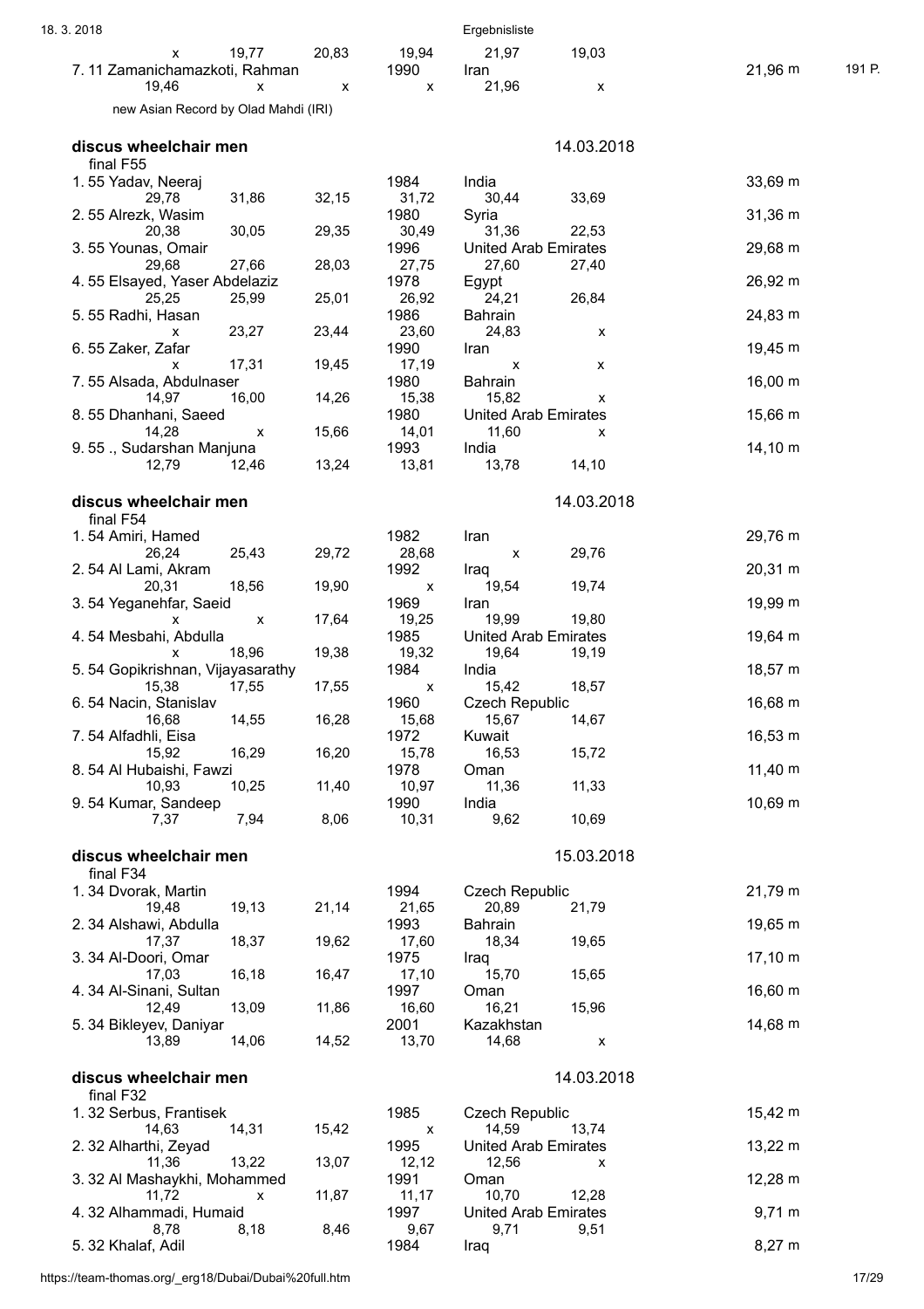| | | | | | | | |
|---|---|---|---|---|---|---|---|
| x | 19,77 | 20,83 | 19,94 | 21,97 | 19,03 | | |
| 7. 11 Zamanichamazkoti, Rahman | | | 1990 | Iran | | 21,96 m | 191 P. |
| 19,46 | x | x | x | 21,96 | x | | |

new Asian Record by Olad Mahdi (IRI)

## discus wheelchair men — 14.03.2018

final F55

| Place / Name | | | Year | Country | | Result |
|---|---|---|---|---|---|---|
| 1. 55 Yadav, Neeraj | | | 1984 | India | | 33,69 m |
| 29,78 | 31,86 | 32,15 | 31,72 | 30,44 | 33,69 | |
| 2. 55 Alrezk, Wasim | | | 1980 | Syria | | 31,36 m |
| 20,38 | 30,05 | 29,35 | 30,49 | 31,36 | 22,53 | |
| 3. 55 Younas, Omair | | | 1996 | United Arab Emirates | | 29,68 m |
| 29,68 | 27,66 | 28,03 | 27,75 | 27,60 | 27,40 | |
| 4. 55 Elsayed, Yaser Abdelaziz | | | 1978 | Egypt | | 26,92 m |
| 25,25 | 25,99 | 25,01 | 26,92 | 24,21 | 26,84 | |
| 5. 55 Radhi, Hasan | | | 1986 | Bahrain | | 24,83 m |
| x | 23,27 | 23,44 | 23,60 | 24,83 | x | |
| 6. 55 Zaker, Zafar | | | 1990 | Iran | | 19,45 m |
| x | 17,31 | 19,45 | 17,19 | x | x | |
| 7. 55 Alsada, Abdulnaser | | | 1980 | Bahrain | | 16,00 m |
| 14,97 | 16,00 | 14,26 | 15,38 | 15,82 | x | |
| 8. 55 Dhanhani, Saeed | | | 1980 | United Arab Emirates | | 15,66 m |
| 14,28 | x | 15,66 | 14,01 | 11,60 | x | |
| 9. 55 ., Sudarshan Manjuna | | | 1993 | India | | 14,10 m |
| 12,79 | 12,46 | 13,24 | 13,81 | 13,78 | 14,10 | |

## discus wheelchair men — 14.03.2018

final F54

| Place / Name | | | Year | Country | | Result |
|---|---|---|---|---|---|---|
| 1. 54 Amiri, Hamed | | | 1982 | Iran | | 29,76 m |
| 26,24 | 25,43 | 29,72 | 28,68 | x | 29,76 | |
| 2. 54 Al Lami, Akram | | | 1992 | Iraq | | 20,31 m |
| 20,31 | 18,56 | 19,90 | x | 19,54 | 19,74 | |
| 3. 54 Yeganehfar, Saeid | | | 1969 | Iran | | 19,99 m |
| x | x | 17,64 | 19,25 | 19,99 | 19,80 | |
| 4. 54 Mesbahi, Abdulla | | | 1985 | United Arab Emirates | | 19,64 m |
| x | 18,96 | 19,38 | 19,32 | 19,64 | 19,19 | |
| 5. 54 Gopikrishnan, Vijayasarathy | | | 1984 | India | | 18,57 m |
| 15,38 | 17,55 | 17,55 | x | 15,42 | 18,57 | |
| 6. 54 Nacin, Stanislav | | | 1960 | Czech Republic | | 16,68 m |
| 16,68 | 14,55 | 16,28 | 15,68 | 15,67 | 14,67 | |
| 7. 54 Alfadhli, Eisa | | | 1972 | Kuwait | | 16,53 m |
| 15,92 | 16,29 | 16,20 | 15,78 | 16,53 | 15,72 | |
| 8. 54 Al Hubaishi, Fawzi | | | 1978 | Oman | | 11,40 m |
| 10,93 | 10,25 | 11,40 | 10,97 | 11,36 | 11,33 | |
| 9. 54 Kumar, Sandeep | | | 1990 | India | | 10,69 m |
| 7,37 | 7,94 | 8,06 | 10,31 | 9,62 | 10,69 | |

## discus wheelchair men — 15.03.2018

final F34

| Place / Name | | | Year | Country | | Result |
|---|---|---|---|---|---|---|
| 1. 34 Dvorak, Martin | | | 1994 | Czech Republic | | 21,79 m |
| 19,48 | 19,13 | 21,14 | 21,65 | 20,89 | 21,79 | |
| 2. 34 Alshawi, Abdulla | | | 1993 | Bahrain | | 19,65 m |
| 17,37 | 18,37 | 19,62 | 17,60 | 18,34 | 19,65 | |
| 3. 34 Al-Doori, Omar | | | 1975 | Iraq | | 17,10 m |
| 17,03 | 16,18 | 16,47 | 17,10 | 15,70 | 15,65 | |
| 4. 34 Al-Sinani, Sultan | | | 1997 | Oman | | 16,60 m |
| 12,49 | 13,09 | 11,86 | 16,60 | 16,21 | 15,96 | |
| 5. 34 Bikleyev, Daniyar | | | 2001 | Kazakhstan | | 14,68 m |
| 13,89 | 14,06 | 14,52 | 13,70 | 14,68 | x | |

## discus wheelchair men — 14.03.2018

final F32

| Place / Name | | | Year | Country | | Result |
|---|---|---|---|---|---|---|
| 1. 32 Serbus, Frantisek | | | 1985 | Czech Republic | | 15,42 m |
| 14,63 | 14,31 | 15,42 | x | 14,59 | 13,74 | |
| 2. 32 Alharthi, Zeyad | | | 1995 | United Arab Emirates | | 13,22 m |
| 11,36 | 13,22 | 13,07 | 12,12 | 12,56 | x | |
| 3. 32 Al Mashaykhi, Mohammed | | | 1991 | Oman | | 12,28 m |
| 11,72 | x | 11,87 | 11,17 | 10,70 | 12,28 | |
| 4. 32 Alhammadi, Humaid | | | 1997 | United Arab Emirates | | 9,71 m |
| 8,78 | 8,18 | 8,46 | 9,67 | 9,71 | 9,51 | |
| 5. 32 Khalaf, Adil | | | 1984 | Iraq | | 8,27 m |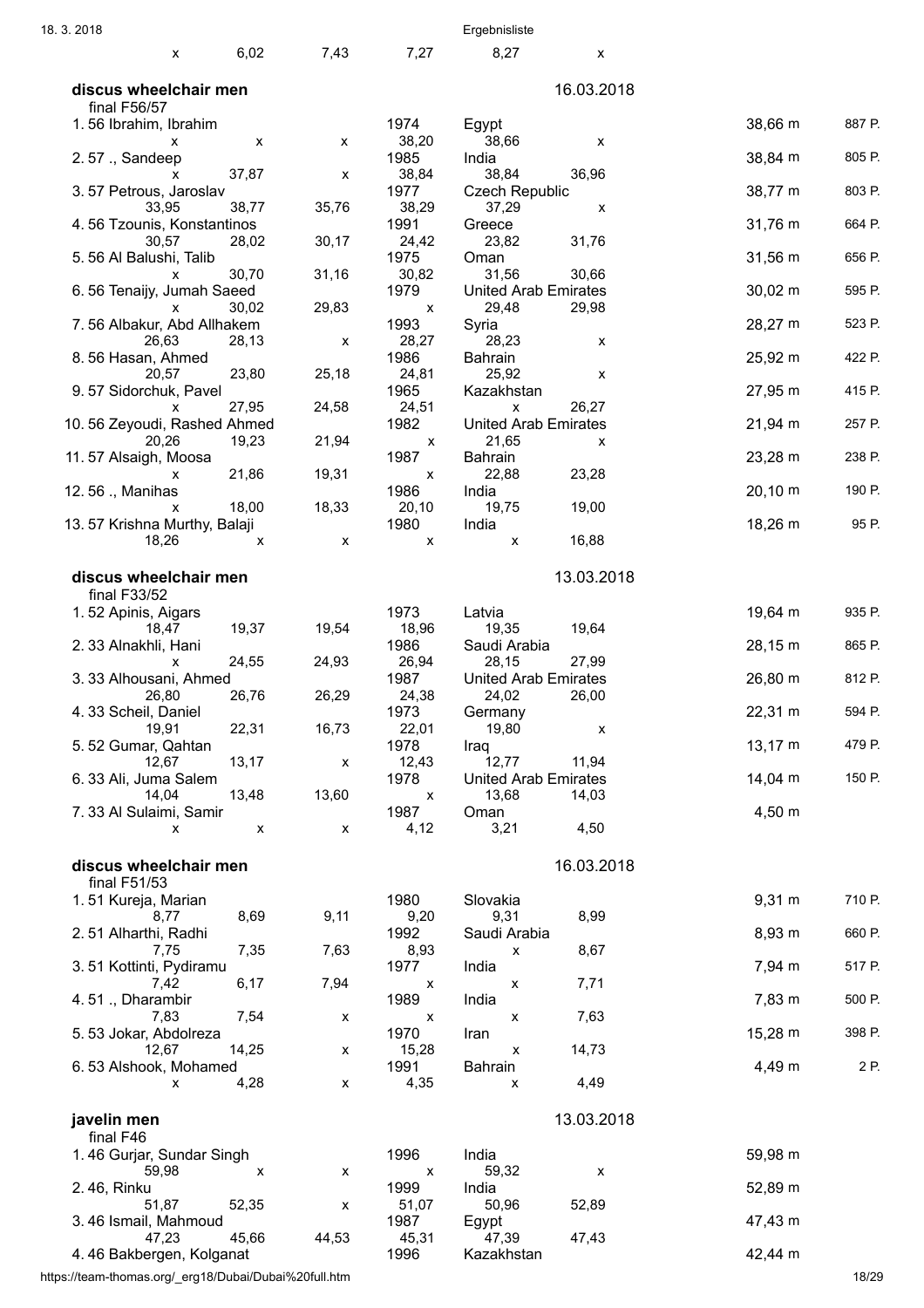| | | | | | |
|---|---|---|---|---|---|
| x | 6,02 | 7,43 | 7,27 | 8,27 | x |

## discus wheelchair men — 16.03.2018

final F56/57

| Rank | Class | Name | Year | Country | Result | Points |
|---|---|---|---|---|---|---|
| 1. | 56 | Ibrahim, Ibrahim | 1974 | Egypt | 38,66 m | 887 P. |
| | | x x x 38,20 38,66 x | | | | |
| 2. | 57 | ., Sandeep | 1985 | India | 38,84 m | 805 P. |
| | | x 37,87 x 38,84 38,84 36,96 | | | | |
| 3. | 57 | Petrous, Jaroslav | 1977 | Czech Republic | 38,77 m | 803 P. |
| | | 33,95 38,77 35,76 38,29 37,29 x | | | | |
| 4. | 56 | Tzounis, Konstantinos | 1991 | Greece | 31,76 m | 664 P. |
| | | 30,57 28,02 30,17 24,42 23,82 31,76 | | | | |
| 5. | 56 | Al Balushi, Talib | 1975 | Oman | 31,56 m | 656 P. |
| | | x 30,70 31,16 30,82 31,56 30,66 | | | | |
| 6. | 56 | Tenaijy, Jumah Saeed | 1979 | United Arab Emirates | 30,02 m | 595 P. |
| | | x 30,02 29,83 x 29,48 29,98 | | | | |
| 7. | 56 | Albakur, Abd Allhakem | 1993 | Syria | 28,27 m | 523 P. |
| | | 26,63 28,13 x 28,27 28,23 x | | | | |
| 8. | 56 | Hasan, Ahmed | 1986 | Bahrain | 25,92 m | 422 P. |
| | | 20,57 23,80 25,18 24,81 25,92 x | | | | |
| 9. | 57 | Sidorchuk, Pavel | 1965 | Kazakhstan | 27,95 m | 415 P. |
| | | x 27,95 24,58 24,51 x 26,27 | | | | |
| 10. | 56 | Zeyoudi, Rashed Ahmed | 1982 | United Arab Emirates | 21,94 m | 257 P. |
| | | 20,26 19,23 21,94 x 21,65 x | | | | |
| 11. | 57 | Alsaigh, Moosa | 1987 | Bahrain | 23,28 m | 238 P. |
| | | x 21,86 19,31 x 22,88 23,28 | | | | |
| 12. | 56 | ., Manihas | 1986 | India | 20,10 m | 190 P. |
| | | x 18,00 18,33 20,10 19,75 19,00 | | | | |
| 13. | 57 | Krishna Murthy, Balaji | 1980 | India | 18,26 m | 95 P. |
| | | 18,26 x x x x 16,88 | | | | |

## discus wheelchair men — 13.03.2018

final F33/52

| Rank | Class | Name | Year | Country | Result | Points |
|---|---|---|---|---|---|---|
| 1. | 52 | Apinis, Aigars | 1973 | Latvia | 19,64 m | 935 P. |
| | | 18,47 19,37 19,54 18,96 19,35 19,64 | | | | |
| 2. | 33 | Alnakhli, Hani | 1986 | Saudi Arabia | 28,15 m | 865 P. |
| | | x 24,55 24,93 26,94 28,15 27,99 | | | | |
| 3. | 33 | Alhousani, Ahmed | 1987 | United Arab Emirates | 26,80 m | 812 P. |
| | | 26,80 26,76 26,29 24,38 24,02 26,00 | | | | |
| 4. | 33 | Scheil, Daniel | 1973 | Germany | 22,31 m | 594 P. |
| | | 19,91 22,31 16,73 22,01 19,80 x | | | | |
| 5. | 52 | Gumar, Qahtan | 1978 | Iraq | 13,17 m | 479 P. |
| | | 12,67 13,17 x 12,43 12,77 11,94 | | | | |
| 6. | 33 | Ali, Juma Salem | 1978 | United Arab Emirates | 14,04 m | 150 P. |
| | | 14,04 13,48 13,60 x 13,68 14,03 | | | | |
| 7. | 33 | Al Sulaimi, Samir | 1987 | Oman | 4,50 m | |
| | | x x x 4,12 3,21 4,50 | | | | |

## discus wheelchair men — 16.03.2018

final F51/53

| Rank | Class | Name | Year | Country | Result | Points |
|---|---|---|---|---|---|---|
| 1. | 51 | Kureja, Marian | 1980 | Slovakia | 9,31 m | 710 P. |
| | | 8,77 8,69 9,11 9,20 9,31 8,99 | | | | |
| 2. | 51 | Alharthi, Radhi | 1992 | Saudi Arabia | 8,93 m | 660 P. |
| | | 7,75 7,35 7,63 8,93 x 8,67 | | | | |
| 3. | 51 | Kottinti, Pydiramu | 1977 | India | 7,94 m | 517 P. |
| | | 7,42 6,17 7,94 x x 7,71 | | | | |
| 4. | 51 | ., Dharambir | 1989 | India | 7,83 m | 500 P. |
| | | 7,83 7,54 x x x 7,63 | | | | |
| 5. | 53 | Jokar, Abdolreza | 1970 | Iran | 15,28 m | 398 P. |
| | | 12,67 14,25 x 15,28 x 14,73 | | | | |
| 6. | 53 | Alshook, Mohamed | 1991 | Bahrain | 4,49 m | 2 P. |
| | | x 4,28 x 4,35 x 4,49 | | | | |

## javelin men — 13.03.2018

final F46

| Rank | Class | Name | Year | Country | Result |
|---|---|---|---|---|---|
| 1. | 46 | Gurjar, Sundar Singh | 1996 | India | 59,98 m |
| | | 59,98 x x x 59,32 x | | | |
| 2. | 46 | , Rinku | 1999 | India | 52,89 m |
| | | 51,87 52,35 x 51,07 50,96 52,89 | | | |
| 3. | 46 | Ismail, Mahmoud | 1987 | Egypt | 47,43 m |
| | | 47,23 45,66 44,53 45,31 47,39 47,43 | | | |
| 4. | 46 | Bakbergen, Kolganat | 1996 | Kazakhstan | 42,44 m |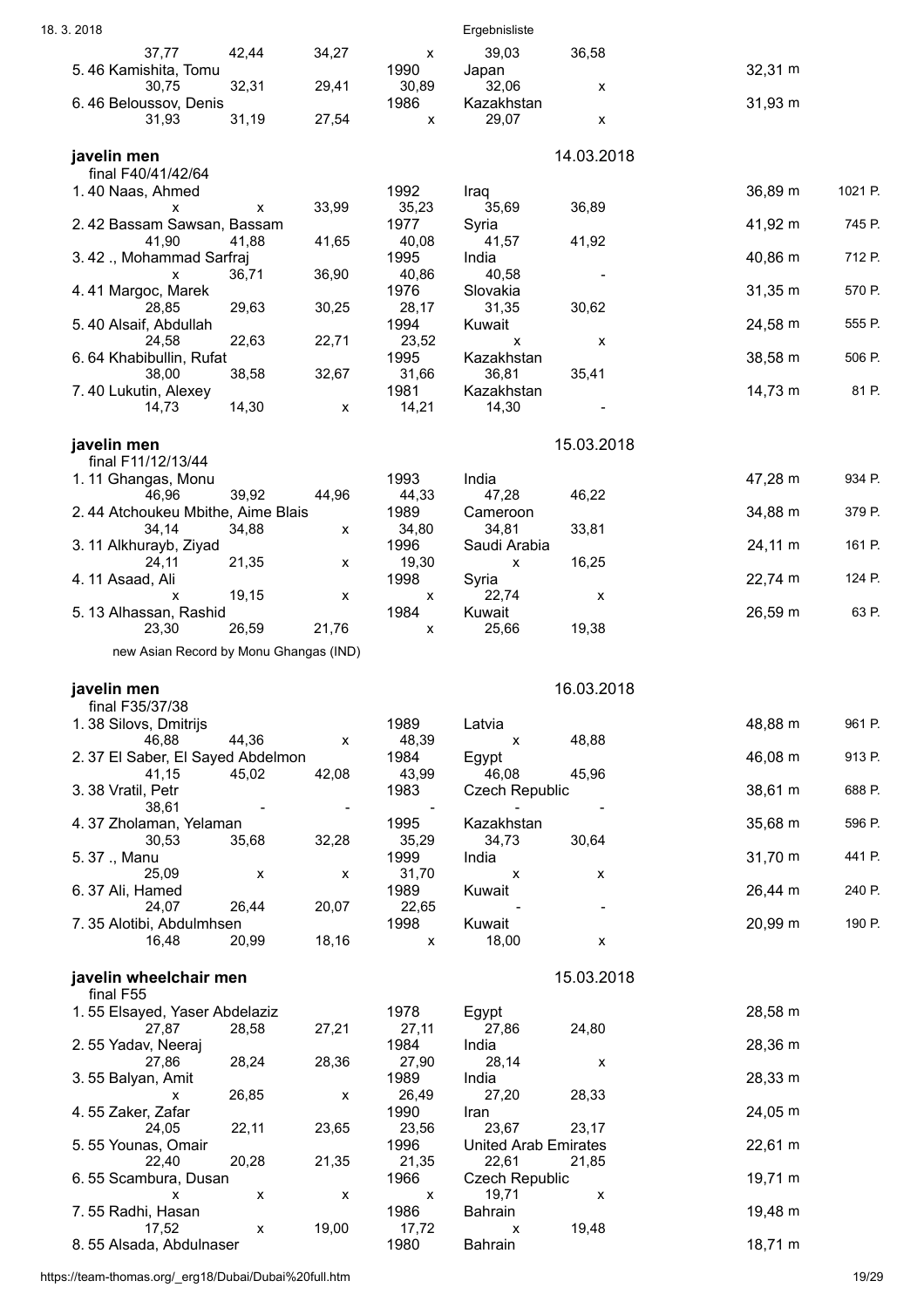| | | | | | | | |
|---|---|---|---|---|---|---|---|
| 37,77 | 42,44 | 34,27 | x | 39,03 | 36,58 | | |
| 5. 46 Kamishita, Tomu | | | 1990 | Japan | | 32,31 m | |
| 30,75 | 32,31 | 29,41 | 30,89 | 32,06 | x | | |
| 6. 46 Beloussov, Denis | | | 1986 | Kazakhstan | | 31,93 m | |
| 31,93 | 31,19 | 27,54 | x | 29,07 | x | | |

## javelin men

14.03.2018

final F40/41/42/64

| | | | | | | | |
|---|---|---|---|---|---|---|---|
| 1. 40 Naas, Ahmed | | | 1992 | Iraq | | 36,89 m | 1021 P. |
| x | x | 33,99 | 35,23 | 35,69 | 36,89 | | |
| 2. 42 Bassam Sawsan, Bassam | | | 1977 | Syria | | 41,92 m | 745 P. |
| 41,90 | 41,88 | 41,65 | 40,08 | 41,57 | 41,92 | | |
| 3. 42 ., Mohammad Sarfraj | | | 1995 | India | | 40,86 m | 712 P. |
| x | 36,71 | 36,90 | 40,86 | 40,58 | - | | |
| 4. 41 Margoc, Marek | | | 1976 | Slovakia | | 31,35 m | 570 P. |
| 28,85 | 29,63 | 30,25 | 28,17 | 31,35 | 30,62 | | |
| 5. 40 Alsaif, Abdullah | | | 1994 | Kuwait | | 24,58 m | 555 P. |
| 24,58 | 22,63 | 22,71 | 23,52 | x | x | | |
| 6. 64 Khabibullin, Rufat | | | 1995 | Kazakhstan | | 38,58 m | 506 P. |
| 38,00 | 38,58 | 32,67 | 31,66 | 36,81 | 35,41 | | |
| 7. 40 Lukutin, Alexey | | | 1981 | Kazakhstan | | 14,73 m | 81 P. |
| 14,73 | 14,30 | x | 14,21 | 14,30 | - | | |

## javelin men

15.03.2018

final F11/12/13/44

| | | | | | | | |
|---|---|---|---|---|---|---|---|
| 1. 11 Ghangas, Monu | | | 1993 | India | | 47,28 m | 934 P. |
| 46,96 | 39,92 | 44,96 | 44,33 | 47,28 | 46,22 | | |
| 2. 44 Atchoukeu Mbithe, Aime Blais | | | 1989 | Cameroon | | 34,88 m | 379 P. |
| 34,14 | 34,88 | x | 34,80 | 34,81 | 33,81 | | |
| 3. 11 Alkhurayb, Ziyad | | | 1996 | Saudi Arabia | | 24,11 m | 161 P. |
| 24,11 | 21,35 | x | 19,30 | x | 16,25 | | |
| 4. 11 Asaad, Ali | | | 1998 | Syria | | 22,74 m | 124 P. |
| x | 19,15 | x | x | 22,74 | x | | |
| 5. 13 Alhassan, Rashid | | | 1984 | Kuwait | | 26,59 m | 63 P. |
| 23,30 | 26,59 | 21,76 | x | 25,66 | 19,38 | | |

new Asian Record by Monu Ghangas (IND)

## javelin men

16.03.2018

final F35/37/38

| | | | | | | | |
|---|---|---|---|---|---|---|---|
| 1. 38 Silovs, Dmitrijs | | | 1989 | Latvia | | 48,88 m | 961 P. |
| 46,88 | 44,36 | x | 48,39 | x | 48,88 | | |
| 2. 37 El Saber, El Sayed Abdelmon | | | 1984 | Egypt | | 46,08 m | 913 P. |
| 41,15 | 45,02 | 42,08 | 43,99 | 46,08 | 45,96 | | |
| 3. 38 Vratil, Petr | | | 1983 | Czech Republic | | 38,61 m | 688 P. |
| 38,61 | - | - | - | - | - | | |
| 4. 37 Zholaman, Yelaman | | | 1995 | Kazakhstan | | 35,68 m | 596 P. |
| 30,53 | 35,68 | 32,28 | 35,29 | 34,73 | 30,64 | | |
| 5. 37 ., Manu | | | 1999 | India | | 31,70 m | 441 P. |
| 25,09 | x | x | 31,70 | x | x | | |
| 6. 37 Ali, Hamed | | | 1989 | Kuwait | | 26,44 m | 240 P. |
| 24,07 | 26,44 | 20,07 | 22,65 | - | - | | |
| 7. 35 Alotibi, Abdulmhsen | | | 1998 | Kuwait | | 20,99 m | 190 P. |
| 16,48 | 20,99 | 18,16 | x | 18,00 | x | | |

## javelin wheelchair men

15.03.2018

final F55

| | | | | | | |
|---|---|---|---|---|---|---|
| 1. 55 Elsayed, Yaser Abdelaziz | | | 1978 | Egypt | | 28,58 m |
| 27,87 | 28,58 | 27,21 | 27,11 | 27,86 | 24,80 | |
| 2. 55 Yadav, Neeraj | | | 1984 | India | | 28,36 m |
| 27,86 | 28,24 | 28,36 | 27,90 | 28,14 | x | |
| 3. 55 Balyan, Amit | | | 1989 | India | | 28,33 m |
| x | 26,85 | x | 26,49 | 27,20 | 28,33 | |
| 4. 55 Zaker, Zafar | | | 1990 | Iran | | 24,05 m |
| 24,05 | 22,11 | 23,65 | 23,56 | 23,67 | 23,17 | |
| 5. 55 Younas, Omair | | | 1996 | United Arab Emirates | | 22,61 m |
| 22,40 | 20,28 | 21,35 | 21,35 | 22,61 | 21,85 | |
| 6. 55 Scambura, Dusan | | | 1966 | Czech Republic | | 19,71 m |
| x | x | x | x | 19,71 | x | |
| 7. 55 Radhi, Hasan | | | 1986 | Bahrain | | 19,48 m |
| 17,52 | x | 19,00 | 17,72 | x | 19,48 | |
| 8. 55 Alsada, Abdulnaser | | | 1980 | Bahrain | | 18,71 m |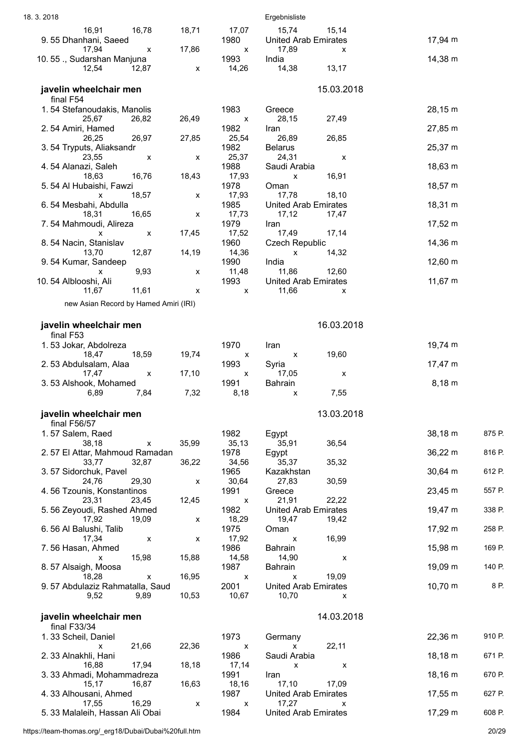| | | | | | | | |
|---|---|---|---|---|---|---|---|
| 16,91 | 16,78 | 18,71 | 17,07 | 15,74 | 15,14 | | |
| 9. 55 Dhanhani, Saeed | | | 1980 | United Arab Emirates | | 17,94 m | |
| 17,94 | x | 17,86 | x | 17,89 | x | | |
| 10. 55 ., Sudarshan Manjuna | | | 1993 | India | | 14,38 m | |
| 12,54 | 12,87 | x | 14,26 | 14,38 | 13,17 | | |

### javelin wheelchair men

15.03.2018

final F54

| | | | | | | | |
|---|---|---|---|---|---|---|---|
| 1. 54 Stefanoudakis, Manolis | | | 1983 | Greece | | 28,15 m | |
| 25,67 | 26,82 | 26,49 | x | 28,15 | 27,49 | | |
| 2. 54 Amiri, Hamed | | | 1982 | Iran | | 27,85 m | |
| 26,25 | 26,97 | 27,85 | 25,54 | 26,89 | 26,85 | | |
| 3. 54 Tryputs, Aliaksandr | | | 1982 | Belarus | | 25,37 m | |
| 23,55 | x | x | 25,37 | 24,31 | x | | |
| 4. 54 Alanazi, Saleh | | | 1988 | Saudi Arabia | | 18,63 m | |
| 18,63 | 16,76 | 18,43 | 17,93 | x | 16,91 | | |
| 5. 54 Al Hubaishi, Fawzi | | | 1978 | Oman | | 18,57 m | |
| x | 18,57 | x | 17,93 | 17,78 | 18,10 | | |
| 6. 54 Mesbahi, Abdulla | | | 1985 | United Arab Emirates | | 18,31 m | |
| 18,31 | 16,65 | x | 17,73 | 17,12 | 17,47 | | |
| 7. 54 Mahmoudi, Alireza | | | 1979 | Iran | | 17,52 m | |
| x | x | 17,45 | 17,52 | 17,49 | 17,14 | | |
| 8. 54 Nacin, Stanislav | | | 1960 | Czech Republic | | 14,36 m | |
| 13,70 | 12,87 | 14,19 | 14,36 | x | 14,32 | | |
| 9. 54 Kumar, Sandeep | | | 1990 | India | | 12,60 m | |
| x | 9,93 | x | 11,48 | 11,86 | 12,60 | | |
| 10. 54 Alblooshi, Ali | | | 1993 | United Arab Emirates | | 11,67 m | |
| 11,67 | 11,61 | x | x | 11,66 | x | | |

new Asian Record by Hamed Amiri (IRI)

### javelin wheelchair men

16.03.2018

final F53

| | | | | | | | |
|---|---|---|---|---|---|---|---|
| 1. 53 Jokar, Abdolreza | | | 1970 | Iran | | 19,74 m | |
| 18,47 | 18,59 | 19,74 | x | x | 19,60 | | |
| 2. 53 Abdulsalam, Alaa | | | 1993 | Syria | | 17,47 m | |
| 17,47 | x | 17,10 | x | 17,05 | x | | |
| 3. 53 Alshook, Mohamed | | | 1991 | Bahrain | | 8,18 m | |
| 6,89 | 7,84 | 7,32 | 8,18 | x | 7,55 | | |

### javelin wheelchair men

13.03.2018

final F56/57

| | | | | | | | |
|---|---|---|---|---|---|---|---|
| 1. 57 Salem, Raed | | | 1982 | Egypt | | 38,18 m | 875 P. |
| 38,18 | x | 35,99 | 35,13 | 35,91 | 36,54 | | |
| 2. 57 El Attar, Mahmoud Ramadan | | | 1978 | Egypt | | 36,22 m | 816 P. |
| 33,77 | 32,87 | 36,22 | 34,56 | 35,37 | 35,32 | | |
| 3. 57 Sidorchuk, Pavel | | | 1965 | Kazakhstan | | 30,64 m | 612 P. |
| 24,76 | 29,30 | x | 30,64 | 27,83 | 30,59 | | |
| 4. 56 Tzounis, Konstantinos | | | 1991 | Greece | | 23,45 m | 557 P. |
| 23,31 | 23,45 | 12,45 | x | 21,91 | 22,22 | | |
| 5. 56 Zeyoudi, Rashed Ahmed | | | 1982 | United Arab Emirates | | 19,47 m | 338 P. |
| 17,92 | 19,09 | x | 18,29 | 19,47 | 19,42 | | |
| 6. 56 Al Balushi, Talib | | | 1975 | Oman | | 17,92 m | 258 P. |
| 17,34 | x | x | 17,92 | x | 16,99 | | |
| 7. 56 Hasan, Ahmed | | | 1986 | Bahrain | | 15,98 m | 169 P. |
| x | 15,98 | 15,88 | 14,58 | 14,90 | x | | |
| 8. 57 Alsaigh, Moosa | | | 1987 | Bahrain | | 19,09 m | 140 P. |
| 18,28 | x | 16,95 | x | x | 19,09 | | |
| 9. 57 Abdulaziz Rahmatalla, Saud | | | 2001 | United Arab Emirates | | 10,70 m | 8 P. |
| 9,52 | 9,89 | 10,53 | 10,67 | 10,70 | x | | |

### javelin wheelchair men

14.03.2018

final F33/34

| | | | | | | | |
|---|---|---|---|---|---|---|---|
| 1. 33 Scheil, Daniel | | | 1973 | Germany | | 22,36 m | 910 P. |
| x | 21,66 | 22,36 | x | x | 22,11 | | |
| 2. 33 Alnakhli, Hani | | | 1986 | Saudi Arabia | | 18,18 m | 671 P. |
| 16,88 | 17,94 | 18,18 | 17,14 | x | x | | |
| 3. 33 Ahmadi, Mohammadreza | | | 1991 | Iran | | 18,16 m | 670 P. |
| 15,17 | 16,87 | 16,63 | 18,16 | 17,10 | 17,09 | | |
| 4. 33 Alhousani, Ahmed | | | 1987 | United Arab Emirates | | 17,55 m | 627 P. |
| 17,55 | 16,29 | x | x | 17,27 | x | | |
| 5. 33 Malaleih, Hassan Ali Obai | | | 1984 | United Arab Emirates | | 17,29 m | 608 P. |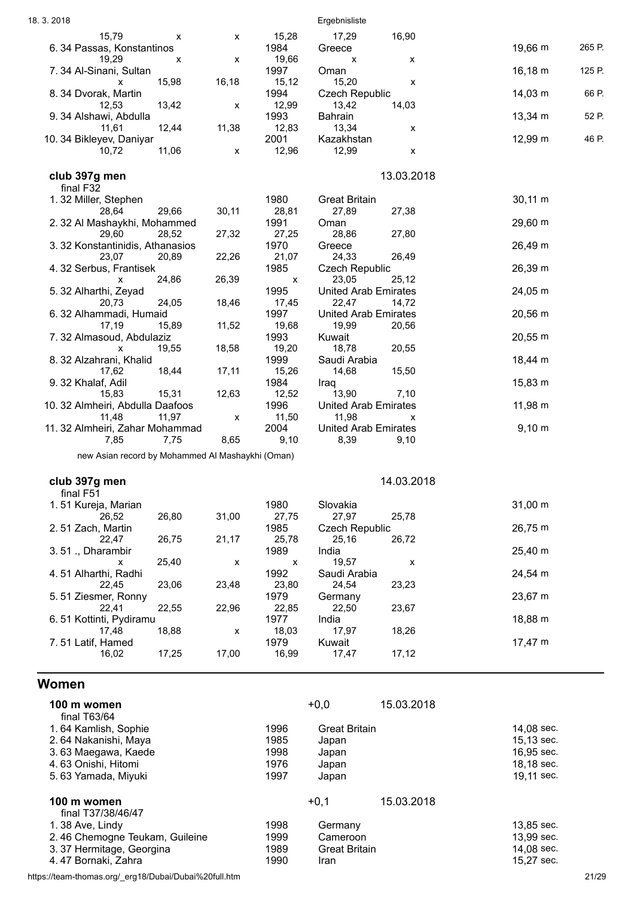| | | | | | | | |
|---|---|---|---|---|---|---|---|
| 15,79 | x | x | 15,28 | 17,29 | 16,90 | | |
| 6. 34 Passas, Konstantinos | | | 1984 | Greece | | 19,66 m | 265 P. |
| 19,29 | x | x | 19,66 | x | x | | |
| 7. 34 Al-Sinani, Sultan | | | 1997 | Oman | | 16,18 m | 125 P. |
| x | 15,98 | 16,18 | 15,12 | 15,20 | x | | |
| 8. 34 Dvorak, Martin | | | 1994 | Czech Republic | | 14,03 m | 66 P. |
| 12,53 | 13,42 | x | 12,99 | 13,42 | 14,03 | | |
| 9. 34 Alshawi, Abdulla | | | 1993 | Bahrain | | 13,34 m | 52 P. |
| 11,61 | 12,44 | 11,38 | 12,83 | 13,34 | x | | |
| 10. 34 Bikleyev, Daniyar | | | 2001 | Kazakhstan | | 12,99 m | 46 P. |
| 10,72 | 11,06 | x | 12,96 | 12,99 | x | | |

**club 397g men** — 13.03.2018

final F32

| | | | | | | |
|---|---|---|---|---|---|---|
| 1. 32 Miller, Stephen | | | 1980 | Great Britain | | 30,11 m |
| 28,64 | 29,66 | 30,11 | 28,81 | 27,89 | 27,38 | |
| 2. 32 Al Mashaykhi, Mohammed | | | 1991 | Oman | | 29,60 m |
| 29,60 | 28,52 | 27,32 | 27,25 | 28,86 | 27,80 | |
| 3. 32 Konstantinidis, Athanasios | | | 1970 | Greece | | 26,49 m |
| 23,07 | 20,89 | 22,26 | 21,07 | 24,33 | 26,49 | |
| 4. 32 Serbus, Frantisek | | | 1985 | Czech Republic | | 26,39 m |
| x | 24,86 | 26,39 | x | 23,05 | 25,12 | |
| 5. 32 Alharthi, Zeyad | | | 1995 | United Arab Emirates | | 24,05 m |
| 20,73 | 24,05 | 18,46 | 17,45 | 22,47 | 14,72 | |
| 6. 32 Alhammadi, Humaid | | | 1997 | United Arab Emirates | | 20,56 m |
| 17,19 | 15,89 | 11,52 | 19,68 | 19,99 | 20,56 | |
| 7. 32 Almasoud, Abdulaziz | | | 1993 | Kuwait | | 20,55 m |
| x | 19,55 | 18,58 | 19,20 | 18,78 | 20,55 | |
| 8. 32 Alzahrani, Khalid | | | 1999 | Saudi Arabia | | 18,44 m |
| 17,62 | 18,44 | 17,11 | 15,26 | 14,68 | 15,50 | |
| 9. 32 Khalaf, Adil | | | 1984 | Iraq | | 15,83 m |
| 15,83 | 15,31 | 12,63 | 12,52 | 13,90 | 7,10 | |
| 10. 32 Almheiri, Abdulla Daafoos | | | 1996 | United Arab Emirates | | 11,98 m |
| 11,48 | 11,97 | x | 11,50 | 11,98 | x | |
| 11. 32 Almheiri, Zahar Mohammad | | | 2004 | United Arab Emirates | | 9,10 m |
| 7,85 | 7,75 | 8,65 | 9,10 | 8,39 | 9,10 | |

new Asian record by Mohammed Al Mashaykhi (Oman)

**club 397g men** — 14.03.2018

final F51

| | | | | | | |
|---|---|---|---|---|---|---|
| 1. 51 Kureja, Marian | | | 1980 | Slovakia | | 31,00 m |
| 26,52 | 26,80 | 31,00 | 27,75 | 27,97 | 25,78 | |
| 2. 51 Zach, Martin | | | 1985 | Czech Republic | | 26,75 m |
| 22,47 | 26,75 | 21,17 | 25,78 | 25,16 | 26,72 | |
| 3. 51 ., Dharambir | | | 1989 | India | | 25,40 m |
| x | 25,40 | x | x | 19,57 | x | |
| 4. 51 Alharthi, Radhi | | | 1992 | Saudi Arabia | | 24,54 m |
| 22,45 | 23,06 | 23,48 | 23,80 | 24,54 | 23,23 | |
| 5. 51 Ziesmer, Ronny | | | 1979 | Germany | | 23,67 m |
| 22,41 | 22,55 | 22,96 | 22,85 | 22,50 | 23,67 | |
| 6. 51 Kottinti, Pydiramu | | | 1977 | India | | 18,88 m |
| 17,48 | 18,88 | x | 18,03 | 17,97 | 18,26 | |
| 7. 51 Latif, Hamed | | | 1979 | Kuwait | | 17,47 m |
| 16,02 | 17,25 | 17,00 | 16,99 | 17,47 | 17,12 | |

## Women

**100 m women** — +0,0 — 15.03.2018

final T63/64

| | | | |
|---|---|---|---|
| 1. 64 Kamlish, Sophie | 1996 | Great Britain | 14,08 sec. |
| 2. 64 Nakanishi, Maya | 1985 | Japan | 15,13 sec. |
| 3. 63 Maegawa, Kaede | 1998 | Japan | 16,95 sec. |
| 4. 63 Onishi, Hitomi | 1976 | Japan | 18,18 sec. |
| 5. 63 Yamada, Miyuki | 1997 | Japan | 19,11 sec. |

**100 m women** — +0,1 — 15.03.2018

final T37/38/46/47

| | | | |
|---|---|---|---|
| 1. 38 Ave, Lindy | 1998 | Germany | 13,85 sec. |
| 2. 46 Chemogne Teukam, Guileine | 1999 | Cameroon | 13,99 sec. |
| 3. 37 Hermitage, Georgina | 1989 | Great Britain | 14,08 sec. |
| 4. 47 Bornaki, Zahra | 1990 | Iran | 15,27 sec. |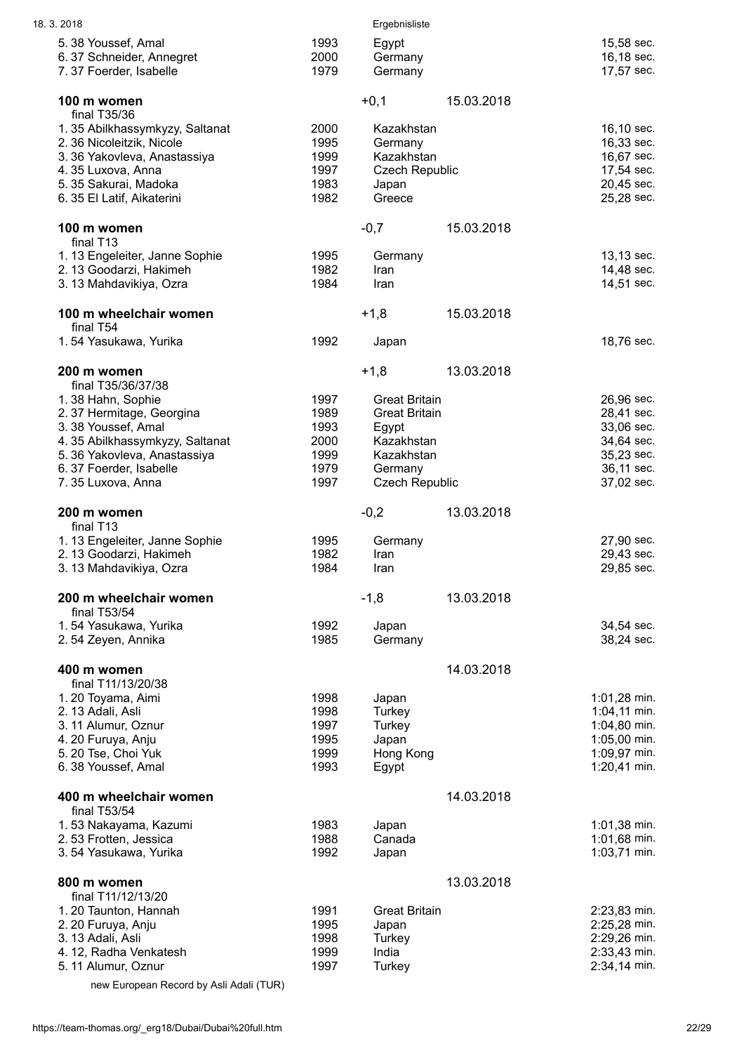| | | | |
|---|---|---|---|
| 5. 38 Youssef, Amal | 1993 | Egypt | 15,58 sec. |
| 6. 37 Schneider, Annegret | 2000 | Germany | 16,18 sec. |
| 7. 37 Foerder, Isabelle | 1979 | Germany | 17,57 sec. |

### 100 m women
+0,1 15.03.2018

final T35/36

| | | | |
|---|---|---|---|
| 1. 35 Abilkhassymkyzy, Saltanat | 2000 | Kazakhstan | 16,10 sec. |
| 2. 36 Nicoleitzik, Nicole | 1995 | Germany | 16,33 sec. |
| 3. 36 Yakovleva, Anastassiya | 1999 | Kazakhstan | 16,67 sec. |
| 4. 35 Luxova, Anna | 1997 | Czech Republic | 17,54 sec. |
| 5. 35 Sakurai, Madoka | 1983 | Japan | 20,45 sec. |
| 6. 35 El Latif, Aikaterini | 1982 | Greece | 25,28 sec. |

### 100 m women
-0,7 15.03.2018

final T13

| | | | |
|---|---|---|---|
| 1. 13 Engeleiter, Janne Sophie | 1995 | Germany | 13,13 sec. |
| 2. 13 Goodarzi, Hakimeh | 1982 | Iran | 14,48 sec. |
| 3. 13 Mahdavikiya, Ozra | 1984 | Iran | 14,51 sec. |

### 100 m wheelchair women
+1,8 15.03.2018

final T54

| | | | |
|---|---|---|---|
| 1. 54 Yasukawa, Yurika | 1992 | Japan | 18,76 sec. |

### 200 m women
+1,8 13.03.2018

final T35/36/37/38

| | | | |
|---|---|---|---|
| 1. 38 Hahn, Sophie | 1997 | Great Britain | 26,96 sec. |
| 2. 37 Hermitage, Georgina | 1989 | Great Britain | 28,41 sec. |
| 3. 38 Youssef, Amal | 1993 | Egypt | 33,06 sec. |
| 4. 35 Abilkhassymkyzy, Saltanat | 2000 | Kazakhstan | 34,64 sec. |
| 5. 36 Yakovleva, Anastassiya | 1999 | Kazakhstan | 35,23 sec. |
| 6. 37 Foerder, Isabelle | 1979 | Germany | 36,11 sec. |
| 7. 35 Luxova, Anna | 1997 | Czech Republic | 37,02 sec. |

### 200 m women
-0,2 13.03.2018

final T13

| | | | |
|---|---|---|---|
| 1. 13 Engeleiter, Janne Sophie | 1995 | Germany | 27,90 sec. |
| 2. 13 Goodarzi, Hakimeh | 1982 | Iran | 29,43 sec. |
| 3. 13 Mahdavikiya, Ozra | 1984 | Iran | 29,85 sec. |

### 200 m wheelchair women
-1,8 13.03.2018

final T53/54

| | | | |
|---|---|---|---|
| 1. 54 Yasukawa, Yurika | 1992 | Japan | 34,54 sec. |
| 2. 54 Zeyen, Annika | 1985 | Germany | 38,24 sec. |

### 400 m women
14.03.2018

final T11/13/20/38

| | | | |
|---|---|---|---|
| 1. 20 Toyama, Aimi | 1998 | Japan | 1:01,28 min. |
| 2. 13 Adali, Asli | 1998 | Turkey | 1:04,11 min. |
| 3. 11 Alumur, Oznur | 1997 | Turkey | 1:04,80 min. |
| 4. 20 Furuya, Anju | 1995 | Japan | 1:05,00 min. |
| 5. 20 Tse, Choi Yuk | 1999 | Hong Kong | 1:09,97 min. |
| 6. 38 Youssef, Amal | 1993 | Egypt | 1:20,41 min. |

### 400 m wheelchair women
14.03.2018

final T53/54

| | | | |
|---|---|---|---|
| 1. 53 Nakayama, Kazumi | 1983 | Japan | 1:01,38 min. |
| 2. 53 Frotten, Jessica | 1988 | Canada | 1:01,68 min. |
| 3. 54 Yasukawa, Yurika | 1992 | Japan | 1:03,71 min. |

### 800 m women
13.03.2018

final T11/12/13/20

| | | | |
|---|---|---|---|
| 1. 20 Taunton, Hannah | 1991 | Great Britain | 2:23,83 min. |
| 2. 20 Furuya, Anju | 1995 | Japan | 2:25,28 min. |
| 3. 13 Adali, Asli | 1998 | Turkey | 2:29,26 min. |
| 4. 12, Radha Venkatesh | 1999 | India | 2:33,43 min. |
| 5. 11 Alumur, Oznur | 1997 | Turkey | 2:34,14 min. |

new European Record by Asli Adali (TUR)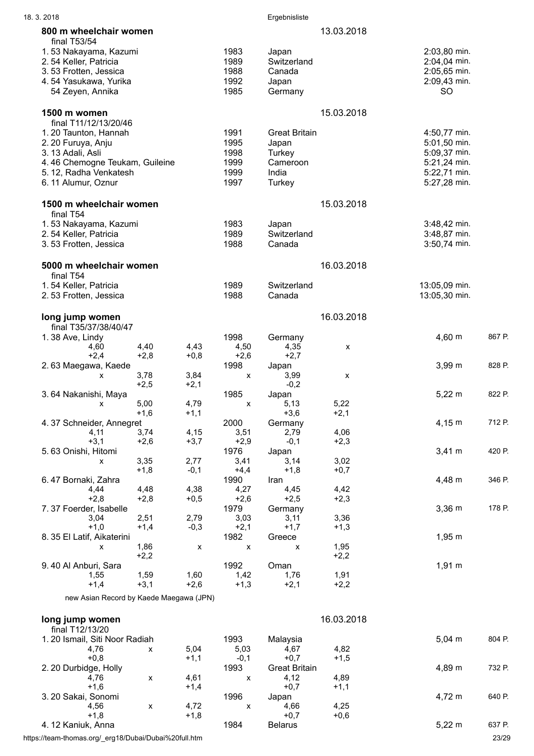## 800 m wheelchair women

13.03.2018

final T53/54

| Place | Class | Name | Year | Country | Result |
|---|---|---|---|---|---|
| 1. | 53 | Nakayama, Kazumi | 1983 | Japan | 2:03,80 min. |
| 2. | 54 | Keller, Patricia | 1989 | Switzerland | 2:04,04 min. |
| 3. | 53 | Frotten, Jessica | 1988 | Canada | 2:05,65 min. |
| 4. | 54 | Yasukawa, Yurika | 1992 | Japan | 2:09,43 min. |
| | 54 | Zeyen, Annika | 1985 | Germany | SO |

## 1500 m women

15.03.2018

final T11/12/13/20/46

| Place | Class | Name | Year | Country | Result |
|---|---|---|---|---|---|
| 1. | 20 | Taunton, Hannah | 1991 | Great Britain | 4:50,77 min. |
| 2. | 20 | Furuya, Anju | 1995 | Japan | 5:01,50 min. |
| 3. | 13 | Adali, Asli | 1998 | Turkey | 5:09,37 min. |
| 4. | 46 | Chemogne Teukam, Guileine | 1999 | Cameroon | 5:21,24 min. |
| 5. | 12, | Radha Venkatesh | 1999 | India | 5:22,71 min. |
| 6. | 11 | Alumur, Oznur | 1997 | Turkey | 5:27,28 min. |

## 1500 m wheelchair women

15.03.2018

final T54

| Place | Class | Name | Year | Country | Result |
|---|---|---|---|---|---|
| 1. | 53 | Nakayama, Kazumi | 1983 | Japan | 3:48,42 min. |
| 2. | 54 | Keller, Patricia | 1989 | Switzerland | 3:48,87 min. |
| 3. | 53 | Frotten, Jessica | 1988 | Canada | 3:50,74 min. |

## 5000 m wheelchair women

16.03.2018

final T54

| Place | Class | Name | Year | Country | Result |
|---|---|---|---|---|---|
| 1. | 54 | Keller, Patricia | 1989 | Switzerland | 13:05,09 min. |
| 2. | 53 | Frotten, Jessica | 1988 | Canada | 13:05,30 min. |

## long jump women

16.03.2018

final T35/37/38/40/47

| Place | Class | Name | Year | Country | Result | Points |
|---|---|---|---|---|---|---|
| 1. | 38 | Ave, Lindy | 1998 | Germany | 4,60 m | 867 P. |
| | | 4,60 / +2,4 | 4,40 / +2,8 | 4,43 / +0,8 | 4,50 / +2,6 | 4,35 / +2,7 / x |
| 2. | 63 | Maegawa, Kaede | 1998 | Japan | 3,99 m | 828 P. |
| | | x | 3,78 / +2,5 | 3,84 / +2,1 | x | 3,99 / -0,2 / x |
| 3. | 64 | Nakanishi, Maya | 1985 | Japan | 5,22 m | 822 P. |
| | | x | 5,00 / +1,6 | 4,79 / +1,1 | x | 5,13 / +3,6 / 5,22 / +2,1 |
| 4. | 37 | Schneider, Annegret | 2000 | Germany | 4,15 m | 712 P. |
| | | 4,11 / +3,1 | 3,74 / +2,6 | 4,15 / +3,7 | 3,51 / +2,9 | 2,79 / -0,1 / 4,06 / +2,3 |
| 5. | 63 | Onishi, Hitomi | 1976 | Japan | 3,41 m | 420 P. |
| | | x | 3,35 / +1,8 | 2,77 / -0,1 | 3,41 / +4,4 | 3,14 / +1,8 / 3,02 / +0,7 |
| 6. | 47 | Bornaki, Zahra | 1990 | Iran | 4,48 m | 346 P. |
| | | 4,44 / +2,8 | 4,48 / +2,8 | 4,38 / +0,5 | 4,27 / +2,6 | 4,45 / +2,5 / 4,42 / +2,3 |
| 7. | 37 | Foerder, Isabelle | 1979 | Germany | 3,36 m | 178 P. |
| | | 3,04 / +1,0 | 2,51 / +1,4 | 2,79 / -0,3 | 3,03 / +2,1 | 3,11 / +1,7 / 3,36 / +1,3 |
| 8. | 35 | El Latif, Aikaterini | 1982 | Greece | 1,95 m | |
| | | x | 1,86 / +2,2 | x | x | x / 1,95 / +2,2 |
| 9. | 40 | Al Anburi, Sara | 1992 | Oman | 1,91 m | |
| | | 1,55 / +1,4 | 1,59 / +3,1 | 1,60 / +2,6 | 1,42 / +1,3 | 1,76 / +2,1 / 1,91 / +2,2 |

new Asian Record by Kaede Maegawa (JPN)

## long jump women

16.03.2018

final T12/13/20

| Place | Class | Name | Year | Country | Result | Points |
|---|---|---|---|---|---|---|
| 1. | 20 | Ismail, Siti Noor Radiah | 1993 | Malaysia | 5,04 m | 804 P. |
| | | 4,76 / +0,8 | x | 5,04 / +1,1 | 5,03 / -0,1 | 4,67 / +0,7 / 4,82 / +1,5 |
| 2. | 20 | Durbidge, Holly | 1993 | Great Britain | 4,89 m | 732 P. |
| | | 4,76 / +1,6 | x | 4,61 / +1,4 | x | 4,12 / +0,7 / 4,89 / +1,1 |
| 3. | 20 | Sakai, Sonomi | 1996 | Japan | 4,72 m | 640 P. |
| | | 4,56 / +1,8 | x | 4,72 / +1,8 | x | 4,66 / +0,7 / 4,25 / +0,6 |
| 4. | 12 | Kaniuk, Anna | 1984 | Belarus | 5,22 m | 637 P. |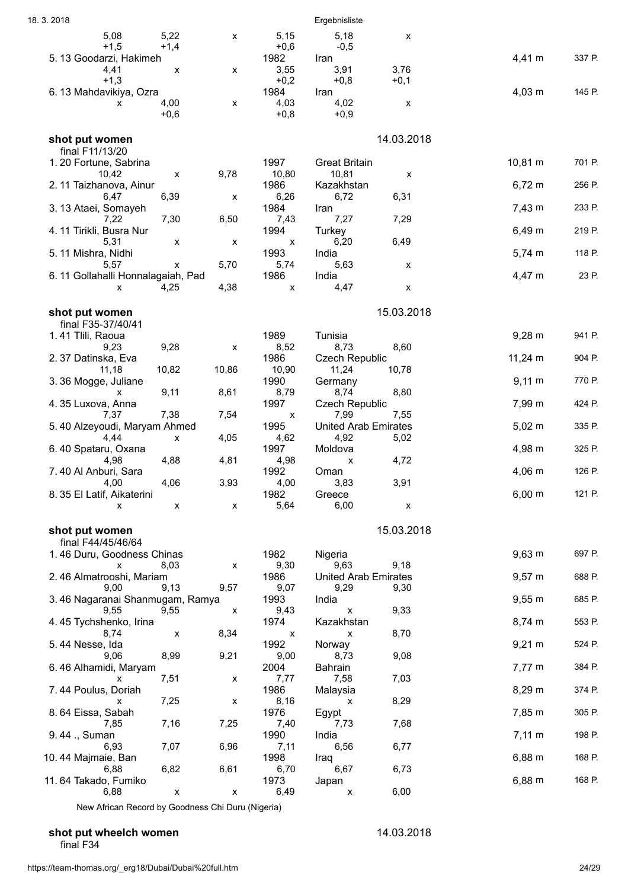| | | | | | | | |
|---|---|---|---|---|---|---|---|
| 5,08 | 5,22 | x | 5,15 | 5,18 | x | | |
| +1,5 | +1,4 | | +0,6 | -0,5 | | | |
| 5. 13 Goodarzi, Hakimeh | | | 1982 | Iran | | 4,41 m | 337 P. |
| 4,41 | x | x | 3,55 | 3,91 | 3,76 | | |
| +1,3 | | | +0,2 | +0,8 | +0,1 | | |
| 6. 13 Mahdavikiya, Ozra | | | 1984 | Iran | | 4,03 m | 145 P. |
| x | 4,00 | x | 4,03 | 4,02 | x | | |
| | +0,6 | | +0,8 | +0,9 | | | |

**shot put women** — 14.03.2018

final F11/13/20

| | | | | | | | |
|---|---|---|---|---|---|---|---|
| 1. 20 Fortune, Sabrina | | | 1997 | Great Britain | | 10,81 m | 701 P. |
| 10,42 | x | 9,78 | 10,80 | 10,81 | x | | |
| 2. 11 Taizhanova, Ainur | | | 1986 | Kazakhstan | | 6,72 m | 256 P. |
| 6,47 | 6,39 | x | 6,26 | 6,72 | 6,31 | | |
| 3. 13 Ataei, Somayeh | | | 1984 | Iran | | 7,43 m | 233 P. |
| 7,22 | 7,30 | 6,50 | 7,43 | 7,27 | 7,29 | | |
| 4. 11 Tirikli, Busra Nur | | | 1994 | Turkey | | 6,49 m | 219 P. |
| 5,31 | x | x | x | 6,20 | 6,49 | | |
| 5. 11 Mishra, Nidhi | | | 1993 | India | | 5,74 m | 118 P. |
| 5,57 | x | 5,70 | 5,74 | 5,63 | x | | |
| 6. 11 Gollahalli Honnalagaiah, Pad | | | 1986 | India | | 4,47 m | 23 P. |
| x | 4,25 | 4,38 | x | 4,47 | x | | |

**shot put women** — 15.03.2018

final F35-37/40/41

| | | | | | | | |
|---|---|---|---|---|---|---|---|
| 1. 41 Tlili, Raoua | | | 1989 | Tunisia | | 9,28 m | 941 P. |
| 9,23 | 9,28 | x | 8,52 | 8,73 | 8,60 | | |
| 2. 37 Datinska, Eva | | | 1986 | Czech Republic | | 11,24 m | 904 P. |
| 11,18 | 10,82 | 10,86 | 10,90 | 11,24 | 10,78 | | |
| 3. 36 Mogge, Juliane | | | 1990 | Germany | | 9,11 m | 770 P. |
| x | 9,11 | 8,61 | 8,79 | 8,74 | 8,80 | | |
| 4. 35 Luxova, Anna | | | 1997 | Czech Republic | | 7,99 m | 424 P. |
| 7,37 | 7,38 | 7,54 | x | 7,99 | 7,55 | | |
| 5. 40 Alzeyoudi, Maryam Ahmed | | | 1995 | United Arab Emirates | | 5,02 m | 335 P. |
| 4,44 | x | 4,05 | 4,62 | 4,92 | 5,02 | | |
| 6. 40 Spataru, Oxana | | | 1997 | Moldova | | 4,98 m | 325 P. |
| 4,98 | 4,88 | 4,81 | 4,98 | x | 4,72 | | |
| 7. 40 Al Anburi, Sara | | | 1992 | Oman | | 4,06 m | 126 P. |
| 4,00 | 4,06 | 3,93 | 4,00 | 3,83 | 3,91 | | |
| 8. 35 El Latif, Aikaterini | | | 1982 | Greece | | 6,00 m | 121 P. |
| x | x | x | 5,64 | 6,00 | x | | |

**shot put women** — 15.03.2018

final F44/45/46/64

| | | | | | | | |
|---|---|---|---|---|---|---|---|
| 1. 46 Duru, Goodness Chinas | | | 1982 | Nigeria | | 9,63 m | 697 P. |
| x | 8,03 | x | 9,30 | 9,63 | 9,18 | | |
| 2. 46 Almatrooshi, Mariam | | | 1986 | United Arab Emirates | | 9,57 m | 688 P. |
| 9,00 | 9,13 | 9,57 | 9,07 | 9,29 | 9,30 | | |
| 3. 46 Nagaranai Shanmugam, Ramya | | | 1993 | India | | 9,55 m | 685 P. |
| 9,55 | 9,55 | x | 9,43 | x | 9,33 | | |
| 4. 45 Tychshenko, Irina | | | 1974 | Kazakhstan | | 8,74 m | 553 P. |
| 8,74 | x | 8,34 | x | x | 8,70 | | |
| 5. 44 Nesse, Ida | | | 1992 | Norway | | 9,21 m | 524 P. |
| 9,06 | 8,99 | 9,21 | 9,00 | 8,73 | 9,08 | | |
| 6. 46 Alhamidi, Maryam | | | 2004 | Bahrain | | 7,77 m | 384 P. |
| x | 7,51 | x | 7,77 | 7,58 | 7,03 | | |
| 7. 44 Poulus, Doriah | | | 1986 | Malaysia | | 8,29 m | 374 P. |
| x | 7,25 | x | 8,16 | x | 8,29 | | |
| 8. 64 Eissa, Sabah | | | 1976 | Egypt | | 7,85 m | 305 P. |
| 7,85 | 7,16 | 7,25 | 7,40 | 7,73 | 7,68 | | |
| 9. 44 ., Suman | | | 1990 | India | | 7,11 m | 198 P. |
| 6,93 | 7,07 | 6,96 | 7,11 | 6,56 | 6,77 | | |
| 10. 44 Majmaie, Ban | | | 1998 | Iraq | | 6,88 m | 168 P. |
| 6,88 | 6,82 | 6,61 | 6,70 | 6,67 | 6,73 | | |
| 11. 64 Takado, Fumiko | | | 1973 | Japan | | 6,88 m | 168 P. |
| 6,88 | x | x | 6,49 | x | 6,00 | | |

New African Record by Goodness Chi Duru (Nigeria)

**shot put wheelch women** — 14.03.2018

final F34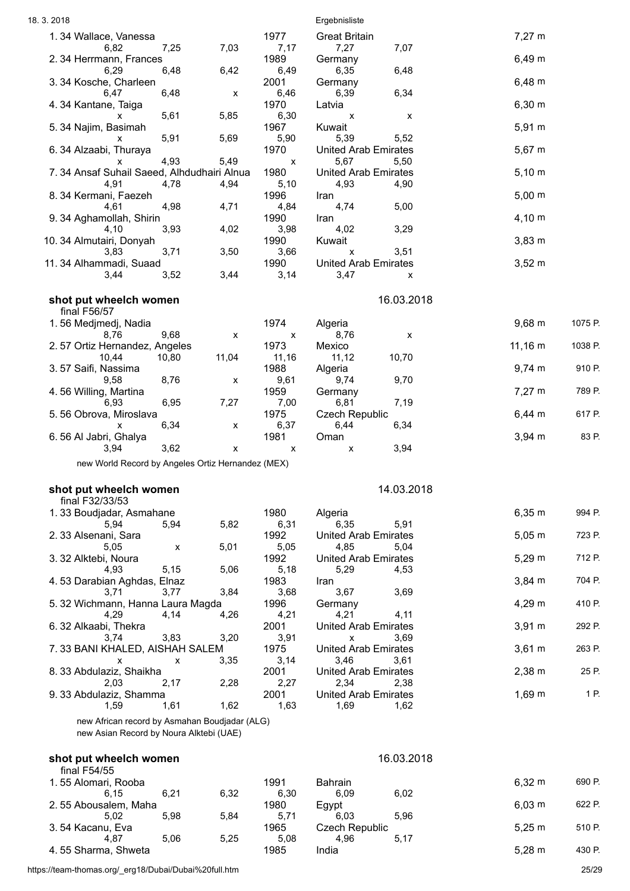| Place | Class | Name | | | Year | Country | | Result | Points |
|---|---|---|---|---|---|---|---|---|---|
| 1. | 34 | Wallace, Vanessa | | | 1977 | Great Britain | | 7,27 m | |
| | 6,82 | 7,25 | 7,03 | | 7,17 | 7,27 | 7,07 | | |
| 2. | 34 | Herrmann, Frances | | | 1989 | Germany | | 6,49 m | |
| | 6,29 | 6,48 | 6,42 | | 6,49 | 6,35 | 6,48 | | |
| 3. | 34 | Kosche, Charleen | | | 2001 | Germany | | 6,48 m | |
| | 6,47 | 6,48 | x | | 6,46 | 6,39 | 6,34 | | |
| 4. | 34 | Kantane, Taiga | | | 1970 | Latvia | | 6,30 m | |
| | x | 5,61 | 5,85 | | 6,30 | x | x | | |
| 5. | 34 | Najim, Basimah | | | 1967 | Kuwait | | 5,91 m | |
| | x | 5,91 | 5,69 | | 5,90 | 5,39 | 5,52 | | |
| 6. | 34 | Alzaabi, Thuraya | | | 1970 | United Arab Emirates | | 5,67 m | |
| | x | 4,93 | 5,49 | | x | 5,67 | 5,50 | | |
| 7. | 34 | Ansaf Suhail Saeed, Alhdudhairi Alnua | | | 1980 | United Arab Emirates | | 5,10 m | |
| | 4,91 | 4,78 | 4,94 | | 5,10 | 4,93 | 4,90 | | |
| 8. | 34 | Kermani, Faezeh | | | 1996 | Iran | | 5,00 m | |
| | 4,61 | 4,98 | 4,71 | | 4,84 | 4,74 | 5,00 | | |
| 9. | 34 | Aghamollah, Shirin | | | 1990 | Iran | | 4,10 m | |
| | 4,10 | 3,93 | 4,02 | | 3,98 | 4,02 | 3,29 | | |
| 10. | 34 | Almutairi, Donyah | | | 1990 | Kuwait | | 3,83 m | |
| | 3,83 | 3,71 | 3,50 | | 3,66 | x | 3,51 | | |
| 11. | 34 | Alhammadi, Suaad | | | 1990 | United Arab Emirates | | 3,52 m | |
| | 3,44 | 3,52 | 3,44 | | 3,14 | 3,47 | x | | |

### shot put wheelch women — 16.03.2018

final F56/57

| Place | Class | Name | | | Year | Country | | Result | Points |
|---|---|---|---|---|---|---|---|---|---|
| 1. | 56 | Medjmedj, Nadia | | | 1974 | Algeria | | 9,68 m | 1075 P. |
| | 8,76 | 9,68 | x | | x | 8,76 | x | | |
| 2. | 57 | Ortiz Hernandez, Angeles | | | 1973 | Mexico | | 11,16 m | 1038 P. |
| | 10,44 | 10,80 | 11,04 | | 11,16 | 11,12 | 10,70 | | |
| 3. | 57 | Saifi, Nassima | | | 1988 | Algeria | | 9,74 m | 910 P. |
| | 9,58 | 8,76 | x | | 9,61 | 9,74 | 9,70 | | |
| 4. | 56 | Willing, Martina | | | 1959 | Germany | | 7,27 m | 789 P. |
| | 6,93 | 6,95 | 7,27 | | 7,00 | 6,81 | 7,19 | | |
| 5. | 56 | Obrova, Miroslava | | | 1975 | Czech Republic | | 6,44 m | 617 P. |
| | x | 6,34 | x | | 6,37 | 6,44 | 6,34 | | |
| 6. | 56 | Al Jabri, Ghalya | | | 1981 | Oman | | 3,94 m | 83 P. |
| | 3,94 | 3,62 | x | | x | x | 3,94 | | |

new World Record by Angeles Ortiz Hernandez (MEX)

### shot put wheelch women — 14.03.2018

final F32/33/53

| Place | Class | Name | | | Year | Country | | Result | Points |
|---|---|---|---|---|---|---|---|---|---|
| 1. | 33 | Boudjadar, Asmahane | | | 1980 | Algeria | | 6,35 m | 994 P. |
| | 5,94 | 5,94 | 5,82 | | 6,31 | 6,35 | 5,91 | | |
| 2. | 33 | Alsenani, Sara | | | 1992 | United Arab Emirates | | 5,05 m | 723 P. |
| | 5,05 | x | 5,01 | | 5,05 | 4,85 | 5,04 | | |
| 3. | 32 | Alktebi, Noura | | | 1992 | United Arab Emirates | | 5,29 m | 712 P. |
| | 4,93 | 5,15 | 5,06 | | 5,18 | 5,29 | 4,53 | | |
| 4. | 53 | Darabian Aghdas, Elnaz | | | 1983 | Iran | | 3,84 m | 704 P. |
| | 3,71 | 3,77 | 3,84 | | 3,68 | 3,67 | 3,69 | | |
| 5. | 32 | Wichmann, Hanna Laura Magda | | | 1996 | Germany | | 4,29 m | 410 P. |
| | 4,29 | 4,14 | 4,26 | | 4,21 | 4,21 | 4,11 | | |
| 6. | 32 | Alkaabi, Thekra | | | 2001 | United Arab Emirates | | 3,91 m | 292 P. |
| | 3,74 | 3,83 | 3,20 | | 3,91 | x | 3,69 | | |
| 7. | 33 | BANI KHALED, AISHAH SALEM | | | 1975 | United Arab Emirates | | 3,61 m | 263 P. |
| | x | x | 3,35 | | 3,14 | 3,46 | 3,61 | | |
| 8. | 33 | Abdulaziz, Shaikha | | | 2001 | United Arab Emirates | | 2,38 m | 25 P. |
| | 2,03 | 2,17 | 2,28 | | 2,27 | 2,34 | 2,38 | | |
| 9. | 33 | Abdulaziz, Shamma | | | 2001 | United Arab Emirates | | 1,69 m | 1 P. |
| | 1,59 | 1,61 | 1,62 | | 1,63 | 1,69 | 1,62 | | |

new African record by Asmahan Boudjadar (ALG)
new Asian Record by Noura Alktebi (UAE)

### shot put wheelch women — 16.03.2018

final F54/55

| Place | Class | Name | | | Year | Country | | Result | Points |
|---|---|---|---|---|---|---|---|---|---|
| 1. | 55 | Alomari, Rooba | | | 1991 | Bahrain | | 6,32 m | 690 P. |
| | 6,15 | 6,21 | 6,32 | | 6,30 | 6,09 | 6,02 | | |
| 2. | 55 | Abousalem, Maha | | | 1980 | Egypt | | 6,03 m | 622 P. |
| | 5,02 | 5,98 | 5,84 | | 5,71 | 6,03 | 5,96 | | |
| 3. | 54 | Kacanu, Eva | | | 1965 | Czech Republic | | 5,25 m | 510 P. |
| | 4,87 | 5,06 | 5,25 | | 5,08 | 4,96 | 5,17 | | |
| 4. | 55 | Sharma, Shweta | | | 1985 | India | | 5,28 m | 430 P. |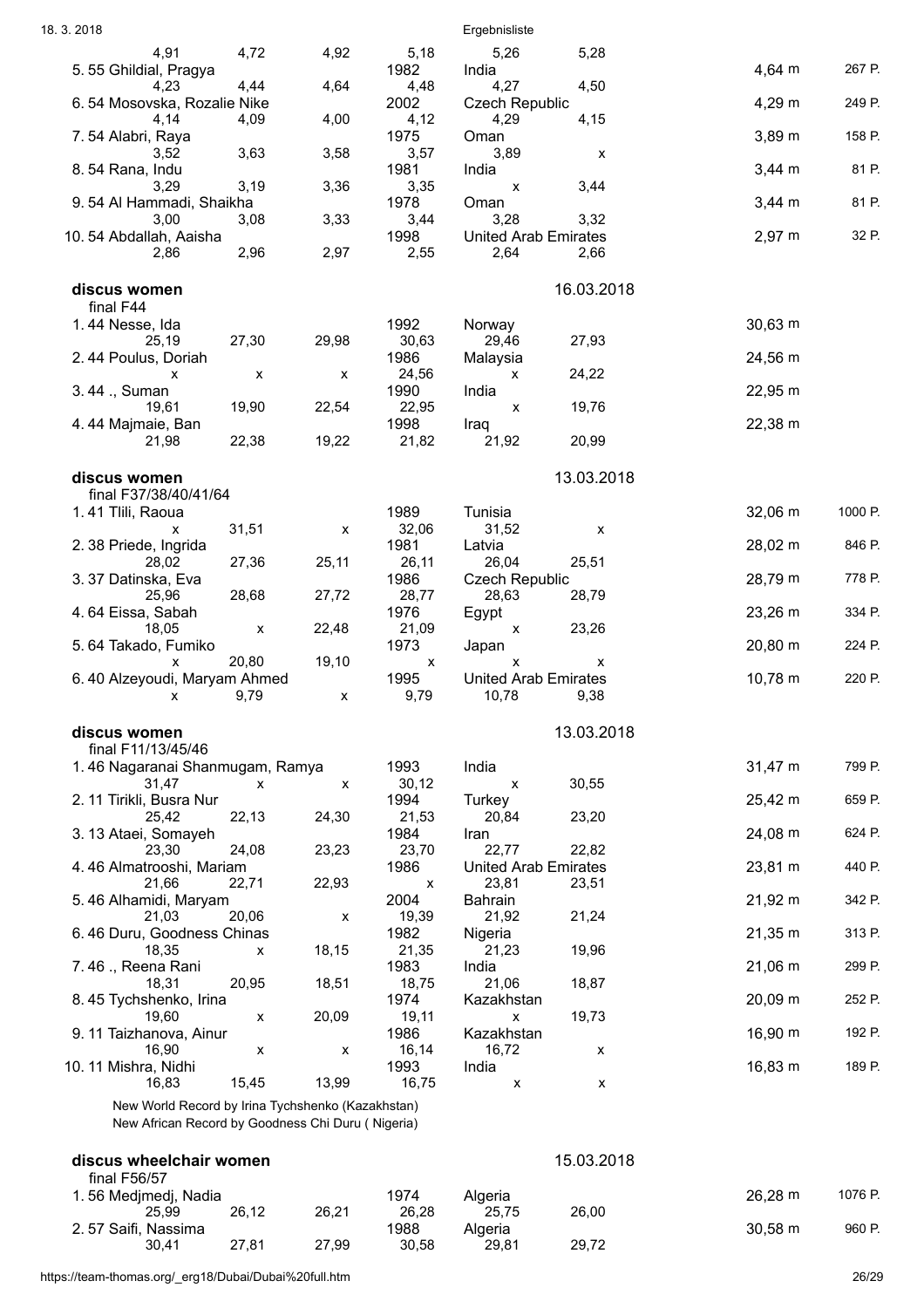| | | | | | | | |
|---|---|---|---|---|---|---|---|
| 4,91 | 4,72 | 4,92 | 5,18 | 5,26 | 5,28 | | |
| 5. 55 Ghildial, Pragya | | | 1982 | India | | 4,64 m | 267 P. |
| 4,23 | 4,44 | 4,64 | 4,48 | 4,27 | 4,50 | | |
| 6. 54 Mosovska, Rozalie Nike | | | 2002 | Czech Republic | | 4,29 m | 249 P. |
| 4,14 | 4,09 | 4,00 | 4,12 | 4,29 | 4,15 | | |
| 7. 54 Alabri, Raya | | | 1975 | Oman | | 3,89 m | 158 P. |
| 3,52 | 3,63 | 3,58 | 3,57 | 3,89 | x | | |
| 8. 54 Rana, Indu | | | 1981 | India | | 3,44 m | 81 P. |
| 3,29 | 3,19 | 3,36 | 3,35 | x | 3,44 | | |
| 9. 54 Al Hammadi, Shaikha | | | 1978 | Oman | | 3,44 m | 81 P. |
| 3,00 | 3,08 | 3,33 | 3,44 | 3,28 | 3,32 | | |
| 10. 54 Abdallah, Aaisha | | | 1998 | United Arab Emirates | | 2,97 m | 32 P. |
| 2,86 | 2,96 | 2,97 | 2,55 | 2,64 | 2,66 | | |

## discus women — 16.03.2018

final F44

| | | | | | | |
|---|---|---|---|---|---|---|
| 1. 44 Nesse, Ida | | | 1992 | Norway | | 30,63 m |
| 25,19 | 27,30 | 29,98 | 30,63 | 29,46 | 27,93 | |
| 2. 44 Poulus, Doriah | | | 1986 | Malaysia | | 24,56 m |
| x | x | x | 24,56 | x | 24,22 | |
| 3. 44 ., Suman | | | 1990 | India | | 22,95 m |
| 19,61 | 19,90 | 22,54 | 22,95 | x | 19,76 | |
| 4. 44 Majmaie, Ban | | | 1998 | Iraq | | 22,38 m |
| 21,98 | 22,38 | 19,22 | 21,82 | 21,92 | 20,99 | |

## discus women — 13.03.2018

final F37/38/40/41/64

| | | | | | | | |
|---|---|---|---|---|---|---|---|
| 1. 41 Tlili, Raoua | | | 1989 | Tunisia | | 32,06 m | 1000 P. |
| x | 31,51 | x | 32,06 | 31,52 | x | | |
| 2. 38 Priede, Ingrida | | | 1981 | Latvia | | 28,02 m | 846 P. |
| 28,02 | 27,36 | 25,11 | 26,11 | 26,04 | 25,51 | | |
| 3. 37 Datinska, Eva | | | 1986 | Czech Republic | | 28,79 m | 778 P. |
| 25,96 | 28,68 | 27,72 | 28,77 | 28,63 | 28,79 | | |
| 4. 64 Eissa, Sabah | | | 1976 | Egypt | | 23,26 m | 334 P. |
| 18,05 | x | 22,48 | 21,09 | x | 23,26 | | |
| 5. 64 Takado, Fumiko | | | 1973 | Japan | | 20,80 m | 224 P. |
| x | 20,80 | 19,10 | x | x | x | | |
| 6. 40 Alzeyoudi, Maryam Ahmed | | | 1995 | United Arab Emirates | | 10,78 m | 220 P. |
| x | 9,79 | x | 9,79 | 10,78 | 9,38 | | |

## discus women — 13.03.2018

final F11/13/45/46

| | | | | | | | |
|---|---|---|---|---|---|---|---|
| 1. 46 Nagaranai Shanmugam, Ramya | | | 1993 | India | | 31,47 m | 799 P. |
| 31,47 | x | x | 30,12 | x | 30,55 | | |
| 2. 11 Tirikli, Busra Nur | | | 1994 | Turkey | | 25,42 m | 659 P. |
| 25,42 | 22,13 | 24,30 | 21,53 | 20,84 | 23,20 | | |
| 3. 13 Ataei, Somayeh | | | 1984 | Iran | | 24,08 m | 624 P. |
| 23,30 | 24,08 | 23,23 | 23,70 | 22,77 | 22,82 | | |
| 4. 46 Almatrooshi, Mariam | | | 1986 | United Arab Emirates | | 23,81 m | 440 P. |
| 21,66 | 22,71 | 22,93 | x | 23,81 | 23,51 | | |
| 5. 46 Alhamidi, Maryam | | | 2004 | Bahrain | | 21,92 m | 342 P. |
| 21,03 | 20,06 | x | 19,39 | 21,92 | 21,24 | | |
| 6. 46 Duru, Goodness Chinas | | | 1982 | Nigeria | | 21,35 m | 313 P. |
| 18,35 | x | 18,15 | 21,35 | 21,23 | 19,96 | | |
| 7. 46 ., Reena Rani | | | 1983 | India | | 21,06 m | 299 P. |
| 18,31 | 20,95 | 18,51 | 18,75 | 21,06 | 18,87 | | |
| 8. 45 Tychshenko, Irina | | | 1974 | Kazakhstan | | 20,09 m | 252 P. |
| 19,60 | x | 20,09 | 19,11 | x | 19,73 | | |
| 9. 11 Taizhanova, Ainur | | | 1986 | Kazakhstan | | 16,90 m | 192 P. |
| 16,90 | x | x | 16,14 | 16,72 | x | | |
| 10. 11 Mishra, Nidhi | | | 1993 | India | | 16,83 m | 189 P. |
| 16,83 | 15,45 | 13,99 | 16,75 | x | x | | |

New World Record by Irina Tychshenko (Kazakhstan)
New African Record by Goodness Chi Duru ( Nigeria)

## discus wheelchair women — 15.03.2018

final F56/57

| | | | | | | | |
|---|---|---|---|---|---|---|---|
| 1. 56 Medjmedj, Nadia | | | 1974 | Algeria | | 26,28 m | 1076 P. |
| 25,99 | 26,12 | 26,21 | 26,28 | 25,75 | 26,00 | | |
| 2. 57 Saifi, Nassima | | | 1988 | Algeria | | 30,58 m | 960 P. |
| 30,41 | 27,81 | 27,99 | 30,58 | 29,81 | 29,72 | | |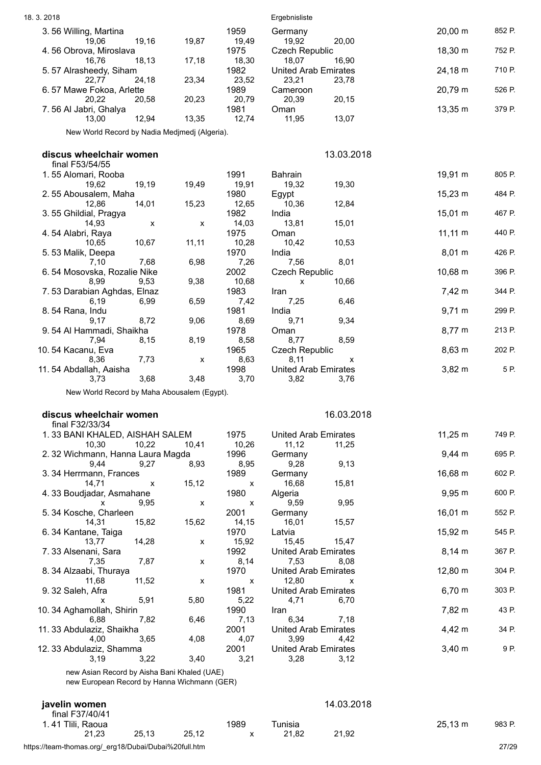| Place | Class | Name | Year | Country | Result | Points |
|---|---|---|---|---|---|---|
| 3. | 56 | Willing, Martina | 1959 | Germany | 20,00 m | 852 P. |
| | | 19,06 · 19,16 · 19,87 · 19,49 · 19,92 · 20,00 | | | | |
| 4. | 56 | Obrova, Miroslava | 1975 | Czech Republic | 18,30 m | 752 P. |
| | | 16,76 · 18,13 · 17,18 · 18,30 · 18,07 · 16,90 | | | | |
| 5. | 57 | Alrasheedy, Siham | 1982 | United Arab Emirates | 24,18 m | 710 P. |
| | | 22,77 · 24,18 · 23,34 · 23,52 · 23,21 · 23,78 | | | | |
| 6. | 57 | Mawe Fokoa, Arlette | 1989 | Cameroon | 20,79 m | 526 P. |
| | | 20,22 · 20,58 · 20,23 · 20,79 · 20,39 · 20,15 | | | | |
| 7. | 56 | Al Jabri, Ghalya | 1981 | Oman | 13,35 m | 379 P. |
| | | 13,00 · 12,94 · 13,35 · 12,74 · 11,95 · 13,07 | | | | |

New World Record by Nadia Medjmedj (Algeria).

## discus wheelchair women — 13.03.2018

final F53/54/55

| Place | Class | Name | Year | Country | Result | Points |
|---|---|---|---|---|---|---|
| 1. | 55 | Alomari, Rooba | 1991 | Bahrain | 19,91 m | 805 P. |
| | | 19,62 · 19,19 · 19,49 · 19,91 · 19,32 · 19,30 | | | | |
| 2. | 55 | Abousalem, Maha | 1980 | Egypt | 15,23 m | 484 P. |
| | | 12,86 · 14,01 · 15,23 · 12,65 · 10,36 · 12,84 | | | | |
| 3. | 55 | Ghildial, Pragya | 1982 | India | 15,01 m | 467 P. |
| | | 14,93 · x · x · 14,03 · 13,81 · 15,01 | | | | |
| 4. | 54 | Alabri, Raya | 1975 | Oman | 11,11 m | 440 P. |
| | | 10,65 · 10,67 · 11,11 · 10,28 · 10,42 · 10,53 | | | | |
| 5. | 53 | Malik, Deepa | 1970 | India | 8,01 m | 426 P. |
| | | 7,10 · 7,68 · 6,98 · 7,26 · 7,56 · 8,01 | | | | |
| 6. | 54 | Mosovska, Rozalie Nike | 2002 | Czech Republic | 10,68 m | 396 P. |
| | | 8,99 · 9,53 · 9,38 · 10,68 · x · 10,66 | | | | |
| 7. | 53 | Darabian Aghdas, Elnaz | 1983 | Iran | 7,42 m | 344 P. |
| | | 6,19 · 6,99 · 6,59 · 7,42 · 7,25 · 6,46 | | | | |
| 8. | 54 | Rana, Indu | 1981 | India | 9,71 m | 299 P. |
| | | 9,17 · 8,72 · 9,06 · 8,69 · 9,71 · 9,34 | | | | |
| 9. | 54 | Al Hammadi, Shaikha | 1978 | Oman | 8,77 m | 213 P. |
| | | 7,94 · 8,15 · 8,19 · 8,58 · 8,77 · 8,59 | | | | |
| 10. | 54 | Kacanu, Eva | 1965 | Czech Republic | 8,63 m | 202 P. |
| | | 8,36 · 7,73 · x · 8,63 · 8,11 · x | | | | |
| 11. | 54 | Abdallah, Aaisha | 1998 | United Arab Emirates | 3,82 m | 5 P. |
| | | 3,73 · 3,68 · 3,48 · 3,70 · 3,82 · 3,76 | | | | |

New World Record by Maha Abousalem (Egypt).

## discus wheelchair women — 16.03.2018

final F32/33/34

| Place | Class | Name | Year | Country | Result | Points |
|---|---|---|---|---|---|---|
| 1. | 33 | BANI KHALED, AISHAH SALEM | 1975 | United Arab Emirates | 11,25 m | 749 P. |
| | | 10,30 · 10,22 · 10,41 · 10,26 · 11,12 · 11,25 | | | | |
| 2. | 32 | Wichmann, Hanna Laura Magda | 1996 | Germany | 9,44 m | 695 P. |
| | | 9,44 · 9,27 · 8,93 · 8,95 · 9,28 · 9,13 | | | | |
| 3. | 34 | Herrmann, Frances | 1989 | Germany | 16,68 m | 602 P. |
| | | 14,71 · x · 15,12 · x · 16,68 · 15,81 | | | | |
| 4. | 33 | Boudjadar, Asmahane | 1980 | Algeria | 9,95 m | 600 P. |
| | | x · 9,95 · x · x · 9,59 · 9,95 | | | | |
| 5. | 34 | Kosche, Charleen | 2001 | Germany | 16,01 m | 552 P. |
| | | 14,31 · 15,82 · 15,62 · 14,15 · 16,01 · 15,57 | | | | |
| 6. | 34 | Kantane, Taiga | 1970 | Latvia | 15,92 m | 545 P. |
| | | 13,77 · 14,28 · x · 15,92 · 15,45 · 15,47 | | | | |
| 7. | 33 | Alsenani, Sara | 1992 | United Arab Emirates | 8,14 m | 367 P. |
| | | 7,35 · 7,87 · x · 8,14 · 7,53 · 8,08 | | | | |
| 8. | 34 | Alzaabi, Thuraya | 1970 | United Arab Emirates | 12,80 m | 304 P. |
| | | 11,68 · 11,52 · x · x · 12,80 · x | | | | |
| 9. | 32 | Saleh, Afra | 1981 | United Arab Emirates | 6,70 m | 303 P. |
| | | x · 5,91 · 5,80 · 5,22 · 4,71 · 6,70 | | | | |
| 10. | 34 | Aghamollah, Shirin | 1990 | Iran | 7,82 m | 43 P. |
| | | 6,88 · 7,82 · 6,46 · 7,13 · 6,34 · 7,18 | | | | |
| 11. | 33 | Abdulaziz, Shaikha | 2001 | United Arab Emirates | 4,42 m | 34 P. |
| | | 4,00 · 3,65 · 4,08 · 4,07 · 3,99 · 4,42 | | | | |
| 12. | 33 | Abdulaziz, Shamma | 2001 | United Arab Emirates | 3,40 m | 9 P. |
| | | 3,19 · 3,22 · 3,40 · 3,21 · 3,28 · 3,12 | | | | |

new Asian Record by Aisha Bani Khaled (UAE)
new European Record by Hanna Wichmann (GER)

## javelin women — 14.03.2018

final F37/40/41

| Place | Class | Name | Year | Country | Result | Points |
|---|---|---|---|---|---|---|
| 1. | 41 | Tlili, Raoua | 1989 | Tunisia | 25,13 m | 983 P. |
| | | 21,23 · 25,13 · 25,12 · x · 21,82 · 21,92 | | | | |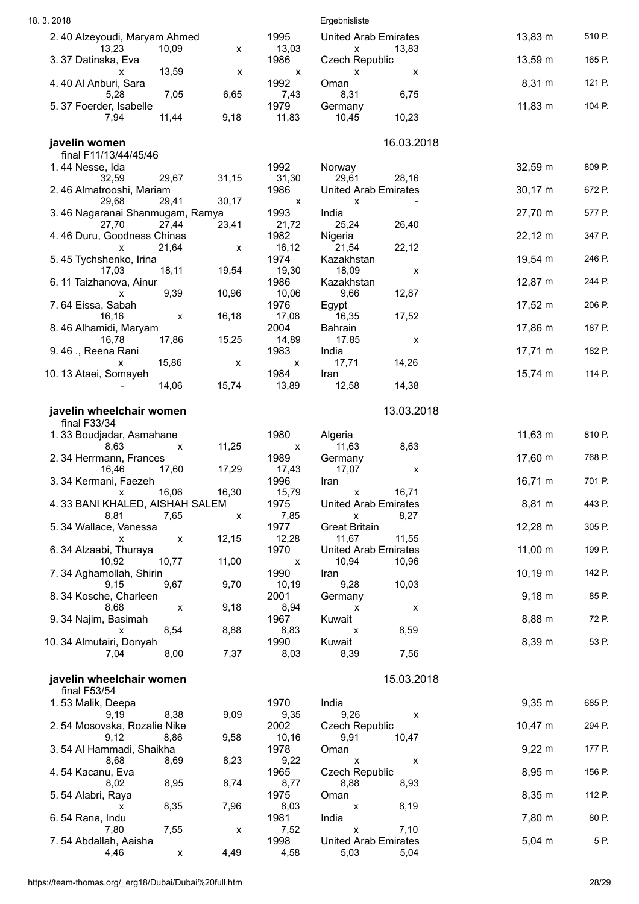| Place | Class | Name | Year | Nation | Result | Points |
|---|---|---|---|---|---|---|
| 2. | 40 | Alzeyoudi, Maryam Ahmed | 1995 | United Arab Emirates | 13,83 m | 510 P. |
| | | 13,23 · 10,09 · x · 13,03 · x · 13,83 | | | | |
| 3. | 37 | Datinska, Eva | 1986 | Czech Republic | 13,59 m | 165 P. |
| | | x · 13,59 · x · x · x · x | | | | |
| 4. | 40 | Al Anburi, Sara | 1992 | Oman | 8,31 m | 121 P. |
| | | 5,28 · 7,05 · 6,65 · 7,43 · 8,31 · 6,75 | | | | |
| 5. | 37 | Foerder, Isabelle | 1979 | Germany | 11,83 m | 104 P. |
| | | 7,94 · 11,44 · 9,18 · 11,83 · 10,45 · 10,23 | | | | |

## javelin women — 16.03.2018

final F11/13/44/45/46

| Place | Class | Name | Year | Nation | Result | Points |
|---|---|---|---|---|---|---|
| 1. | 44 | Nesse, Ida | 1992 | Norway | 32,59 m | 809 P. |
| | | 32,59 · 29,67 · 31,15 · 31,30 · 29,61 · 28,16 | | | | |
| 2. | 46 | Almatrooshi, Mariam | 1986 | United Arab Emirates | 30,17 m | 672 P. |
| | | 29,68 · 29,41 · 30,17 · x · x · - | | | | |
| 3. | 46 | Nagaranai Shanmugam, Ramya | 1993 | India | 27,70 m | 577 P. |
| | | 27,70 · 27,44 · 23,41 · 21,72 · 25,24 · 26,40 | | | | |
| 4. | 46 | Duru, Goodness Chinas | 1982 | Nigeria | 22,12 m | 347 P. |
| | | x · 21,64 · x · 16,12 · 21,54 · 22,12 | | | | |
| 5. | 45 | Tychshenko, Irina | 1974 | Kazakhstan | 19,54 m | 246 P. |
| | | 17,03 · 18,11 · 19,54 · 19,30 · 18,09 · x | | | | |
| 6. | 11 | Taizhanova, Ainur | 1986 | Kazakhstan | 12,87 m | 244 P. |
| | | x · 9,39 · 10,96 · 10,06 · 9,66 · 12,87 | | | | |
| 7. | 64 | Eissa, Sabah | 1976 | Egypt | 17,52 m | 206 P. |
| | | 16,16 · x · 16,18 · 17,08 · 16,35 · 17,52 | | | | |
| 8. | 46 | Alhamidi, Maryam | 2004 | Bahrain | 17,86 m | 187 P. |
| | | 16,78 · 17,86 · 15,25 · 14,89 · 17,85 · x | | | | |
| 9. | 46 | ., Reena Rani | 1983 | India | 17,71 m | 182 P. |
| | | x · 15,86 · x · x · 17,71 · 14,26 | | | | |
| 10. | 13 | Ataei, Somayeh | 1984 | Iran | 15,74 m | 114 P. |
| | | - · 14,06 · 15,74 · 13,89 · 12,58 · 14,38 | | | | |

## javelin wheelchair women — 13.03.2018

final F33/34

| Place | Class | Name | Year | Nation | Result | Points |
|---|---|---|---|---|---|---|
| 1. | 33 | Boudjadar, Asmahane | 1980 | Algeria | 11,63 m | 810 P. |
| | | 8,63 · x · 11,25 · x · 11,63 · 8,63 | | | | |
| 2. | 34 | Herrmann, Frances | 1989 | Germany | 17,60 m | 768 P. |
| | | 16,46 · 17,60 · 17,29 · 17,43 · 17,07 · x | | | | |
| 3. | 34 | Kermani, Faezeh | 1996 | Iran | 16,71 m | 701 P. |
| | | x · 16,06 · 16,30 · 15,79 · x · 16,71 | | | | |
| 4. | 33 | BANI KHALED, AISHAH SALEM | 1975 | United Arab Emirates | 8,81 m | 443 P. |
| | | 8,81 · 7,65 · x · 7,85 · x · 8,27 | | | | |
| 5. | 34 | Wallace, Vanessa | 1977 | Great Britain | 12,28 m | 305 P. |
| | | x · x · 12,15 · 12,28 · 11,67 · 11,55 | | | | |
| 6. | 34 | Alzaabi, Thuraya | 1970 | United Arab Emirates | 11,00 m | 199 P. |
| | | 10,92 · 10,77 · 11,00 · x · 10,94 · 10,96 | | | | |
| 7. | 34 | Aghamollah, Shirin | 1990 | Iran | 10,19 m | 142 P. |
| | | 9,15 · 9,67 · 9,70 · 10,19 · 9,28 · 10,03 | | | | |
| 8. | 34 | Kosche, Charleen | 2001 | Germany | 9,18 m | 85 P. |
| | | 8,68 · x · 9,18 · 8,94 · x · x | | | | |
| 9. | 34 | Najim, Basimah | 1967 | Kuwait | 8,88 m | 72 P. |
| | | x · 8,54 · 8,88 · 8,83 · x · 8,59 | | | | |
| 10. | 34 | Almutairi, Donyah | 1990 | Kuwait | 8,39 m | 53 P. |
| | | 7,04 · 8,00 · 7,37 · 8,03 · 8,39 · 7,56 | | | | |

## javelin wheelchair women — 15.03.2018

final F53/54

| Place | Class | Name | Year | Nation | Result | Points |
|---|---|---|---|---|---|---|
| 1. | 53 | Malik, Deepa | 1970 | India | 9,35 m | 685 P. |
| | | 9,19 · 8,38 · 9,09 · 9,35 · 9,26 · x | | | | |
| 2. | 54 | Mosovska, Rozalie Nike | 2002 | Czech Republic | 10,47 m | 294 P. |
| | | 9,12 · 8,86 · 9,58 · 10,16 · 9,91 · 10,47 | | | | |
| 3. | 54 | Al Hammadi, Shaikha | 1978 | Oman | 9,22 m | 177 P. |
| | | 8,68 · 8,69 · 8,23 · 9,22 · x · x | | | | |
| 4. | 54 | Kacanu, Eva | 1965 | Czech Republic | 8,95 m | 156 P. |
| | | 8,02 · 8,95 · 8,74 · 8,77 · 8,88 · 8,93 | | | | |
| 5. | 54 | Alabri, Raya | 1975 | Oman | 8,35 m | 112 P. |
| | | x · 8,35 · 7,96 · 8,03 · x · 8,19 | | | | |
| 6. | 54 | Rana, Indu | 1981 | India | 7,80 m | 80 P. |
| | | 7,80 · 7,55 · x · 7,52 · x · 7,10 | | | | |
| 7. | 54 | Abdallah, Aaisha | 1998 | United Arab Emirates | 5,04 m | 5 P. |
| | | 4,46 · x · 4,49 · 4,58 · 5,03 · 5,04 | | | | |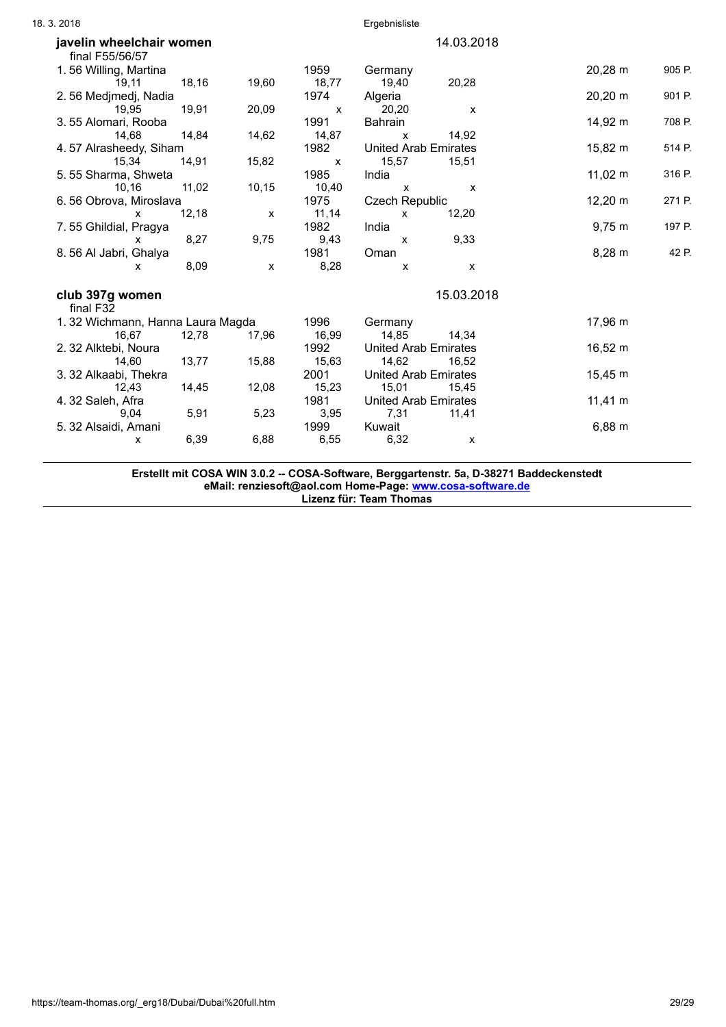## javelin wheelchair women

14.03.2018

final F55/56/57

| | | | | | | | | |
|---|---|---|---|---|---|---|---|---|
| 1. 56 Willing, Martina | | | 1959 | Germany | | | 20,28 m | 905 P. |
| 19,11 | 18,16 | 19,60 | 18,77 | 19,40 | 20,28 | | | |
| 2. 56 Medjmedj, Nadia | | | 1974 | Algeria | | | 20,20 m | 901 P. |
| 19,95 | 19,91 | 20,09 | x | 20,20 | x | | | |
| 3. 55 Alomari, Rooba | | | 1991 | Bahrain | | | 14,92 m | 708 P. |
| 14,68 | 14,84 | 14,62 | 14,87 | x | 14,92 | | | |
| 4. 57 Alrasheedy, Siham | | | 1982 | United Arab Emirates | | | 15,82 m | 514 P. |
| 15,34 | 14,91 | 15,82 | x | 15,57 | 15,51 | | | |
| 5. 55 Sharma, Shweta | | | 1985 | India | | | 11,02 m | 316 P. |
| 10,16 | 11,02 | 10,15 | 10,40 | x | x | | | |
| 6. 56 Obrova, Miroslava | | | 1975 | Czech Republic | | | 12,20 m | 271 P. |
| x | 12,18 | x | 11,14 | x | 12,20 | | | |
| 7. 55 Ghildial, Pragya | | | 1982 | India | | | 9,75 m | 197 P. |
| x | 8,27 | 9,75 | 9,43 | x | 9,33 | | | |
| 8. 56 Al Jabri, Ghalya | | | 1981 | Oman | | | 8,28 m | 42 P. |
| x | 8,09 | x | 8,28 | x | x | | | |

## club 397g women

15.03.2018

final F32

| | | | | | | | |
|---|---|---|---|---|---|---|---|
| 1. 32 Wichmann, Hanna Laura Magda | | | 1996 | Germany | | | 17,96 m |
| 16,67 | 12,78 | 17,96 | 16,99 | 14,85 | 14,34 | | |
| 2. 32 Alktebi, Noura | | | 1992 | United Arab Emirates | | | 16,52 m |
| 14,60 | 13,77 | 15,88 | 15,63 | 14,62 | 16,52 | | |
| 3. 32 Alkaabi, Thekra | | | 2001 | United Arab Emirates | | | 15,45 m |
| 12,43 | 14,45 | 12,08 | 15,23 | 15,01 | 15,45 | | |
| 4. 32 Saleh, Afra | | | 1981 | United Arab Emirates | | | 11,41 m |
| 9,04 | 5,91 | 5,23 | 3,95 | 7,31 | 11,41 | | |
| 5. 32 Alsaidi, Amani | | | 1999 | Kuwait | | | 6,88 m |
| x | 6,39 | 6,88 | 6,55 | 6,32 | x | | |

**Erstellt mit COSA WIN 3.0.2 -- COSA-Software, Berggartenstr. 5a, D-38271 Baddeckenstedt**
**eMail: renziesoft@aol.com Home-Page: www.cosa-software.de**
**Lizenz für: Team Thomas**